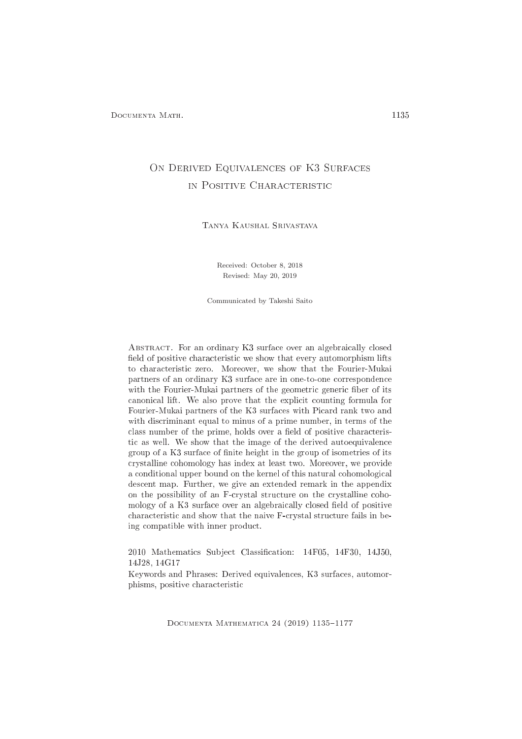# On Derived Equivalences of K3 Surfaces in Positive Characteristic

Tanya Kaushal Srivastava

Received: October 8, 2018

Revised: May 20, 2019

Communicated by Takeshi Saito

Abstract. For an ordinary K3 surface over an algebraically closed field of positive characteristic we show that every automorphism lifts to characteristic zero. Moreover, we show that the Fourier-Mukai partners of an ordinary K3 surface are in one-to-one correspondence with the Fourier-Mukai partners of the geometric generic fiber of its canonical lift. We also prove that the explicit counting formula for Fourier-Mukai partners of the K3 surfaces with Picard rank two and with discriminant equal to minus of a prime number, in terms of the class number of the prime, holds over a field of positive characteristic as well. We show that the image of the derived autoequivalence group of a K3 surface of finite height in the group of isometries of its crystalline cohomology has index at least two. Moreover, we provide a conditional upper bound on the kernel of this natural cohomological descent map. Further, we give an extended remark in the appendix on the possibility of an F-crystal structure on the crystalline cohomology of a K3 surface over an algebraically closed field of positive characteristic and show that the naive F-crystal structure fails in being compatible with inner product.

2010 Mathematics Subject Classification: 14F05, 14F30, 14J50, 14J28, 14G17

Keywords and Phrases: Derived equivalences, K3 surfaces, automorphisms, positive characteristic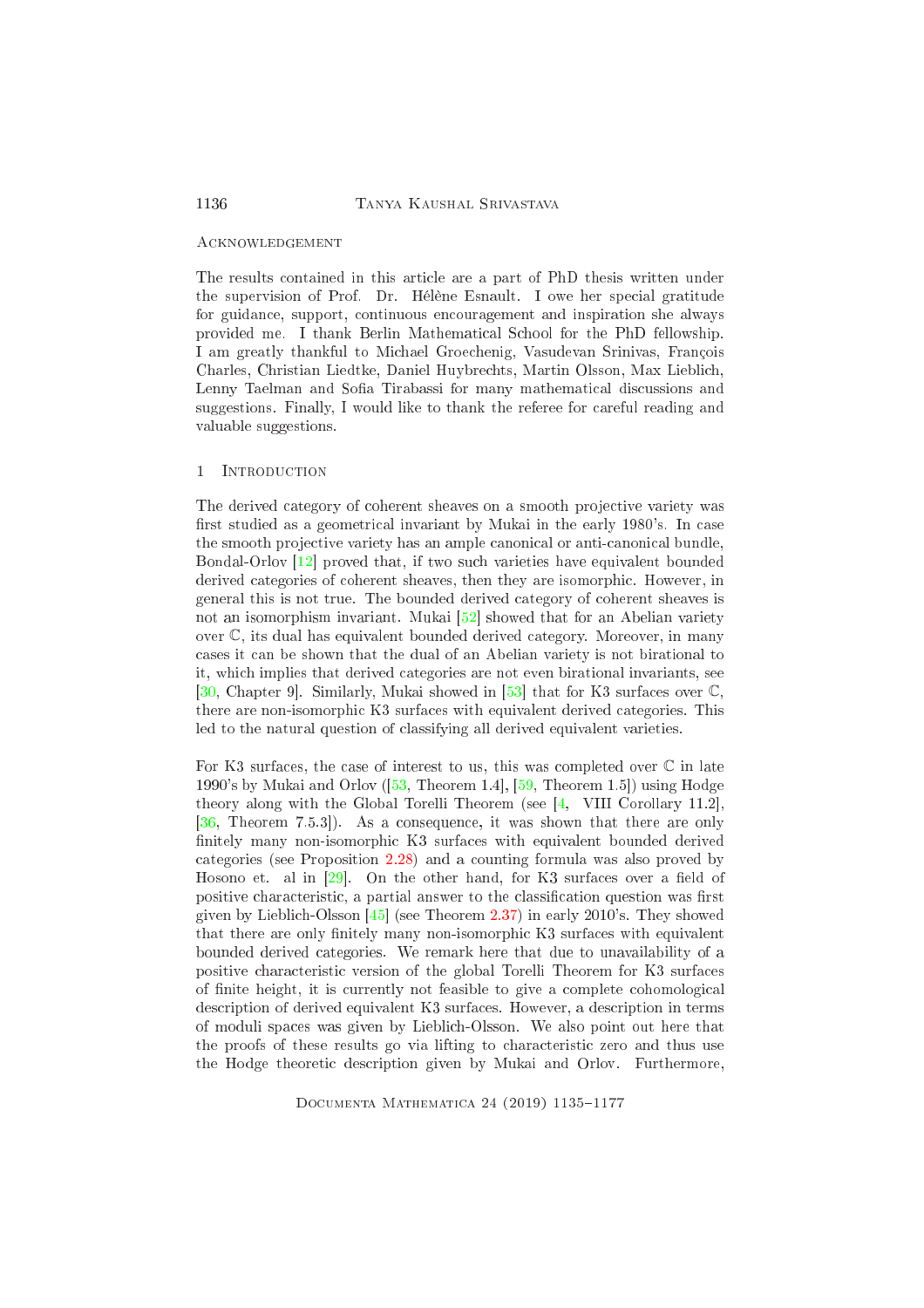## Acknowledgement

The results contained in this article are a part of PhD thesis written under the supervision of Prof. Dr. Hélène Esnault. I owe her special gratitude for guidance, support, continuous encouragement and inspiration she always provided me. I thank Berlin Mathematical School for the PhD fellowship. I am greatly thankful to Michael Groechenig, Vasudevan Srinivas, François Charles, Christian Liedtke, Daniel Huybrechts, Martin Olsson, Max Lieblich, Lenny Taelman and Sofia Tirabassi for many mathematical discussions and suggestions. Finally, I would like to thank the referee for careful reading and valuable suggestions.

## 1 Introduction

The derived category of coherent sheaves on a smooth projective variety was first studied as a geometrical invariant by Mukai in the early 1980's. In case the smooth projective variety has an ample canonical or anti-canonical bundle, Bondal-Orlov [12] proved that, if two such varieties have equivalent bounded derived categories of coherent sheaves, then they are isomorphic. However, in general this is not true. The bounded derived category of coherent sheaves is not an isomorphism invariant. Mukai [52] showed that for an Abelian variety over $\mathbb{C}$, its dual has equivalent bounded derived category. Moreover, in many cases it can be shown that the dual of an Abelian variety is not birational to it, which implies that derived categories are not even birational invariants, see [30, Chapter 9]. Similarly, Mukai showed in [53] that for K3 surfaces over $\mathbb{C}$, there are non-isomorphic K3 surfaces with equivalent derived categories. This led to the natural question of classifying all derived equivalent varieties.

For K3 surfaces, the case of interest to us, this was completed over $\mathbb{C}$ in late 1990's by Mukai and Orlov ([53, Theorem 1.4], [59, Theorem 1.5]) using Hodge theory along with the Global Torelli Theorem (see [4, VIII Corollary 11.2], [36, Theorem 7.5.3]). As a consequence, it was shown that there are only finitely many non-isomorphic K3 surfaces with equivalent bounded derived categories (see Proposition 2.28) and a counting formula was also proved by Hosono et. al in [29]. On the other hand, for K3 surfaces over a field of positive characteristic, a partial answer to the classification question was first given by Lieblich-Olsson [45] (see Theorem 2.37) in early 2010's. They showed that there are only finitely many non-isomorphic K3 surfaces with equivalent bounded derived categories. We remark here that due to unavailability of a positive characteristic version of the global Torelli Theorem for K3 surfaces of finite height, it is currently not feasible to give a complete cohomological description of derived equivalent K3 surfaces. However, a description in terms of moduli spaces was given by Lieblich-Olsson. We also point out here that the proofs of these results go via lifting to characteristic zero and thus use the Hodge theoretic description given by Mukai and Orlov. Furthermore,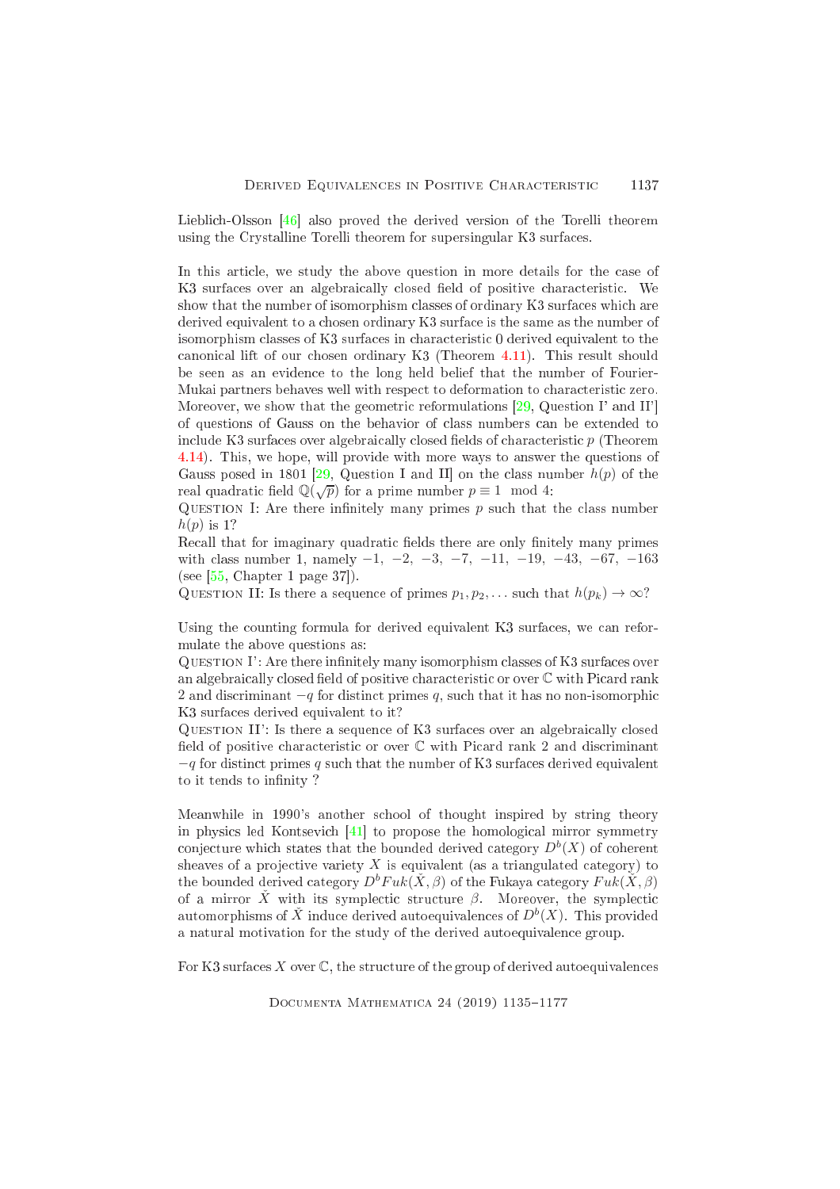Lieblich-Olsson [46] also proved the derived version of the Torelli theorem using the Crystalline Torelli theorem for supersingular K3 surfaces.

In this article, we study the above question in more details for the case of K3 surfaces over an algebraically closed field of positive characteristic. We show that the number of isomorphism classes of ordinary K3 surfaces which are derived equivalent to a chosen ordinary K3 surface is the same as the number of isomorphism classes of K3 surfaces in characteristic 0 derived equivalent to the canonical lift of our chosen ordinary K3 (Theorem 4.11). This result should be seen as an evidence to the long held belief that the number of Fourier-Mukai partners behaves well with respect to deformation to characteristic zero. Moreover, we show that the geometric reformulations [29, Question I' and II'] of questions of Gauss on the behavior of class numbers can be extended to include K3 surfaces over algebraically closed fields of characteristic $p$ (Theorem 4.14). This, we hope, will provide with more ways to answer the questions of Gauss posed in 1801 [29, Question I and II] on the class number $h(p)$ of the real quadratic field $\mathbb{Q}(\sqrt{p})$ for a prime number $p \equiv 1 \mod 4$:

Question I: Are there infinitely many primes $p$ such that the class number $h(p)$ is 1?

Recall that for imaginary quadratic fields there are only finitely many primes with class number 1, namely $-1$, $-2$, $-3$, $-7$, $-11$, $-19$, $-43$, $-67$, $-163$ (see [55, Chapter 1 page 37]).

Question II: Is there a sequence of primes $p_1, p_2, \ldots$ such that $h(p_k) \to \infty$?

Using the counting formula for derived equivalent K3 surfaces, we can reformulate the above questions as:

Question I': Are there infinitely many isomorphism classes of K3 surfaces over an algebraically closed field of positive characteristic or over $\mathbb{C}$ with Picard rank 2 and discriminant $-q$ for distinct primes $q$, such that it has no non-isomorphic K3 surfaces derived equivalent to it?

Question II': Is there a sequence of K3 surfaces over an algebraically closed field of positive characteristic or over $\mathbb{C}$ with Picard rank 2 and discriminant $-q$ for distinct primes $q$ such that the number of K3 surfaces derived equivalent to it tends to infinity ?

Meanwhile in 1990's another school of thought inspired by string theory in physics led Kontsevich [41] to propose the homological mirror symmetry conjecture which states that the bounded derived category $D^b(X)$ of coherent sheaves of a projective variety $X$ is equivalent (as a triangulated category) to the bounded derived category $D^b Fuk(\check{X}, \beta)$ of the Fukaya category $Fuk(\check{X}, \beta)$ of a mirror $\check{X}$ with its symplectic structure $\beta$. Moreover, the symplectic automorphisms of $\check{X}$ induce derived autoequivalences of $D^b(X)$. This provided a natural motivation for the study of the derived autoequivalence group.

For K3 surfaces $X$ over $\mathbb{C}$, the structure of the group of derived autoequivalences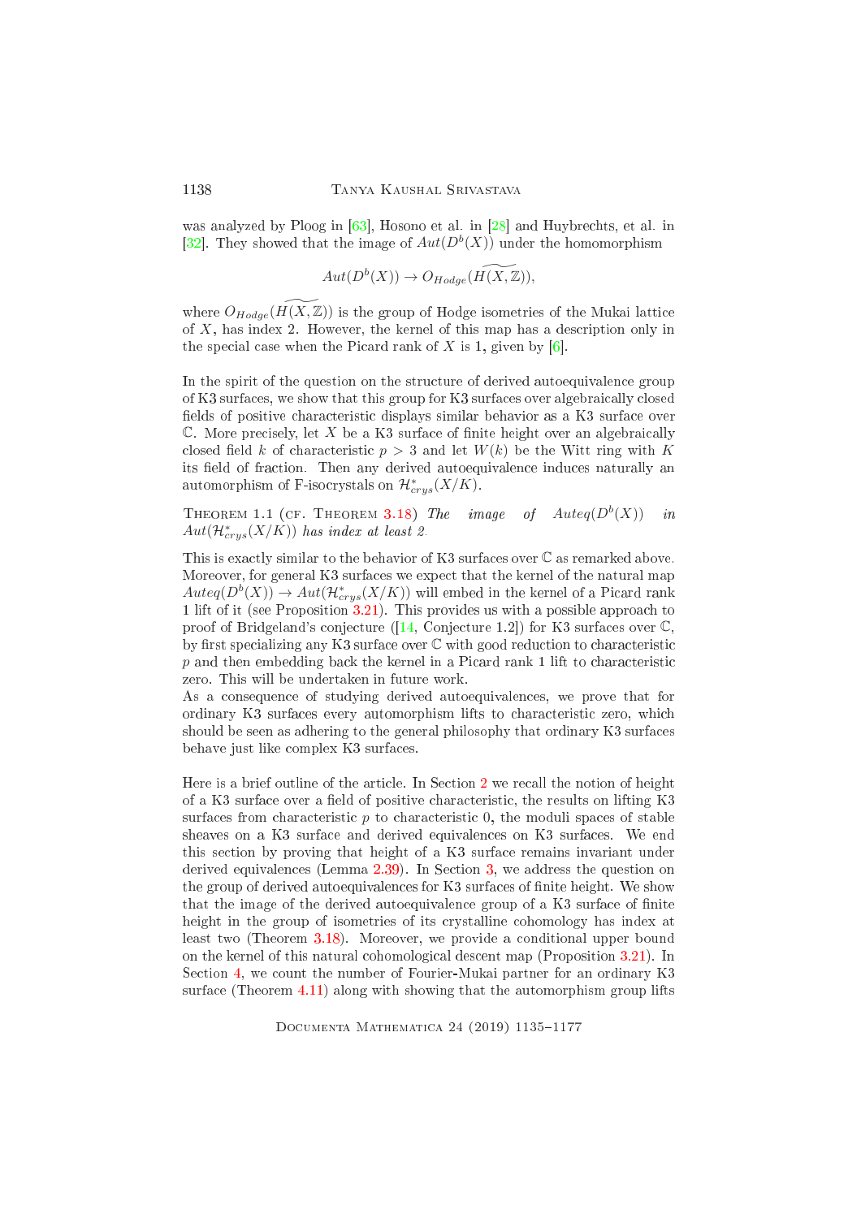was analyzed by Ploog in [63], Hosono et al. in [28] and Huybrechts, et al. in [32]. They showed that the image of $Aut(D^b(X))$ under the homomorphism

$$Aut(D^b(X)) \to O_{Hodge}(\widetilde{H(X,\mathbb{Z})}),$$

where $O_{Hodge}(\widetilde{H(X,\mathbb{Z})})$ is the group of Hodge isometries of the Mukai lattice of $X$, has index 2. However, the kernel of this map has a description only in the special case when the Picard rank of $X$ is 1, given by [6].

In the spirit of the question on the structure of derived autoequivalence group of K3 surfaces, we show that this group for K3 surfaces over algebraically closed fields of positive characteristic displays similar behavior as a K3 surface over $\mathbb{C}$. More precisely, let $X$ be a K3 surface of finite height over an algebraically closed field $k$ of characteristic $p > 3$ and let $W(k)$ be the Witt ring with $K$ its field of fraction. Then any derived autoequivalence induces naturally an automorphism of F-isocrystals on $\mathcal{H}^*_{crys}(X/K)$.

Theorem 1.1 (cf. Theorem 3.18) *The image of $Auteq(D^b(X))$ in $Aut(\mathcal{H}^*_{crys}(X/K))$ has index at least 2.*

This is exactly similar to the behavior of K3 surfaces over $\mathbb{C}$ as remarked above. Moreover, for general K3 surfaces we expect that the kernel of the natural map $Auteq(D^b(X)) \to Aut(\mathcal{H}^*_{crys}(X/K))$ will embed in the kernel of a Picard rank 1 lift of it (see Proposition 3.21). This provides us with a possible approach to proof of Bridgeland's conjecture ([14, Conjecture 1.2]) for K3 surfaces over $\mathbb{C}$, by first specializing any K3 surface over $\mathbb{C}$ with good reduction to characteristic $p$ and then embedding back the kernel in a Picard rank 1 lift to characteristic zero. This will be undertaken in future work.
As a consequence of studying derived autoequivalences, we prove that for ordinary K3 surfaces every automorphism lifts to characteristic zero, which should be seen as adhering to the general philosophy that ordinary K3 surfaces behave just like complex K3 surfaces.

Here is a brief outline of the article. In Section 2 we recall the notion of height of a K3 surface over a field of positive characteristic, the results on lifting K3 surfaces from characteristic $p$ to characteristic 0, the moduli spaces of stable sheaves on a K3 surface and derived equivalences on K3 surfaces. We end this section by proving that height of a K3 surface remains invariant under derived equivalences (Lemma 2.39). In Section 3, we address the question on the group of derived autoequivalences for K3 surfaces of finite height. We show that the image of the derived autoequivalence group of a K3 surface of finite height in the group of isometries of its crystalline cohomology has index at least two (Theorem 3.18). Moreover, we provide a conditional upper bound on the kernel of this natural cohomological descent map (Proposition 3.21). In Section 4, we count the number of Fourier-Mukai partner for an ordinary K3 surface (Theorem 4.11) along with showing that the automorphism group lifts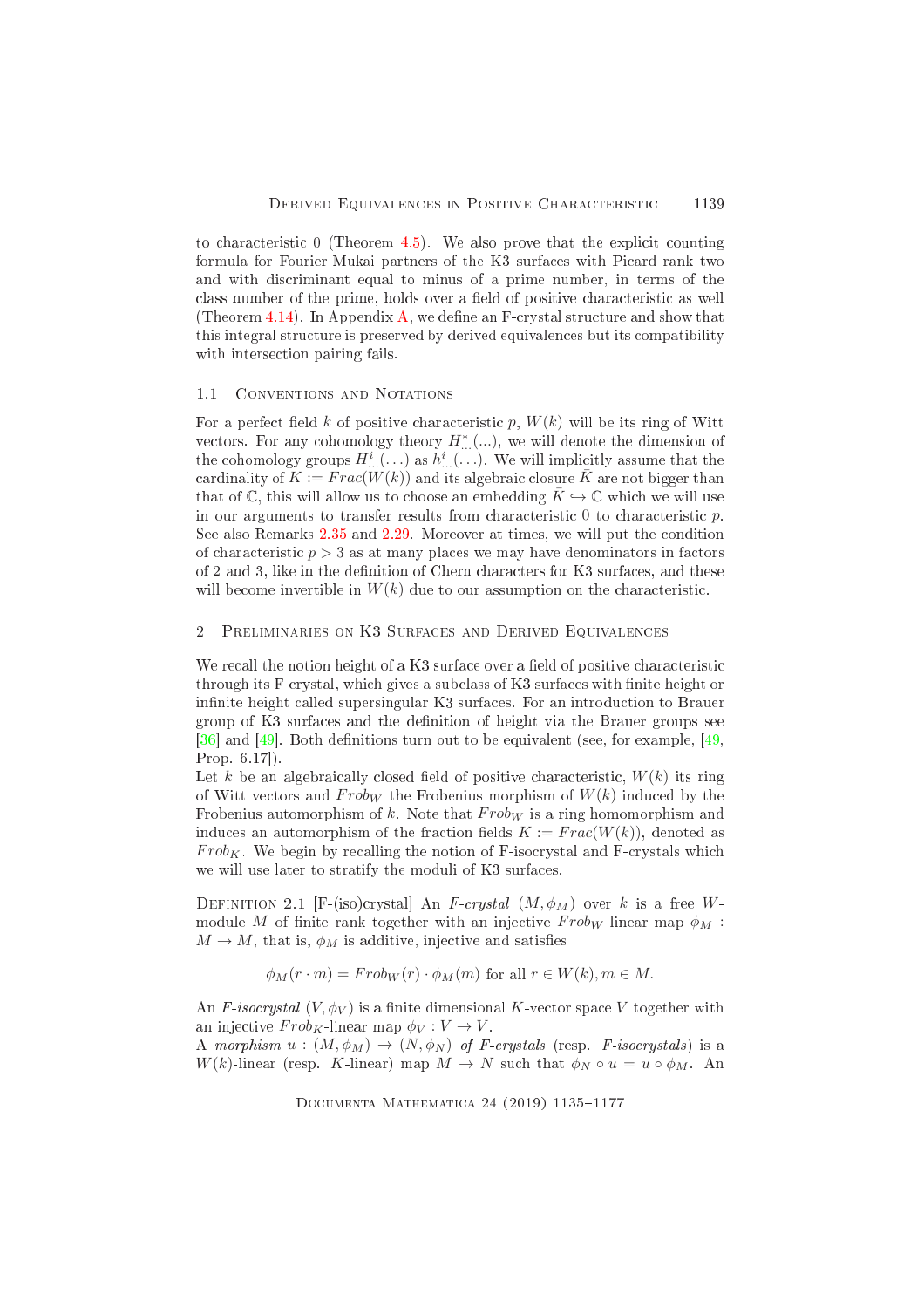to characteristic 0 (Theorem 4.5). We also prove that the explicit counting formula for Fourier-Mukai partners of the K3 surfaces with Picard rank two and with discriminant equal to minus of a prime number, in terms of the class number of the prime, holds over a field of positive characteristic as well (Theorem 4.14). In Appendix A, we define an F-crystal structure and show that this integral structure is preserved by derived equivalences but its compatibility with intersection pairing fails.

### 1.1 Conventions and Notations

For a perfect field $k$ of positive characteristic $p$, $W(k)$ will be its ring of Witt vectors. For any cohomology theory $H^*_{\dots}(...)$, we will denote the dimension of the cohomology groups $H^i_{\dots}(\dots)$ as $h^i_{\dots}(\dots)$. We will implicitly assume that the cardinality of $K := Frac(W(k))$ and its algebraic closure $\bar{K}$ are not bigger than that of $\mathbb{C}$, this will allow us to choose an embedding $\bar{K} \hookrightarrow \mathbb{C}$ which we will use in our arguments to transfer results from characteristic 0 to characteristic $p$. See also Remarks 2.35 and 2.29. Moreover at times, we will put the condition of characteristic $p > 3$ as at many places we may have denominators in factors of 2 and 3, like in the definition of Chern characters for K3 surfaces, and these will become invertible in $W(k)$ due to our assumption on the characteristic.

## 2 Preliminaries on K3 Surfaces and Derived Equivalences

We recall the notion height of a K3 surface over a field of positive characteristic through its F-crystal, which gives a subclass of K3 surfaces with finite height or infinite height called supersingular K3 surfaces. For an introduction to Brauer group of K3 surfaces and the definition of height via the Brauer groups see [36] and [49]. Both definitions turn out to be equivalent (see, for example, [49, Prop. 6.17]).

Let $k$ be an algebraically closed field of positive characteristic, $W(k)$ its ring of Witt vectors and $Frob_W$ the Frobenius morphism of $W(k)$ induced by the Frobenius automorphism of $k$. Note that $Frob_W$ is a ring homomorphism and induces an automorphism of the fraction fields $K := Frac(W(k))$, denoted as $Frob_K$. We begin by recalling the notion of F-isocrystal and F-crystals which we will use later to stratify the moduli of K3 surfaces.

Definition 2.1 [F-(iso)crystal] An *F-crystal* $(M, \phi_M)$ over $k$ is a free $W$-module $M$ of finite rank together with an injective $Frob_W$-linear map $\phi_M : M \to M$, that is, $\phi_M$ is additive, injective and satisfies

$$\phi_M(r \cdot m) = Frob_W(r) \cdot \phi_M(m) \text{ for all } r \in W(k), m \in M.$$

An *F-isocrystal* $(V, \phi_V)$ is a finite dimensional $K$-vector space $V$ together with an injective $Frob_K$-linear map $\phi_V : V \to V$.

A *morphism* $u : (M, \phi_M) \to (N, \phi_N)$ *of F-crystals* (resp. *F-isocrystals*) is a $W(k)$-linear (resp. $K$-linear) map $M \to N$ such that $\phi_N \circ u = u \circ \phi_M$. An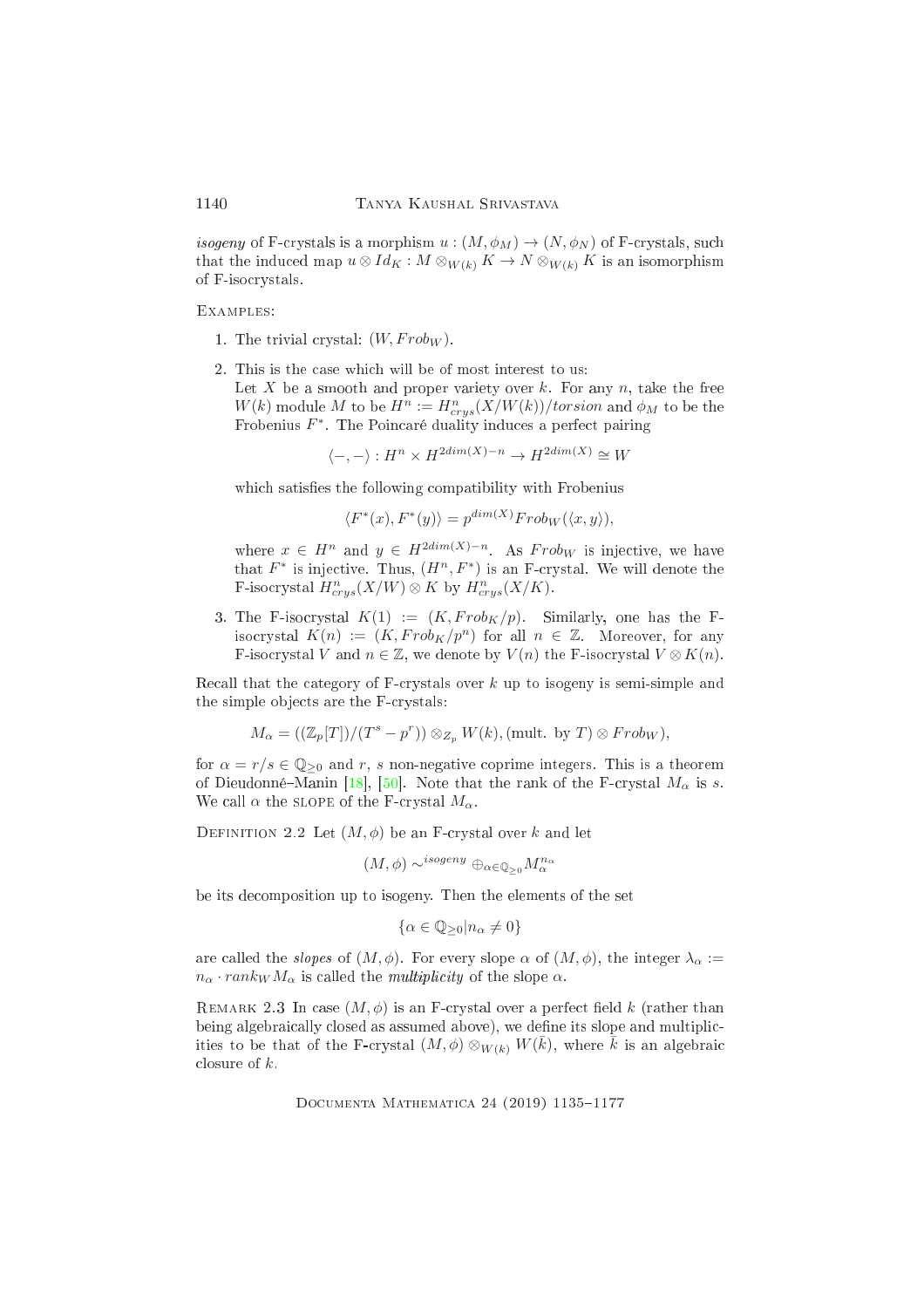*isogeny* of F-crystals is a morphism $u : (M, \phi_M) \to (N, \phi_N)$ of F-crystals, such that the induced map $u \otimes Id_K : M \otimes_{W(k)} K \to N \otimes_{W(k)} K$ is an isomorphism of F-isocrystals.

EXAMPLES:

1. The trivial crystal: $(W, Frob_W)$.

2. This is the case which will be of most interest to us:
   Let $X$ be a smooth and proper variety over $k$. For any $n$, take the free $W(k)$ module $M$ to be $H^n := H^n_{crys}(X/W(k))/torsion$ and $\phi_M$ to be the Frobenius $F^*$. The Poincaré duality induces a perfect pairing

   $$\langle -, - \rangle : H^n \times H^{2dim(X)-n} \to H^{2dim(X)} \cong W$$

   which satisfies the following compatibility with Frobenius

   $$\langle F^*(x), F^*(y) \rangle = p^{dim(X)} Frob_W(\langle x, y \rangle),$$

   where $x \in H^n$ and $y \in H^{2dim(X)-n}$. As $Frob_W$ is injective, we have that $F^*$ is injective. Thus, $(H^n, F^*)$ is an F-crystal. We will denote the F-isocrystal $H^n_{crys}(X/W) \otimes K$ by $H^n_{crys}(X/K)$.

3. The F-isocrystal $K(1) := (K, Frob_K/p)$. Similarly, one has the F-isocrystal $K(n) := (K, Frob_K/p^n)$ for all $n \in \mathbb{Z}$. Moreover, for any F-isocrystal $V$ and $n \in \mathbb{Z}$, we denote by $V(n)$ the F-isocrystal $V \otimes K(n)$.

Recall that the category of F-crystals over $k$ up to isogeny is semi-simple and the simple objects are the F-crystals:

$$M_\alpha = ((\mathbb{Z}_p[T])/(T^s - p^r)) \otimes_{Z_p} W(k), (\text{mult. by } T) \otimes Frob_W),$$

for $\alpha = r/s \in \mathbb{Q}_{\geq 0}$ and $r$, $s$ non-negative coprime integers. This is a theorem of Dieudonné–Manin [18], [50]. Note that the rank of the F-crystal $M_\alpha$ is $s$. We call $\alpha$ the SLOPE of the F-crystal $M_\alpha$.

DEFINITION 2.2 Let $(M, \phi)$ be an F-crystal over $k$ and let

$$(M, \phi) \sim^{isogeny} \oplus_{\alpha \in \mathbb{Q}_{\geq 0}} M_\alpha^{n_\alpha}$$

be its decomposition up to isogeny. Then the elements of the set

$$\{\alpha \in \mathbb{Q}_{\geq 0} | n_\alpha \neq 0\}$$

are called the *slopes* of $(M, \phi)$. For every slope $\alpha$ of $(M, \phi)$, the integer $\lambda_\alpha := n_\alpha \cdot rank_W M_\alpha$ is called the *multiplicity* of the slope $\alpha$.

REMARK 2.3 In case $(M, \phi)$ is an F-crystal over a perfect field $k$ (rather than being algebraically closed as assumed above), we define its slope and multiplicities to be that of the F-crystal $(M, \phi) \otimes_{W(k)} W(\bar{k})$, where $\bar{k}$ is an algebraic closure of $k$.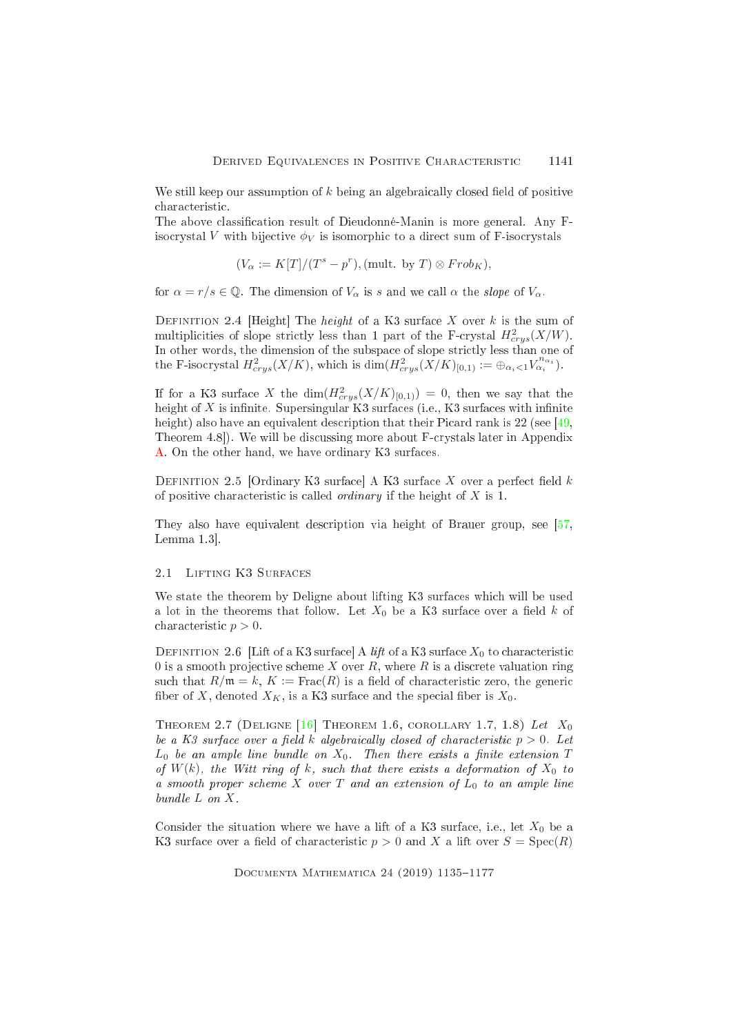We still keep our assumption of $k$ being an algebraically closed field of positive characteristic.

The above classification result of Dieudonné-Manin is more general. Any F-isocrystal $V$ with bijective $\phi_V$ is isomorphic to a direct sum of F-isocrystals

$$(V_\alpha := K[T]/(T^s - p^r), (\text{mult. by } T) \otimes Frob_K),$$

for $\alpha = r/s \in \mathbb{Q}$. The dimension of $V_\alpha$ is $s$ and we call $\alpha$ the *slope* of $V_\alpha$.

Definition 2.4 [Height] The *height* of a K3 surface $X$ over $k$ is the sum of multiplicities of slope strictly less than 1 part of the F-crystal $H^2_{crys}(X/W)$. In other words, the dimension of the subspace of slope strictly less than one of the F-isocrystal $H^2_{crys}(X/K)$, which is $\dim(H^2_{crys}(X/K)_{[0,1)} := \oplus_{\alpha_i < 1} V_{\alpha_i}^{n_{\alpha_i}})$.

If for a K3 surface $X$ the $\dim(H^2_{crys}(X/K)_{[0,1)}) = 0$, then we say that the height of $X$ is infinite. Supersingular K3 surfaces (i.e., K3 surfaces with infinite height) also have an equivalent description that their Picard rank is 22 (see [49, Theorem 4.8]). We will be discussing more about F-crystals later in Appendix A. On the other hand, we have ordinary K3 surfaces.

Definition 2.5 [Ordinary K3 surface] A K3 surface $X$ over a perfect field $k$ of positive characteristic is called *ordinary* if the height of $X$ is 1.

They also have equivalent description via height of Brauer group, see [57, Lemma 1.3].

## 2.1 Lifting K3 Surfaces

We state the theorem by Deligne about lifting K3 surfaces which will be used a lot in the theorems that follow. Let $X_0$ be a K3 surface over a field $k$ of characteristic $p > 0$.

Definition 2.6 [Lift of a K3 surface] A *lift* of a K3 surface $X_0$ to characteristic 0 is a smooth projective scheme $X$ over $R$, where $R$ is a discrete valuation ring such that $R/\mathfrak{m} = k$, $K := \mathrm{Frac}(R)$ is a field of characteristic zero, the generic fiber of $X$, denoted $X_K$, is a K3 surface and the special fiber is $X_0$.

Theorem 2.7 (Deligne [16] Theorem 1.6, corollary 1.7, 1.8) *Let $X_0$ be a K3 surface over a field $k$ algebraically closed of characteristic $p > 0$. Let $L_0$ be an ample line bundle on $X_0$. Then there exists a finite extension $T$ of $W(k)$, the Witt ring of $k$, such that there exists a deformation of $X_0$ to a smooth proper scheme $X$ over $T$ and an extension of $L_0$ to an ample line bundle $L$ on $X$.*

Consider the situation where we have a lift of a K3 surface, i.e., let $X_0$ be a K3 surface over a field of characteristic $p > 0$ and $X$ a lift over $S = \mathrm{Spec}(R)$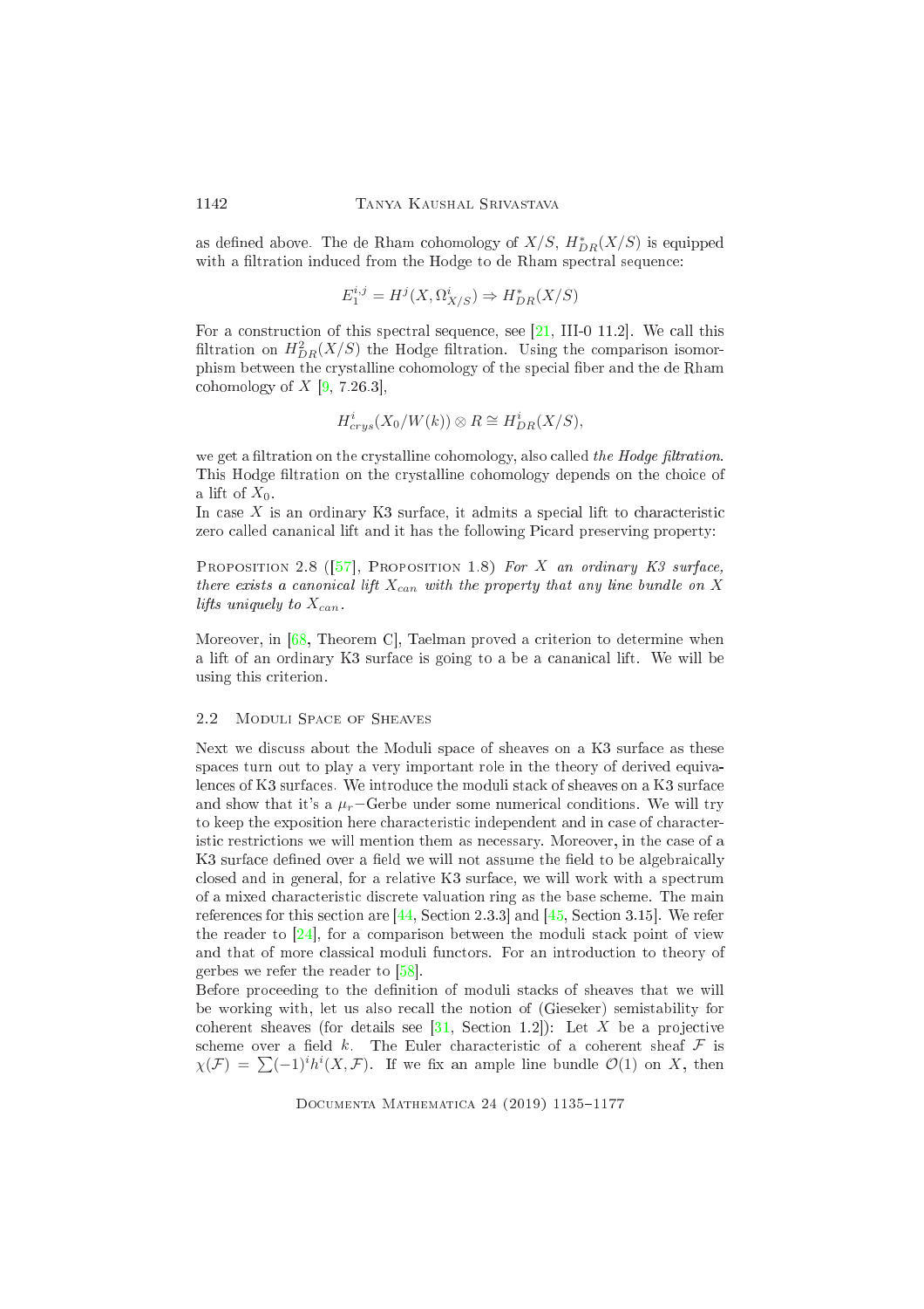as defined above. The de Rham cohomology of $X/S$, $H^*_{DR}(X/S)$ is equipped with a filtration induced from the Hodge to de Rham spectral sequence:

$$E_1^{i,j} = H^j(X, \Omega^i_{X/S}) \Rightarrow H^*_{DR}(X/S)$$

For a construction of this spectral sequence, see [21, III-0 11.2]. We call this filtration on $H^2_{DR}(X/S)$ the Hodge filtration. Using the comparison isomorphism between the crystalline cohomology of the special fiber and the de Rham cohomology of $X$ [9, 7.26.3],

$$H^i_{crys}(X_0/W(k)) \otimes R \cong H^i_{DR}(X/S),$$

we get a filtration on the crystalline cohomology, also called *the Hodge filtration*. This Hodge filtration on the crystalline cohomology depends on the choice of a lift of $X_0$.

In case $X$ is an ordinary K3 surface, it admits a special lift to characteristic zero called cananical lift and it has the following Picard preserving property:

Proposition 2.8 ([57], Proposition 1.8) *For $X$ an ordinary K3 surface, there exists a canonical lift $X_{can}$ with the property that any line bundle on $X$ lifts uniquely to $X_{can}$.*

Moreover, in [68, Theorem C], Taelman proved a criterion to determine when a lift of an ordinary K3 surface is going to a be a cananical lift. We will be using this criterion.

## 2.2 Moduli Space of Sheaves

Next we discuss about the Moduli space of sheaves on a K3 surface as these spaces turn out to play a very important role in the theory of derived equivalences of K3 surfaces. We introduce the moduli stack of sheaves on a K3 surface and show that it's a $\mu_r$−Gerbe under some numerical conditions. We will try to keep the exposition here characteristic independent and in case of characteristic restrictions we will mention them as necessary. Moreover, in the case of a K3 surface defined over a field we will not assume the field to be algebraically closed and in general, for a relative K3 surface, we will work with a spectrum of a mixed characteristic discrete valuation ring as the base scheme. The main references for this section are [44, Section 2.3.3] and [45, Section 3.15]. We refer the reader to [24], for a comparison between the moduli stack point of view and that of more classical moduli functors. For an introduction to theory of gerbes we refer the reader to [58].

Before proceeding to the definition of moduli stacks of sheaves that we will be working with, let us also recall the notion of (Gieseker) semistability for coherent sheaves (for details see [31, Section 1.2]): Let $X$ be a projective scheme over a field $k$. The Euler characteristic of a coherent sheaf $\mathcal{F}$ is $\chi(\mathcal{F}) = \sum(-1)^i h^i(X, \mathcal{F})$. If we fix an ample line bundle $\mathcal{O}(1)$ on $X$, then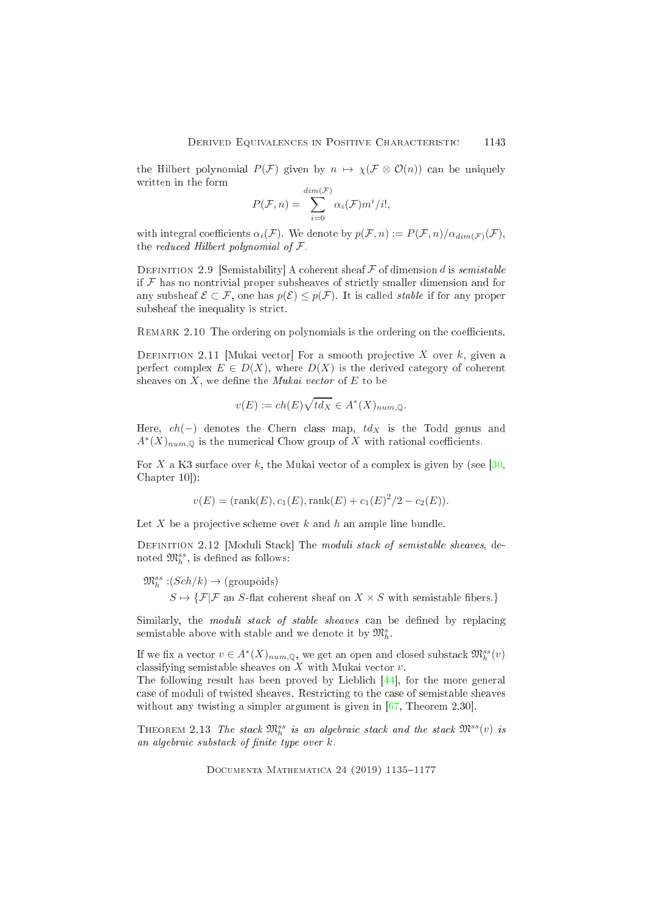the Hilbert polynomial $P(\mathcal{F})$ given by $n \mapsto \chi(\mathcal{F} \otimes \mathcal{O}(n))$ can be uniquely written in the form

$$P(\mathcal{F}, n) = \sum_{i=0}^{dim(\mathcal{F})} \alpha_i(\mathcal{F}) m^i / i!,$$

with integral coefficients $\alpha_i(\mathcal{F})$. We denote by $p(\mathcal{F}, n) := P(\mathcal{F}, n)/\alpha_{dim(\mathcal{F})}(\mathcal{F})$, the *reduced Hilbert polynomial of* $\mathcal{F}$.

Definition 2.9 [Semistability] A coherent sheaf $\mathcal{F}$ of dimension $d$ is *semistable* if $\mathcal{F}$ has no nontrivial proper subsheaves of strictly smaller dimension and for any subsheaf $\mathcal{E} \subset \mathcal{F}$, one has $p(\mathcal{E}) \leq p(\mathcal{F})$. It is called *stable* if for any proper subsheaf the inequality is strict.

Remark 2.10 The ordering on polynomials is the ordering on the coefficients.

Definition 2.11 [Mukai vector] For a smooth projective $X$ over $k$, given a perfect complex $E \in D(X)$, where $D(X)$ is the derived category of coherent sheaves on $X$, we define the *Mukai vector* of $E$ to be

$$v(E) := ch(E)\sqrt{td_X} \in A^*(X)_{num,\mathbb{Q}}.$$

Here, $ch(-)$ denotes the Chern class map, $td_X$ is the Todd genus and $A^*(X)_{num,\mathbb{Q}}$ is the numerical Chow group of $X$ with rational coefficients.

For $X$ a K3 surface over $k$, the Mukai vector of a complex is given by (see [30, Chapter 10]):

$$v(E) = (\text{rank}(E), c_1(E), \text{rank}(E) + c_1(E)^2/2 - c_2(E)).$$

Let $X$ be a projective scheme over $k$ and $h$ an ample line bundle.

Definition 2.12 [Moduli Stack] The *moduli stack of semistable sheaves*, denoted $\mathfrak{M}_h^{ss}$, is defined as follows:

$$\mathfrak{M}_h^{ss} : (Sch/k) \to (\text{groupoids})$$
$$S \mapsto \{\mathcal{F} | \mathcal{F} \text{ an } S\text{-flat coherent sheaf on } X \times S \text{ with semistable fibers.}\}$$

Similarly, the *moduli stack of stable sheaves* can be defined by replacing semistable above with stable and we denote it by $\mathfrak{M}_h^s$.

If we fix a vector $v \in A^*(X)_{num,\mathbb{Q}}$, we get an open and closed substack $\mathfrak{M}_h^{ss}(v)$ classifying semistable sheaves on $X$ with Mukai vector $v$.
The following result has been proved by Lieblich [44], for the more general case of moduli of twisted sheaves. Restricting to the case of semistable sheaves without any twisting a simpler argument is given in [67, Theorem 2.30].

Theorem 2.13 *The stack $\mathfrak{M}_h^{ss}$ is an algebraic stack and the stack $\mathfrak{M}^{ss}(v)$ is an algebraic substack of finite type over $k$.*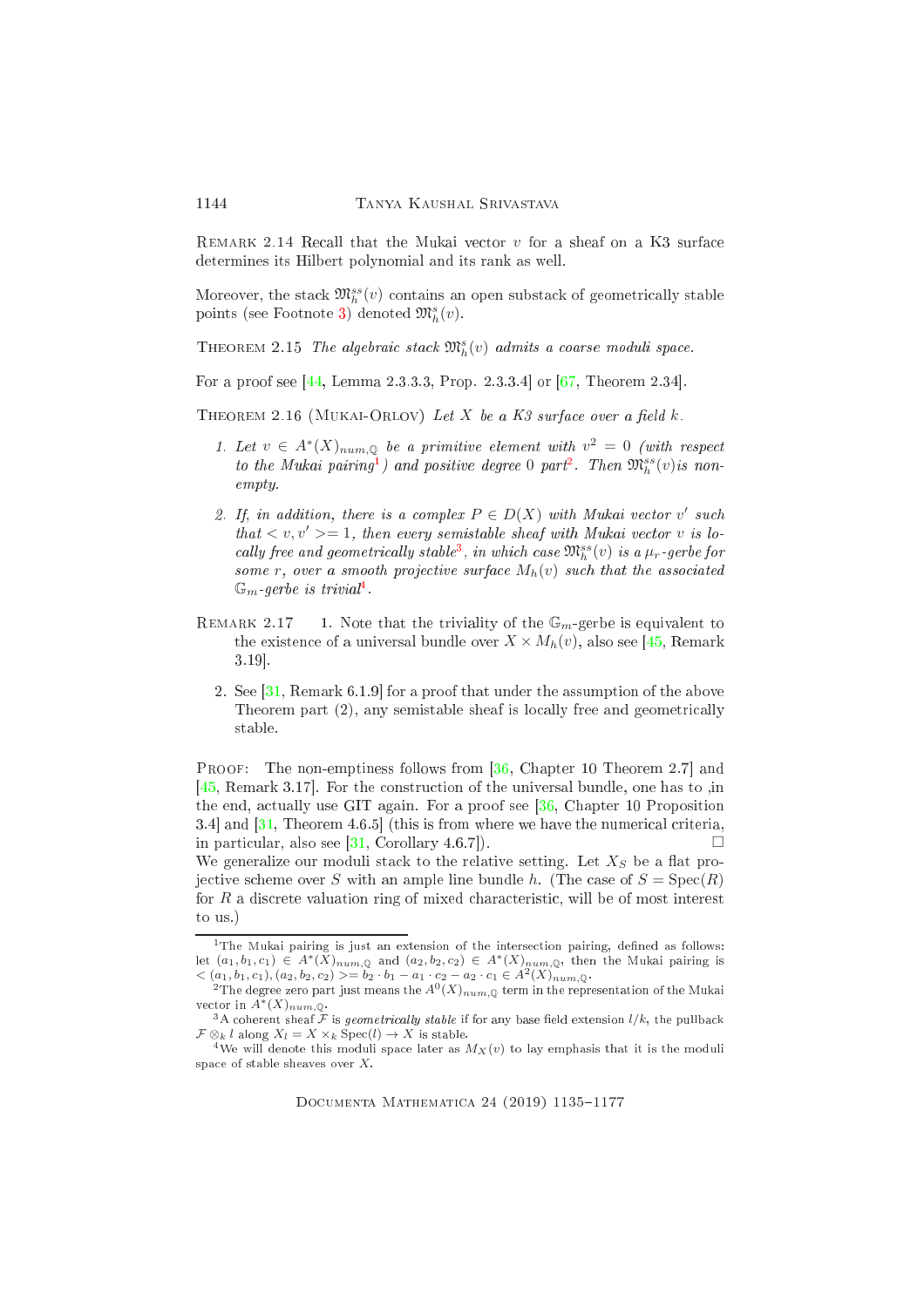Remark 2.14 Recall that the Mukai vector $v$ for a sheaf on a K3 surface determines its Hilbert polynomial and its rank as well.

Moreover, the stack $\mathfrak{M}_h^{ss}(v)$ contains an open substack of geometrically stable points (see Footnote 3) denoted $\mathfrak{M}_h^s(v)$.

Theorem 2.15 *The algebraic stack $\mathfrak{M}_h^s(v)$ admits a coarse moduli space.*

For a proof see [44, Lemma 2.3.3.3, Prop. 2.3.3.4] or [67, Theorem 2.34].

Theorem 2.16 (Mukai-Orlov) *Let $X$ be a K3 surface over a field $k$.*

1. *Let $v \in A^*(X)_{num,\mathbb{Q}}$ be a primitive element with $v^2 = 0$ (with respect to the Mukai pairing[1]) and positive degree 0 part[2]. Then $\mathfrak{M}_h^{ss}(v)$is non-empty.*

2. *If, in addition, there is a complex $P \in D(X)$ with Mukai vector $v'$ such that $< v, v' >= 1$, then every semistable sheaf with Mukai vector $v$ is locally free and geometrically stable[3], in which case $\mathfrak{M}_h^{ss}(v)$ is a $\mu_r$-gerbe for some $r$, over a smooth projective surface $M_h(v)$ such that the associated $\mathbb{G}_m$-gerbe is trivial[4].*

Remark 2.17

1. Note that the triviality of the $\mathbb{G}_m$-gerbe is equivalent to the existence of a universal bundle over $X \times M_h(v)$, also see [45, Remark 3.19].

2. See [31, Remark 6.1.9] for a proof that under the assumption of the above Theorem part (2), any semistable sheaf is locally free and geometrically stable.

Proof: The non-emptiness follows from [36, Chapter 10 Theorem 2.7] and [45, Remark 3.17]. For the construction of the universal bundle, one has to ,in the end, actually use GIT again. For a proof see [36, Chapter 10 Proposition 3.4] and [31, Theorem 4.6.5] (this is from where we have the numerical criteria, in particular, also see [31, Corollary 4.6.7]). □

We generalize our moduli stack to the relative setting. Let $X_S$ be a flat projective scheme over $S$ with an ample line bundle $h$. (The case of $S = \mathrm{Spec}(R)$ for $R$ a discrete valuation ring of mixed characteristic, will be of most interest to us.)

---

[1] The Mukai pairing is just an extension of the intersection pairing, defined as follows: let $(a_1, b_1, c_1) \in A^*(X)_{num,\mathbb{Q}}$ and $(a_2, b_2, c_2) \in A^*(X)_{num,\mathbb{Q}}$, then the Mukai pairing is $< (a_1, b_1, c_1), (a_2, b_2, c_2) >= b_2 \cdot b_1 - a_1 \cdot c_2 - a_2 \cdot c_1 \in A^2(X)_{num,\mathbb{Q}}$.

[2] The degree zero part just means the $A^0(X)_{num,\mathbb{Q}}$ term in the representation of the Mukai vector in $A^*(X)_{num,\mathbb{Q}}$.

[3] A coherent sheaf $\mathcal{F}$ is *geometrically stable* if for any base field extension $l/k$, the pullback $\mathcal{F} \otimes_k l$ along $X_l = X \times_k \mathrm{Spec}(l) \to X$ is stable.

[4] We will denote this moduli space later as $M_X(v)$ to lay emphasis that it is the moduli space of stable sheaves over $X$.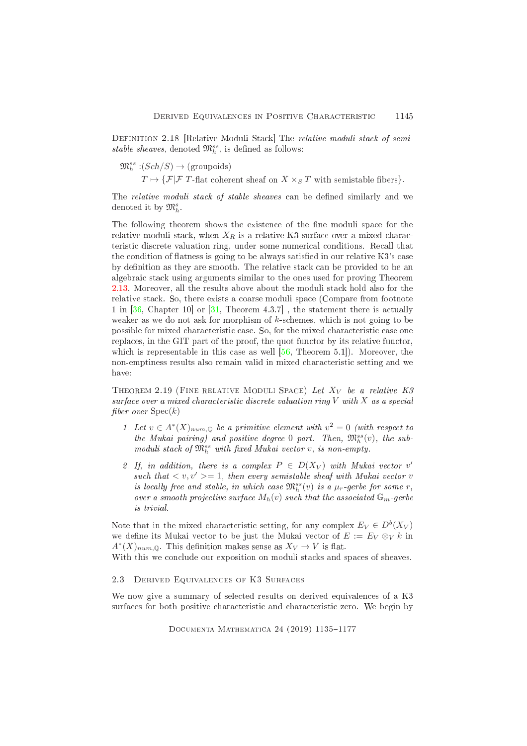Definition 2.18 [Relative Moduli Stack] The *relative moduli stack of semi-stable sheaves*, denoted $\mathfrak{M}_h^{ss}$, is defined as follows:

$$
\begin{aligned}
\mathfrak{M}_h^{ss} : & (Sch/S) \to (\text{groupoids}) \\
& T \mapsto \{\mathcal{F} | \mathcal{F} \text{ } T\text{-flat coherent sheaf on } X \times_S T \text{ with semistable fibers}\}.
\end{aligned}
$$

The *relative moduli stack of stable sheaves* can be defined similarly and we denoted it by $\mathfrak{M}_h^s$.

The following theorem shows the existence of the fine moduli space for the relative moduli stack, when $X_R$ is a relative K3 surface over a mixed characteristic discrete valuation ring, under some numerical conditions. Recall that the condition of flatness is going to be always satisfied in our relative K3's case by definition as they are smooth. The relative stack can be provided to be an algebraic stack using arguments similar to the ones used for proving Theorem 2.13. Moreover, all the results above about the moduli stack hold also for the relative stack. So, there exists a coarse moduli space (Compare from footnote 1 in [36, Chapter 10] or [31, Theorem 4.3.7] , the statement there is actually weaker as we do not ask for morphism of $k$-schemes, which is not going to be possible for mixed characteristic case. So, for the mixed characteristic case one replaces, in the GIT part of the proof, the quot functor by its relative functor, which is representable in this case as well [56, Theorem 5.1]). Moreover, the non-emptiness results also remain valid in mixed characteristic setting and we have:

Theorem 2.19 (Fine relative Moduli Space) *Let $X_V$ be a relative K3 surface over a mixed characteristic discrete valuation ring $V$ with $X$ as a special fiber over $\operatorname{Spec}(k)$*

1. *Let $v \in A^*(X)_{num,\mathbb{Q}}$ be a primitive element with $v^2 = 0$ (with respect to the Mukai pairing) and positive degree 0 part. Then, $\mathfrak{M}_h^{ss}(v)$, the sub-moduli stack of $\mathfrak{M}_h^{ss}$ with fixed Mukai vector $v$, is non-empty.*
2. *If, in addition, there is a complex $P \in D(X_V)$ with Mukai vector $v'$ such that $< v, v' >= 1$, then every semistable sheaf with Mukai vector $v$ is locally free and stable, in which case $\mathfrak{M}_h^{ss}(v)$ is a $\mu_r$-gerbe for some $r$, over a smooth projective surface $M_h(v)$ such that the associated $\mathbb{G}_m$-gerbe is trivial.*

Note that in the mixed characteristic setting, for any complex $E_V \in D^b(X_V)$ we define its Mukai vector to be just the Mukai vector of $E := E_V \otimes_V k$ in $A^*(X)_{num,\mathbb{Q}}$. This definition makes sense as $X_V \to V$ is flat.
With this we conclude our exposition on moduli stacks and spaces of sheaves.

## 2.3 Derived Equivalences of K3 Surfaces

We now give a summary of selected results on derived equivalences of a K3 surfaces for both positive characteristic and characteristic zero. We begin by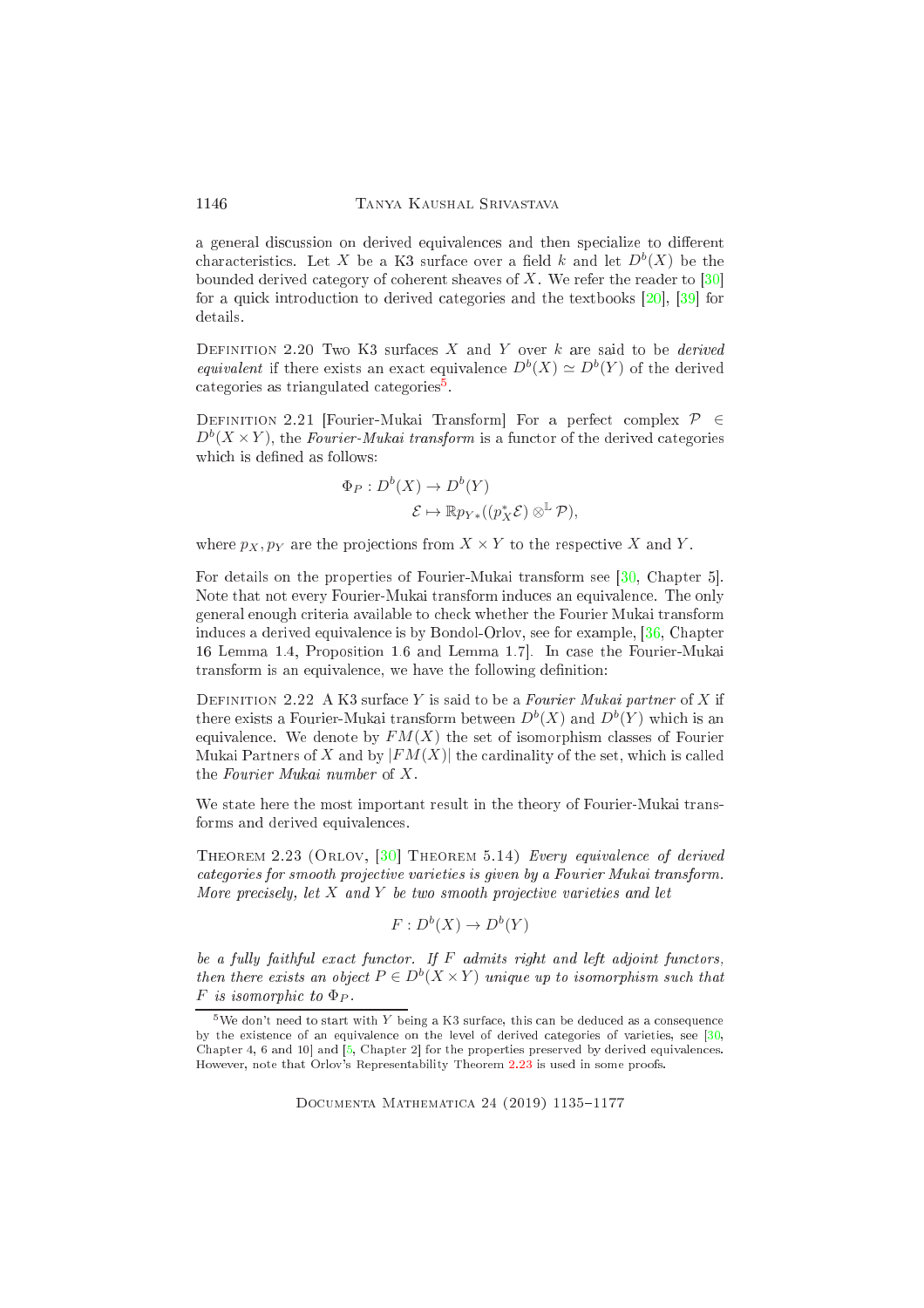a general discussion on derived equivalences and then specialize to different characteristics. Let $X$ be a K3 surface over a field $k$ and let $D^b(X)$ be the bounded derived category of coherent sheaves of $X$. We refer the reader to [30] for a quick introduction to derived categories and the textbooks [20], [39] for details.

Definition 2.20 Two K3 surfaces $X$ and $Y$ over $k$ are said to be *derived equivalent* if there exists an exact equivalence $D^b(X) \simeq D^b(Y)$ of the derived categories as triangulated categories[5].

Definition 2.21 [Fourier-Mukai Transform] For a perfect complex $\mathcal{P} \in D^b(X \times Y)$, the *Fourier-Mukai transform* is a functor of the derived categories which is defined as follows:

$$\begin{aligned} \Phi_P : D^b(X) &\to D^b(Y) \\ \mathcal{E} &\mapsto \mathbb{R}p_{Y*}((p_X^*\mathcal{E}) \otimes^{\mathbb{L}} \mathcal{P}), \end{aligned}$$

where $p_X, p_Y$ are the projections from $X \times Y$ to the respective $X$ and $Y$.

For details on the properties of Fourier-Mukai transform see [30, Chapter 5]. Note that not every Fourier-Mukai transform induces an equivalence. The only general enough criteria available to check whether the Fourier Mukai transform induces a derived equivalence is by Bondol-Orlov, see for example, [36, Chapter 16 Lemma 1.4, Proposition 1.6 and Lemma 1.7]. In case the Fourier-Mukai transform is an equivalence, we have the following definition:

Definition 2.22 A K3 surface $Y$ is said to be a *Fourier Mukai partner* of $X$ if there exists a Fourier-Mukai transform between $D^b(X)$ and $D^b(Y)$ which is an equivalence. We denote by $FM(X)$ the set of isomorphism classes of Fourier Mukai Partners of $X$ and by $|FM(X)|$ the cardinality of the set, which is called the *Fourier Mukai number* of $X$.

We state here the most important result in the theory of Fourier-Mukai transforms and derived equivalences.

Theorem 2.23 (Orlov, [30] Theorem 5.14) *Every equivalence of derived categories for smooth projective varieties is given by a Fourier Mukai transform. More precisely, let $X$ and $Y$ be two smooth projective varieties and let*

$$F : D^b(X) \to D^b(Y)$$

*be a fully faithful exact functor. If $F$ admits right and left adjoint functors, then there exists an object $P \in D^b(X \times Y)$ unique up to isomorphism such that $F$ is isomorphic to $\Phi_P$.*

[5] We don't need to start with $Y$ being a K3 surface, this can be deduced as a consequence by the existence of an equivalence on the level of derived categories of varieties, see [30, Chapter 4, 6 and 10] and [5, Chapter 2] for the properties preserved by derived equivalences. However, note that Orlov's Representability Theorem 2.23 is used in some proofs.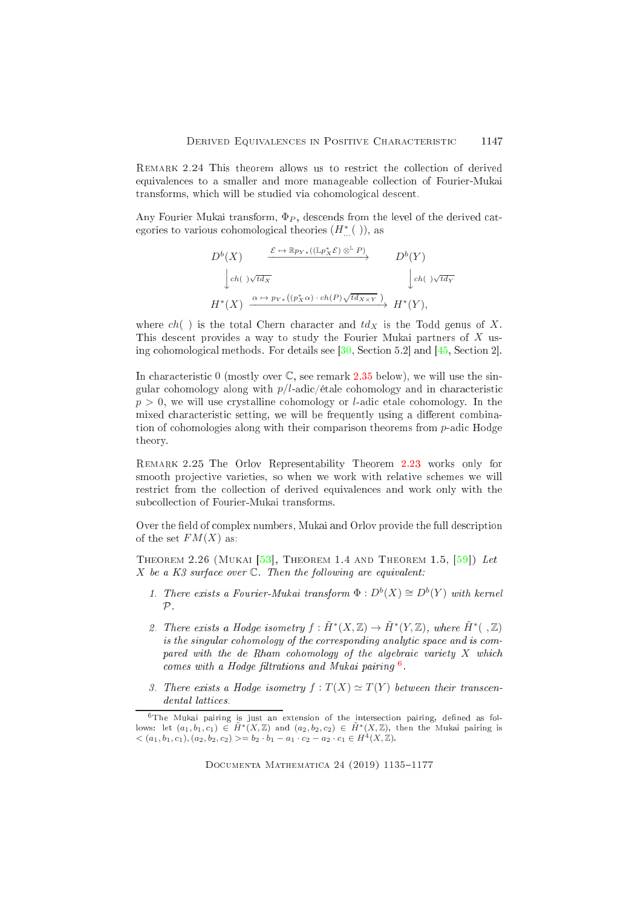Remark 2.24 This theorem allows us to restrict the collection of derived equivalences to a smaller and more manageable collection of Fourier-Mukai transforms, which will be studied via cohomological descent.

Any Fourier Mukai transform, $\Phi_P$, descends from the level of the derived categories to various cohomological theories ($H^*_{...}(\ )$), as

$$\begin{array}{ccc} D^b(X) & \xrightarrow{\mathcal{E} \mapsto \mathbb{R}p_{Y*}((\mathbb{L}p_X^*\mathcal{E}) \otimes^{\mathbb{L}} P)} & D^b(Y) \\ \Big\downarrow{\scriptstyle ch(\ )\sqrt{td_X}} & & \Big\downarrow{\scriptstyle ch(\ )\sqrt{td_Y}} \\ H^*(X) & \xrightarrow{\alpha \mapsto p_{Y*}((p_X^*\alpha) \cdot ch(P)\sqrt{td_{X\times Y}}\,)} & H^*(Y), \end{array}$$

where $ch(\ )$ is the total Chern character and $td_X$ is the Todd genus of $X$. This descent provides a way to study the Fourier Mukai partners of $X$ using cohomological methods. For details see [30, Section 5.2] and [45, Section 2].

In characteristic 0 (mostly over $\mathbb{C}$, see remark 2.35 below), we will use the singular cohomology along with $p/l$-adic/étale cohomology and in characteristic $p > 0$, we will use crystalline cohomology or $l$-adic etale cohomology. In the mixed characteristic setting, we will be frequently using a different combination of cohomologies along with their comparison theorems from $p$-adic Hodge theory.

Remark 2.25 The Orlov Representability Theorem 2.23 works only for smooth projective varieties, so when we work with relative schemes we will restrict from the collection of derived equivalences and work only with the subcollection of Fourier-Mukai transforms.

Over the field of complex numbers, Mukai and Orlov provide the full description of the set $FM(X)$ as:

Theorem 2.26 (Mukai [53], Theorem 1.4 and Theorem 1.5, [59]) *Let $X$ be a K3 surface over $\mathbb{C}$. Then the following are equivalent:*

1. *There exists a Fourier-Mukai transform $\Phi : D^b(X) \cong D^b(Y)$ with kernel $\mathcal{P}$.*
2. *There exists a Hodge isometry $f : \tilde{H}^*(X, \mathbb{Z}) \to \tilde{H}^*(Y, \mathbb{Z})$, where $\tilde{H}^*(\ , \mathbb{Z})$ is the singular cohomology of the corresponding analytic space and is compared with the de Rham cohomology of the algebraic variety $X$ which comes with a Hodge filtrations and Mukai pairing [6].*
3. *There exists a Hodge isometry $f : T(X) \simeq T(Y)$ between their transcendental lattices.*

[6] The Mukai pairing is just an extension of the intersection pairing, defined as follows: let $(a_1, b_1, c_1) \in \tilde{H}^*(X, \mathbb{Z})$ and $(a_2, b_2, c_2) \in \tilde{H}^*(X, \mathbb{Z})$, then the Mukai pairing is $< (a_1, b_1, c_1), (a_2, b_2, c_2) >= b_2 \cdot b_1 - a_1 \cdot c_2 - a_2 \cdot c_1 \in H^4(X, \mathbb{Z})$.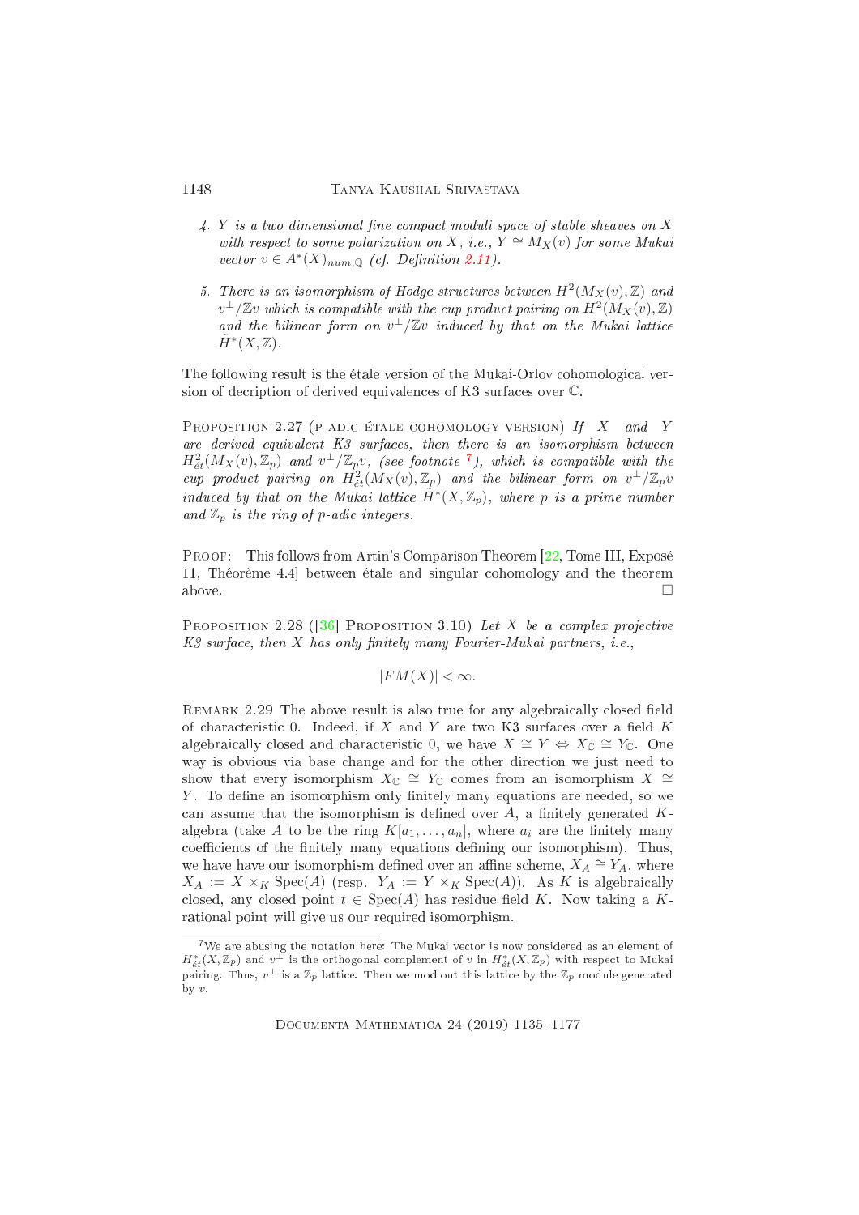4. *$Y$ is a two dimensional fine compact moduli space of stable sheaves on $X$ with respect to some polarization on $X$, i.e., $Y \cong M_X(v)$ for some Mukai vector $v \in A^*(X)_{num,\mathbb{Q}}$ (cf. Definition 2.11).*

5. *There is an isomorphism of Hodge structures between $H^2(M_X(v), \mathbb{Z})$ and $v^\perp/\mathbb{Z}v$ which is compatible with the cup product pairing on $H^2(M_X(v), \mathbb{Z})$ and the bilinear form on $v^\perp/\mathbb{Z}v$ induced by that on the Mukai lattice $\tilde{H}^*(X, \mathbb{Z})$.*

The following result is the étale version of the Mukai-Orlov cohomological version of decription of derived equivalences of K3 surfaces over $\mathbb{C}$.

Proposition 2.27 (p-adic étale cohomology version) *If $X$ and $Y$ are derived equivalent K3 surfaces, then there is an isomorphism between $H^2_{ét}(M_X(v), \mathbb{Z}_p)$ and $v^\perp/\mathbb{Z}_p v$, (see footnote [7]), which is compatible with the cup product pairing on $H^2_{ét}(M_X(v), \mathbb{Z}_p)$ and the bilinear form on $v^\perp/\mathbb{Z}_p v$ induced by that on the Mukai lattice $\tilde{H}^*(X, \mathbb{Z}_p)$, where $p$ is a prime number and $\mathbb{Z}_p$ is the ring of $p$-adic integers.*

Proof: This follows from Artin's Comparison Theorem [22, Tome III, Exposé 11, Théorème 4.4] between étale and singular cohomology and the theorem above. □

Proposition 2.28 ([36] Proposition 3.10) *Let $X$ be a complex projective K3 surface, then $X$ has only finitely many Fourier-Mukai partners, i.e.,*

$$|FM(X)| < \infty.$$

Remark 2.29 The above result is also true for any algebraically closed field of characteristic 0. Indeed, if $X$ and $Y$ are two K3 surfaces over a field $K$ algebraically closed and characteristic 0, we have $X \cong Y \Leftrightarrow X_\mathbb{C} \cong Y_\mathbb{C}$. One way is obvious via base change and for the other direction we just need to show that every isomorphism $X_\mathbb{C} \cong Y_\mathbb{C}$ comes from an isomorphism $X \cong Y$. To define an isomorphism only finitely many equations are needed, so we can assume that the isomorphism is defined over $A$, a finitely generated $K$-algebra (take $A$ to be the ring $K[a_1, \ldots, a_n]$, where $a_i$ are the finitely many coefficients of the finitely many equations defining our isomorphism). Thus, we have have our isomorphism defined over an affine scheme, $X_A \cong Y_A$, where $X_A := X \times_K \mathrm{Spec}(A)$ (resp. $Y_A := Y \times_K \mathrm{Spec}(A)$). As $K$ is algebraically closed, any closed point $t \in \mathrm{Spec}(A)$ has residue field $K$. Now taking a $K$-rational point will give us our required isomorphism.

[7] We are abusing the notation here: The Mukai vector is now considered as an element of $H^*_{ét}(X, \mathbb{Z}_p)$ and $v^\perp$ is the orthogonal complement of $v$ in $H^*_{ét}(X, \mathbb{Z}_p)$ with respect to Mukai pairing. Thus, $v^\perp$ is a $\mathbb{Z}_p$ lattice. Then we mod out this lattice by the $\mathbb{Z}_p$ module generated by $v$.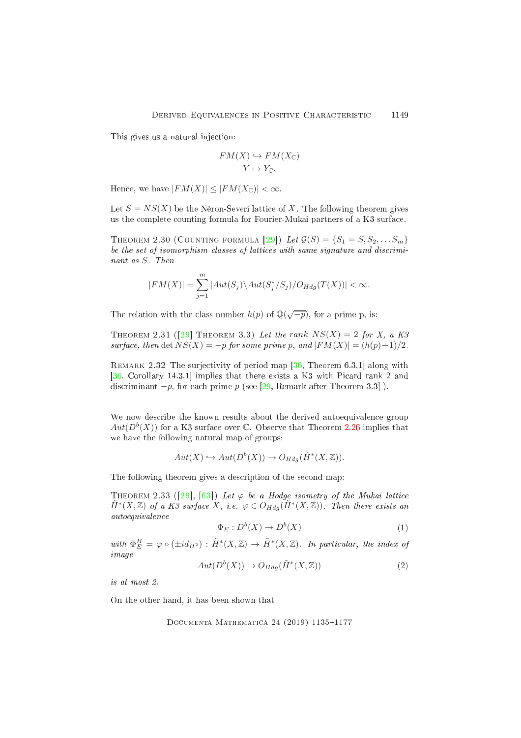This gives us a natural injection:

$$\begin{aligned} FM(X) &\hookrightarrow FM(X_{\mathbb{C}}) \\ Y &\mapsto Y_{\mathbb{C}}. \end{aligned}$$

Hence, we have $|FM(X)| \leq |FM(X_{\mathbb{C}})| < \infty$.

Let $S = NS(X)$ be the Néron-Severi lattice of $X$. The following theorem gives us the complete counting formula for Fourier-Mukai partners of a K3 surface.

Theorem 2.30 (Counting formula [29]) *Let $\mathcal{G}(S) = \{S_1 = S, S_2, \dots S_m\}$ be the set of isomorphism classes of lattices with same signature and discriminant as $S$. Then*

$$|FM(X)| = \sum_{j=1}^{m} |Aut(S_j)\backslash Aut(S_j^*/S_j)/O_{Hdg}(T(X))| < \infty.$$

The relation with the class number $h(p)$ of $\mathbb{Q}(\sqrt{-p})$, for a prime p, is:

Theorem 2.31 ([29] Theorem 3.3) *Let the rank $NS(X) = 2$ for $X$, a K3 surface, then* $\det NS(X) = -p$ *for some prime $p$, and* $|FM(X)| = (h(p)+1)/2$.

Remark 2.32 The surjectivity of period map [36, Theorem 6.3.1] along with [36, Corollary 14.3.1] implies that there exists a K3 with Picard rank 2 and discriminant $-p$, for each prime $p$ (see [29, Remark after Theorem 3.3] ).

We now describe the known results about the derived autoequivalence group $Aut(D^b(X))$ for a K3 surface over $\mathbb{C}$. Observe that Theorem 2.26 implies that we have the following natural map of groups:

$$Aut(X) \hookrightarrow Aut(D^b(X)) \to O_{Hdg}(\tilde{H}^*(X, \mathbb{Z})).$$

The following theorem gives a description of the second map:

Theorem 2.33 ([29], [63]) *Let $\varphi$ be a Hodge isometry of the Mukai lattice $\tilde{H}^*(X, \mathbb{Z})$ of a K3 surface $X$, i.e. $\varphi \in O_{Hdg}(\tilde{H}^*(X, \mathbb{Z}))$. Then there exists an autoequivalence*

$$\Phi_E : D^b(X) \to D^b(X) \tag{1}$$

*with $\Phi_E^H = \varphi \circ (\pm id_{H^2}) : \tilde{H}^*(X, \mathbb{Z}) \to \tilde{H}^*(X, \mathbb{Z})$. In particular, the index of image*

$$Aut(D^b(X)) \to O_{Hdg}(\tilde{H}^*(X, \mathbb{Z})) \tag{2}$$

*is at most 2.*

On the other hand, it has been shown that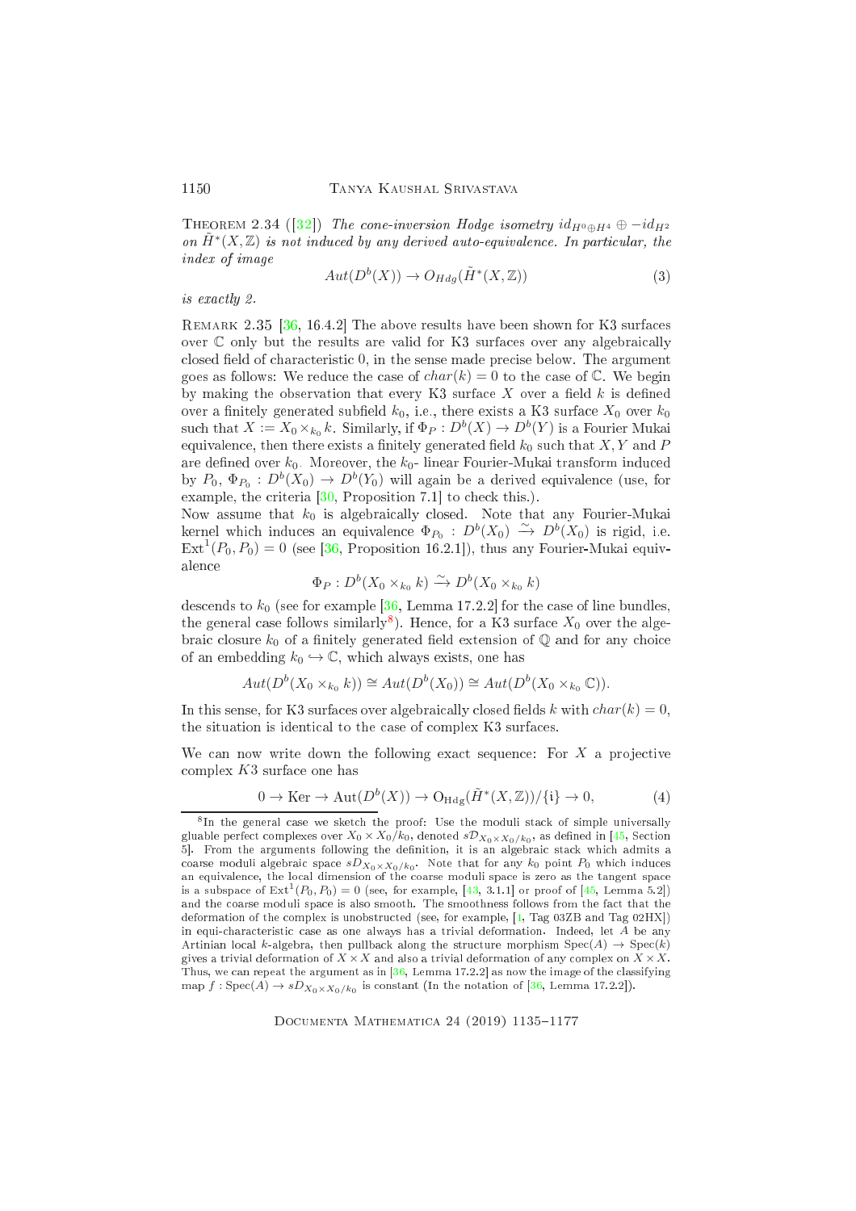**Theorem 2.34** ([32]) *The cone-inversion Hodge isometry $id_{H^0 \oplus H^4} \oplus -id_{H^2}$ on $\tilde{H}^*(X, \mathbb{Z})$ is not induced by any derived auto-equivalence. In particular, the index of image*

$$Aut(D^b(X)) \to O_{Hdg}(\tilde{H}^*(X, \mathbb{Z})) \tag{3}$$

*is exactly 2.*

**Remark 2.35** [36, 16.4.2] The above results have been shown for K3 surfaces over $\mathbb{C}$ only but the results are valid for K3 surfaces over any algebraically closed field of characteristic 0, in the sense made precise below. The argument goes as follows: We reduce the case of $char(k) = 0$ to the case of $\mathbb{C}$. We begin by making the observation that every K3 surface $X$ over a field $k$ is defined over a finitely generated subfield $k_0$, i.e., there exists a K3 surface $X_0$ over $k_0$ such that $X := X_0 \times_{k_0} k$. Similarly, if $\Phi_P : D^b(X) \to D^b(Y)$ is a Fourier Mukai equivalence, then there exists a finitely generated field $k_0$ such that $X, Y$ and $P$ are defined over $k_0$. Moreover, the $k_0$- linear Fourier-Mukai transform induced by $P_0$, $\Phi_{P_0} : D^b(X_0) \to D^b(Y_0)$ will again be a derived equivalence (use, for example, the criteria [30, Proposition 7.1] to check this.).

Now assume that $k_0$ is algebraically closed. Note that any Fourier-Mukai kernel which induces an equivalence $\Phi_{P_0} : D^b(X_0) \xrightarrow{\sim} D^b(X_0)$ is rigid, i.e. $\mathrm{Ext}^1(P_0, P_0) = 0$ (see [36, Proposition 16.2.1]), thus any Fourier-Mukai equivalence

$$\Phi_P : D^b(X_0 \times_{k_0} k) \xrightarrow{\sim} D^b(X_0 \times_{k_0} k)$$

descends to $k_0$ (see for example [36, Lemma 17.2.2] for the case of line bundles, the general case follows similarly[8]). Hence, for a K3 surface $X_0$ over the algebraic closure $k_0$ of a finitely generated field extension of $\mathbb{Q}$ and for any choice of an embedding $k_0 \hookrightarrow \mathbb{C}$, which always exists, one has

$$Aut(D^b(X_0 \times_{k_0} k)) \cong Aut(D^b(X_0)) \cong Aut(D^b(X_0 \times_{k_0} \mathbb{C})).$$

In this sense, for K3 surfaces over algebraically closed fields $k$ with $char(k) = 0$, the situation is identical to the case of complex K3 surfaces.

We can now write down the following exact sequence: For $X$ a projective complex $K3$ surface one has

$$0 \to \mathrm{Ker} \to \mathrm{Aut}(D^b(X)) \to \mathrm{O_{Hdg}}(\tilde{H}^*(X, \mathbb{Z}))/\{\mathfrak{i}\} \to 0, \tag{4}$$

---

[8] In the general case we sketch the proof: Use the moduli stack of simple universally gluable perfect complexes over $X_0 \times X_0/k_0$, denoted $s\mathcal{D}_{X_0 \times X_0/k_0}$, as defined in [45, Section 5]. From the arguments following the definition, it is an algebraic stack which admits a coarse moduli algebraic space $sD_{X_0 \times X_0/k_0}$. Note that for any $k_0$ point $P_0$ which induces an equivalence, the local dimension of the coarse moduli space is zero as the tangent space is a subspace of $\mathrm{Ext}^1(P_0, P_0) = 0$ (see, for example, [43, 3.1.1] or proof of [45, Lemma 5.2]) and the coarse moduli space is also smooth. The smoothness follows from the fact that the deformation of the complex is unobstructed (see, for example, [1, Tag 03ZB and Tag 02HX]) in equi-characteristic case as one always has a trivial deformation. Indeed, let $A$ be any Artinian local $k$-algebra, then pullback along the structure morphism $\mathrm{Spec}(A) \to \mathrm{Spec}(k)$ gives a trivial deformation of $X \times X$ and also a trivial deformation of any complex on $X \times X$. Thus, we can repeat the argument as in [36, Lemma 17.2.2] as now the image of the classifying map $f : \mathrm{Spec}(A) \to sD_{X_0 \times X_0/k_0}$ is constant (In the notation of [36, Lemma 17.2.2]).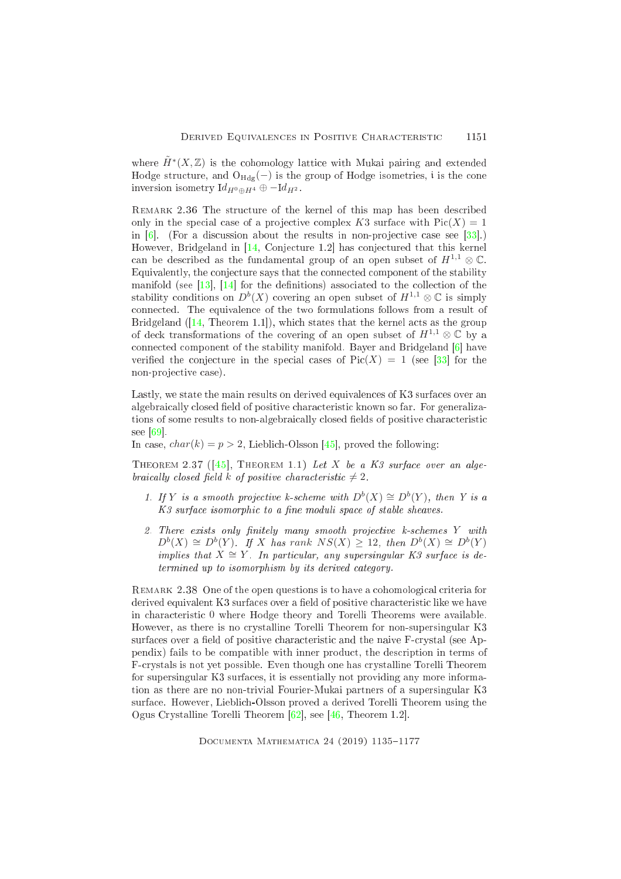where $\tilde{H}^*(X,\mathbb{Z})$ is the cohomology lattice with Mukai pairing and extended Hodge structure, and $\mathrm{O}_{\mathrm{Hdg}}(-)$ is the group of Hodge isometries, $\mathfrak{i}$ is the cone inversion isometry $\mathrm{Id}_{H^0 \oplus H^4} \oplus -\mathrm{Id}_{H^2}$.

Remark 2.36 The structure of the kernel of this map has been described only in the special case of a projective complex $K3$ surface with $\mathrm{Pic}(X) = 1$ in [6]. (For a discussion about the results in non-projective case see [33].) However, Bridgeland in [14, Conjecture 1.2] has conjectured that this kernel can be described as the fundamental group of an open subset of $H^{1,1} \otimes \mathbb{C}$. Equivalently, the conjecture says that the connected component of the stability manifold (see [13], [14] for the definitions) associated to the collection of the stability conditions on $D^b(X)$ covering an open subset of $H^{1,1} \otimes \mathbb{C}$ is simply connected. The equivalence of the two formulations follows from a result of Bridgeland ([14, Theorem 1.1]), which states that the kernel acts as the group of deck transformations of the covering of an open subset of $H^{1,1} \otimes \mathbb{C}$ by a connected component of the stability manifold. Bayer and Bridgeland [6] have verified the conjecture in the special cases of $\mathrm{Pic}(X) = 1$ (see [33] for the non-projective case).

Lastly, we state the main results on derived equivalences of K3 surfaces over an algebraically closed field of positive characteristic known so far. For generalizations of some results to non-algebraically closed fields of positive characteristic see [69].

In case, $char(k) = p > 2$, Lieblich-Olsson [45], proved the following:

Theorem 2.37 ([45], Theorem 1.1) *Let $X$ be a K3 surface over an algebraically closed field $k$ of positive characteristic $\neq 2$.*

1. *If $Y$ is a smooth projective $k$-scheme with $D^b(X) \cong D^b(Y)$, then $Y$ is a K3 surface isomorphic to a fine moduli space of stable sheaves.*
2. *There exists only finitely many smooth projective $k$-schemes $Y$ with $D^b(X) \cong D^b(Y)$. If $X$ has rank $NS(X) \geq 12$, then $D^b(X) \cong D^b(Y)$ implies that $X \cong Y$. In particular, any supersingular K3 surface is determined up to isomorphism by its derived category.*

Remark 2.38 One of the open questions is to have a cohomological criteria for derived equivalent K3 surfaces over a field of positive characteristic like we have in characteristic 0 where Hodge theory and Torelli Theorems were available. However, as there is no crystalline Torelli Theorem for non-supersingular K3 surfaces over a field of positive characteristic and the naive F-crystal (see Appendix) fails to be compatible with inner product, the description in terms of F-crystals is not yet possible. Even though one has crystalline Torelli Theorem for supersingular K3 surfaces, it is essentially not providing any more information as there are no non-trivial Fourier-Mukai partners of a supersingular K3 surface. However, Lieblich-Olsson proved a derived Torelli Theorem using the Ogus Crystalline Torelli Theorem [62], see [46, Theorem 1.2].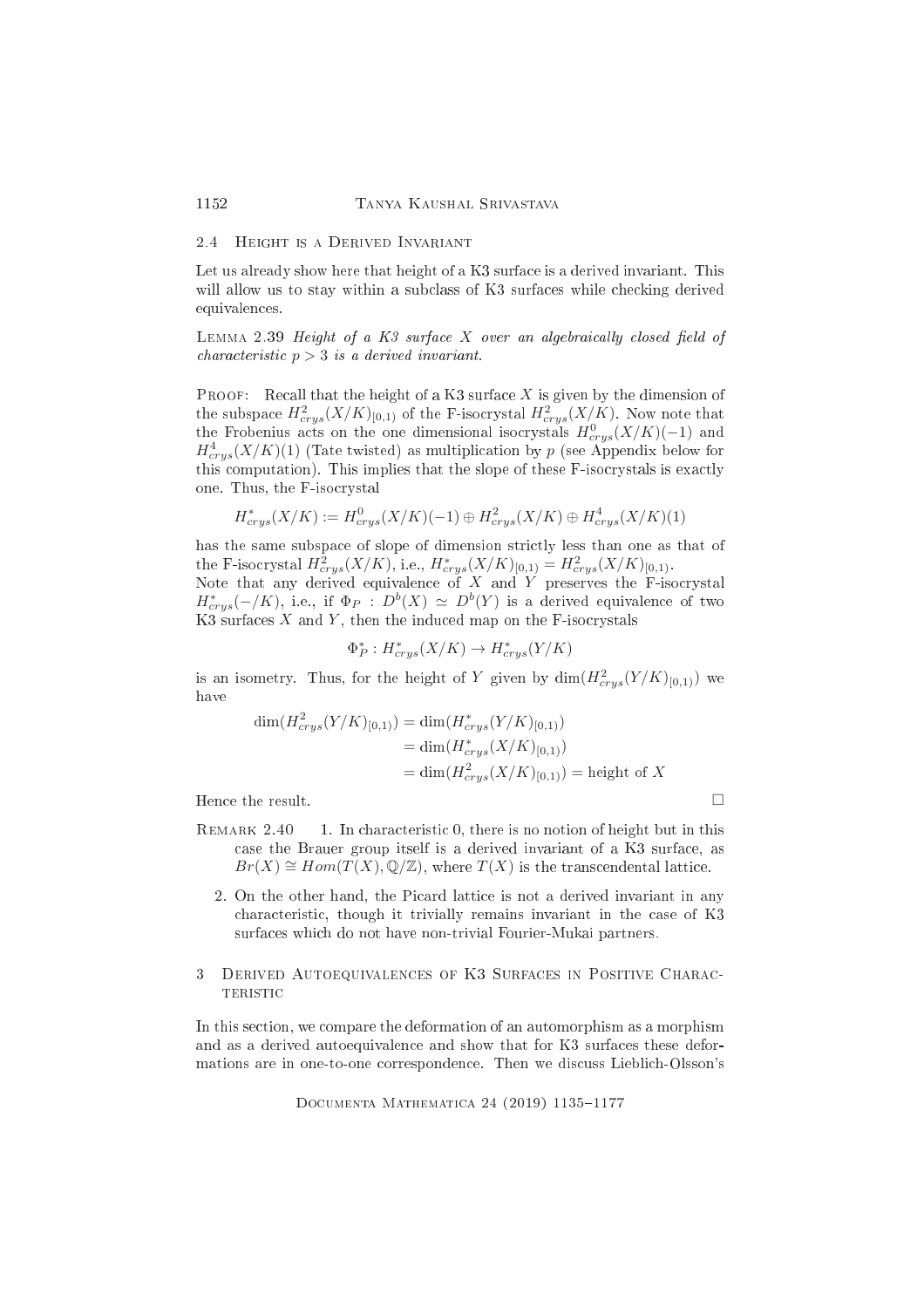## 2.4 Height is a Derived Invariant

Let us already show here that height of a K3 surface is a derived invariant. This will allow us to stay within a subclass of K3 surfaces while checking derived equivalences.

**Lemma 2.39** *Height of a K3 surface $X$ over an algebraically closed field of characteristic $p > 3$ is a derived invariant.*

Proof: Recall that the height of a K3 surface $X$ is given by the dimension of the subspace $H^2_{crys}(X/K)_{[0,1)}$ of the F-isocrystal $H^2_{crys}(X/K)$. Now note that the Frobenius acts on the one dimensional isocrystals $H^0_{crys}(X/K)(-1)$ and $H^4_{crys}(X/K)(1)$ (Tate twisted) as multiplication by $p$ (see Appendix below for this computation). This implies that the slope of these F-isocrystals is exactly one. Thus, the F-isocrystal

$$H^*_{crys}(X/K) := H^0_{crys}(X/K)(-1) \oplus H^2_{crys}(X/K) \oplus H^4_{crys}(X/K)(1)$$

has the same subspace of slope of dimension strictly less than one as that of the F-isocrystal $H^2_{crys}(X/K)$, i.e., $H^*_{crys}(X/K)_{[0,1)} = H^2_{crys}(X/K)_{[0,1)}$.
Note that any derived equivalence of $X$ and $Y$ preserves the F-isocrystal $H^*_{crys}(-/K)$, i.e., if $\Phi_P : D^b(X) \simeq D^b(Y)$ is a derived equivalence of two K3 surfaces $X$ and $Y$, then the induced map on the F-isocrystals

$$\Phi^*_P : H^*_{crys}(X/K) \to H^*_{crys}(Y/K)$$

is an isometry. Thus, for the height of $Y$ given by $\dim(H^2_{crys}(Y/K)_{[0,1)})$ we have

$$\begin{aligned}\dim(H^2_{crys}(Y/K)_{[0,1)}) &= \dim(H^*_{crys}(Y/K)_{[0,1)}) \\ &= \dim(H^*_{crys}(X/K)_{[0,1)}) \\ &= \dim(H^2_{crys}(X/K)_{[0,1)}) = \text{height of } X\end{aligned}$$

Hence the result. □

**Remark 2.40**

1. In characteristic 0, there is no notion of height but in this case the Brauer group itself is a derived invariant of a K3 surface, as $Br(X) \cong Hom(T(X), \mathbb{Q}/\mathbb{Z})$, where $T(X)$ is the transcendental lattice.
2. On the other hand, the Picard lattice is not a derived invariant in any characteristic, though it trivially remains invariant in the case of K3 surfaces which do not have non-trivial Fourier-Mukai partners.

# 3 Derived Autoequivalences of K3 Surfaces in Positive Characteristic

In this section, we compare the deformation of an automorphism as a morphism and as a derived autoequivalence and show that for K3 surfaces these deformations are in one-to-one correspondence. Then we discuss Lieblich-Olsson's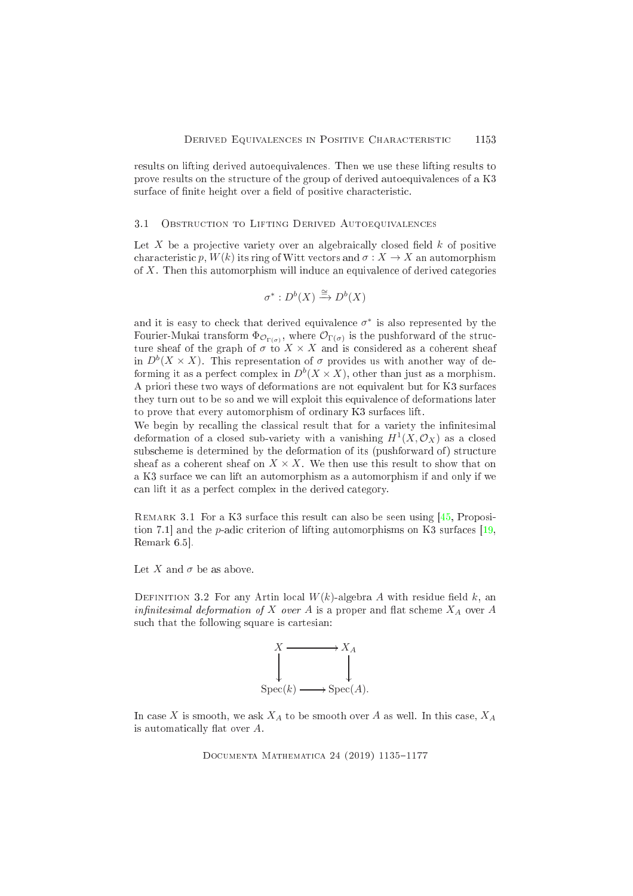results on lifting derived autoequivalences. Then we use these lifting results to prove results on the structure of the group of derived autoequivalences of a K3 surface of finite height over a field of positive characteristic.

## 3.1 Obstruction to Lifting Derived Autoequivalences

Let $X$ be a projective variety over an algebraically closed field $k$ of positive characteristic $p$, $W(k)$ its ring of Witt vectors and $\sigma : X \to X$ an automorphism of $X$. Then this automorphism will induce an equivalence of derived categories

$$\sigma^* : D^b(X) \xrightarrow{\cong} D^b(X)$$

and it is easy to check that derived equivalence $\sigma^*$ is also represented by the Fourier-Mukai transform $\Phi_{\mathcal{O}_{\Gamma(\sigma)}}$, where $\mathcal{O}_{\Gamma(\sigma)}$ is the pushforward of the structure sheaf of the graph of $\sigma$ to $X \times X$ and is considered as a coherent sheaf in $D^b(X \times X)$. This representation of $\sigma$ provides us with another way of deforming it as a perfect complex in $D^b(X \times X)$, other than just as a morphism. A priori these two ways of deformations are not equivalent but for K3 surfaces they turn out to be so and we will exploit this equivalence of deformations later to prove that every automorphism of ordinary K3 surfaces lift.

We begin by recalling the classical result that for a variety the infinitesimal deformation of a closed sub-variety with a vanishing $H^1(X, \mathcal{O}_X)$ as a closed subscheme is determined by the deformation of its (pushforward of) structure sheaf as a coherent sheaf on $X \times X$. We then use this result to show that on a K3 surface we can lift an automorphism as a automorphism if and only if we can lift it as a perfect complex in the derived category.

Remark 3.1 For a K3 surface this result can also be seen using [45, Proposition 7.1] and the $p$-adic criterion of lifting automorphisms on K3 surfaces [19, Remark 6.5].

Let $X$ and $\sigma$ be as above.

Definition 3.2 For any Artin local $W(k)$-algebra $A$ with residue field $k$, an *infinitesimal deformation of $X$ over $A$* is a proper and flat scheme $X_A$ over $A$ such that the following square is cartesian:

$$\begin{array}{ccc} X & \longrightarrow & X_A \\ \downarrow & & \downarrow \\ \operatorname{Spec}(k) & \longrightarrow & \operatorname{Spec}(A). \end{array}$$

In case $X$ is smooth, we ask $X_A$ to be smooth over $A$ as well. In this case, $X_A$ is automatically flat over $A$.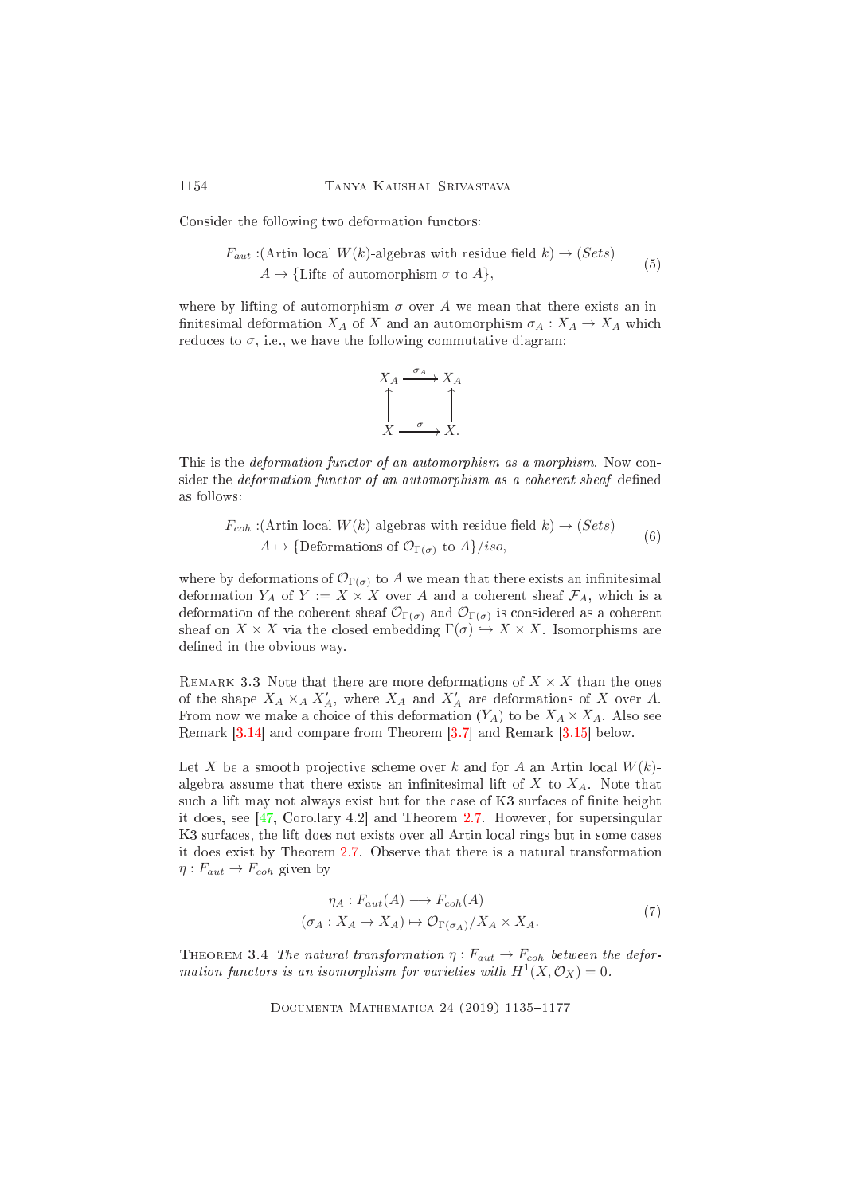Consider the following two deformation functors:

$$
\begin{aligned}
F_{aut} :&(\text{Artin local } W(k)\text{-algebras with residue field } k) \to (Sets) \\
&A \mapsto \{\text{Lifts of automorphism } \sigma \text{ to } A\},
\end{aligned}
\tag{5}
$$

where by lifting of automorphism $\sigma$ over $A$ we mean that there exists an infinitesimal deformation $X_A$ of $X$ and an automorphism $\sigma_A : X_A \to X_A$ which reduces to $\sigma$, i.e., we have the following commutative diagram:

$$
\begin{array}{ccc}
X_A & \xrightarrow{\sigma_A} & X_A \\
\uparrow & & \uparrow \\
X & \xrightarrow{\sigma} & X.
\end{array}
$$

This is the *deformation functor of an automorphism as a morphism*. Now consider the *deformation functor of an automorphism as a coherent sheaf* defined as follows:

$$
\begin{aligned}
F_{coh} :&(\text{Artin local } W(k)\text{-algebras with residue field } k) \to (Sets) \\
&A \mapsto \{\text{Deformations of } \mathcal{O}_{\Gamma(\sigma)} \text{ to } A\}/iso,
\end{aligned}
\tag{6}
$$

where by deformations of $\mathcal{O}_{\Gamma(\sigma)}$ to $A$ we mean that there exists an infinitesimal deformation $Y_A$ of $Y := X \times X$ over $A$ and a coherent sheaf $\mathcal{F}_A$, which is a deformation of the coherent sheaf $\mathcal{O}_{\Gamma(\sigma)}$ and $\mathcal{O}_{\Gamma(\sigma)}$ is considered as a coherent sheaf on $X \times X$ via the closed embedding $\Gamma(\sigma) \hookrightarrow X \times X$. Isomorphisms are defined in the obvious way.

Remark 3.3 Note that there are more deformations of $X \times X$ than the ones of the shape $X_A \times_A X'_A$, where $X_A$ and $X'_A$ are deformations of $X$ over $A$. From now we make a choice of this deformation ($Y_A$) to be $X_A \times X_A$. Also see Remark [3.14] and compare from Theorem [3.7] and Remark [3.15] below.

Let $X$ be a smooth projective scheme over $k$ and for $A$ an Artin local $W(k)$-algebra assume that there exists an infinitesimal lift of $X$ to $X_A$. Note that such a lift may not always exist but for the case of K3 surfaces of finite height it does, see [47, Corollary 4.2] and Theorem 2.7. However, for supersingular K3 surfaces, the lift does not exists over all Artin local rings but in some cases it does exist by Theorem 2.7. Observe that there is a natural transformation $\eta : F_{aut} \to F_{coh}$ given by

$$
\begin{aligned}
\eta_A : F_{aut}(A) &\longrightarrow F_{coh}(A) \\
(\sigma_A : X_A \to X_A) &\mapsto \mathcal{O}_{\Gamma(\sigma_A)}/X_A \times X_A.
\end{aligned}
\tag{7}
$$

Theorem 3.4 *The natural transformation $\eta : F_{aut} \to F_{coh}$ between the deformation functors is an isomorphism for varieties with $H^1(X, \mathcal{O}_X) = 0$.*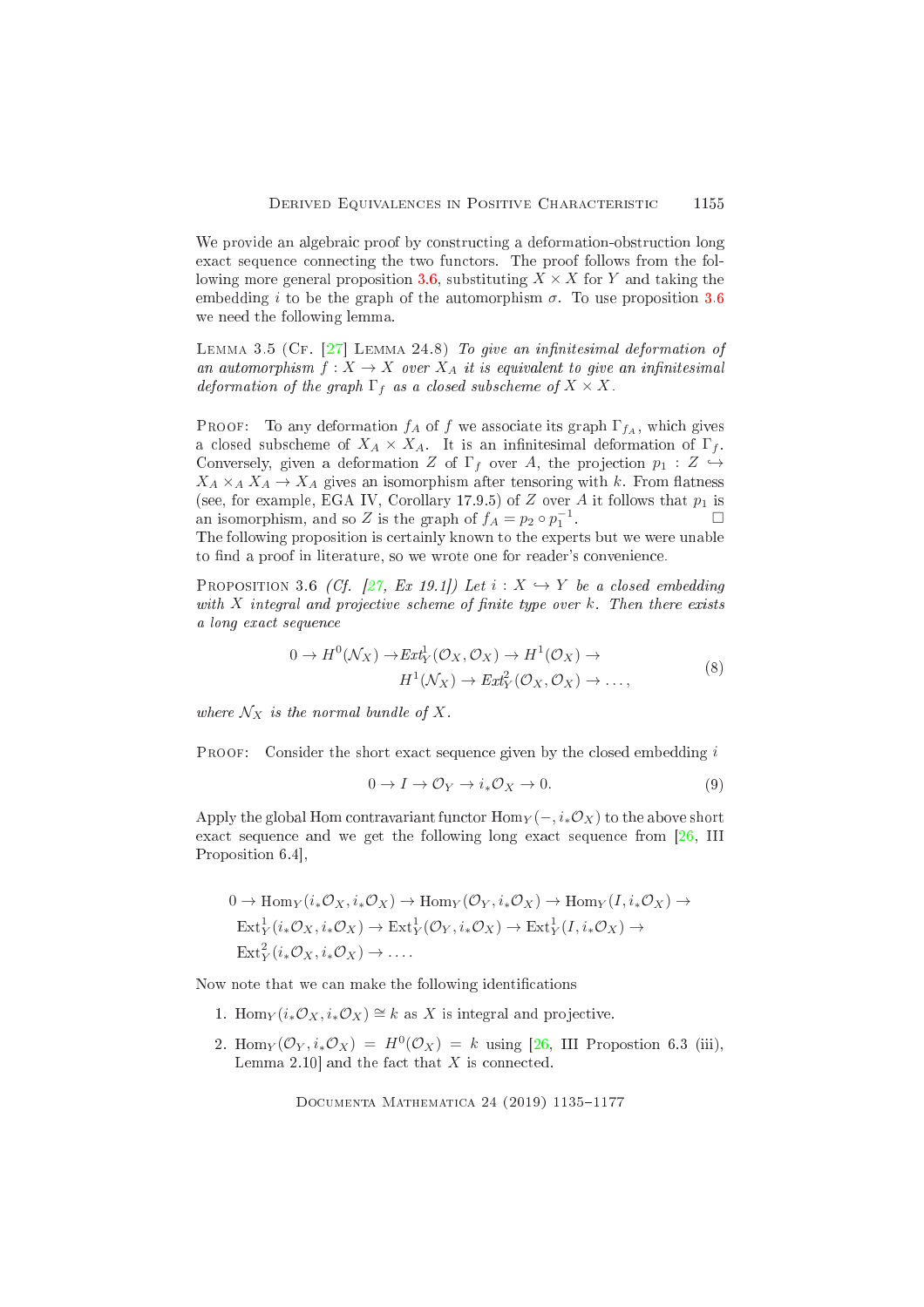We provide an algebraic proof by constructing a deformation-obstruction long exact sequence connecting the two functors. The proof follows from the following more general proposition 3.6, substituting $X \times X$ for $Y$ and taking the embedding $i$ to be the graph of the automorphism $\sigma$. To use proposition 3.6 we need the following lemma.

**Lemma 3.5** (Cf. [27] Lemma 24.8) *To give an infinitesimal deformation of an automorphism $f : X \to X$ over $X_A$ it is equivalent to give an infinitesimal deformation of the graph $\Gamma_f$ as a closed subscheme of $X \times X$.*

Proof: To any deformation $f_A$ of $f$ we associate its graph $\Gamma_{f_A}$, which gives a closed subscheme of $X_A \times X_A$. It is an infinitesimal deformation of $\Gamma_f$. Conversely, given a deformation $Z$ of $\Gamma_f$ over $A$, the projection $p_1 : Z \hookrightarrow X_A \times_A X_A \to X_A$ gives an isomorphism after tensoring with $k$. From flatness (see, for example, EGA IV, Corollary 17.9.5) of $Z$ over $A$ it follows that $p_1$ is an isomorphism, and so $Z$ is the graph of $f_A = p_2 \circ p_1^{-1}$. □

The following proposition is certainly known to the experts but we were unable to find a proof in literature, so we wrote one for reader's convenience.

**Proposition 3.6** *(Cf. [27, Ex 19.1]) Let $i : X \hookrightarrow Y$ be a closed embedding with $X$ integral and projective scheme of finite type over $k$. Then there exists a long exact sequence*

$$0 \to H^0(\mathcal{N}_X) \to Ext^1_Y(\mathcal{O}_X, \mathcal{O}_X) \to H^1(\mathcal{O}_X) \to \\ H^1(\mathcal{N}_X) \to Ext^2_Y(\mathcal{O}_X, \mathcal{O}_X) \to \dots, \tag{8}$$

*where $\mathcal{N}_X$ is the normal bundle of $X$.*

Proof: Consider the short exact sequence given by the closed embedding $i$

$$0 \to I \to \mathcal{O}_Y \to i_*\mathcal{O}_X \to 0. \tag{9}$$

Apply the global Hom contravariant functor $\mathrm{Hom}_Y(-, i_*\mathcal{O}_X)$ to the above short exact sequence and we get the following long exact sequence from [26, III Proposition 6.4],

$$\begin{aligned} &0 \to \mathrm{Hom}_Y(i_*\mathcal{O}_X, i_*\mathcal{O}_X) \to \mathrm{Hom}_Y(\mathcal{O}_Y, i_*\mathcal{O}_X) \to \mathrm{Hom}_Y(I, i_*\mathcal{O}_X) \to \\ &\mathrm{Ext}^1_Y(i_*\mathcal{O}_X, i_*\mathcal{O}_X) \to \mathrm{Ext}^1_Y(\mathcal{O}_Y, i_*\mathcal{O}_X) \to \mathrm{Ext}^1_Y(I, i_*\mathcal{O}_X) \to \\ &\mathrm{Ext}^2_Y(i_*\mathcal{O}_X, i_*\mathcal{O}_X) \to \dots . \end{aligned}$$

Now note that we can make the following identifications

1. $\mathrm{Hom}_Y(i_*\mathcal{O}_X, i_*\mathcal{O}_X) \cong k$ as $X$ is integral and projective.
2. $\mathrm{Hom}_Y(\mathcal{O}_Y, i_*\mathcal{O}_X) = H^0(\mathcal{O}_X) = k$ using [26, III Propostion 6.3 (iii), Lemma 2.10] and the fact that $X$ is connected.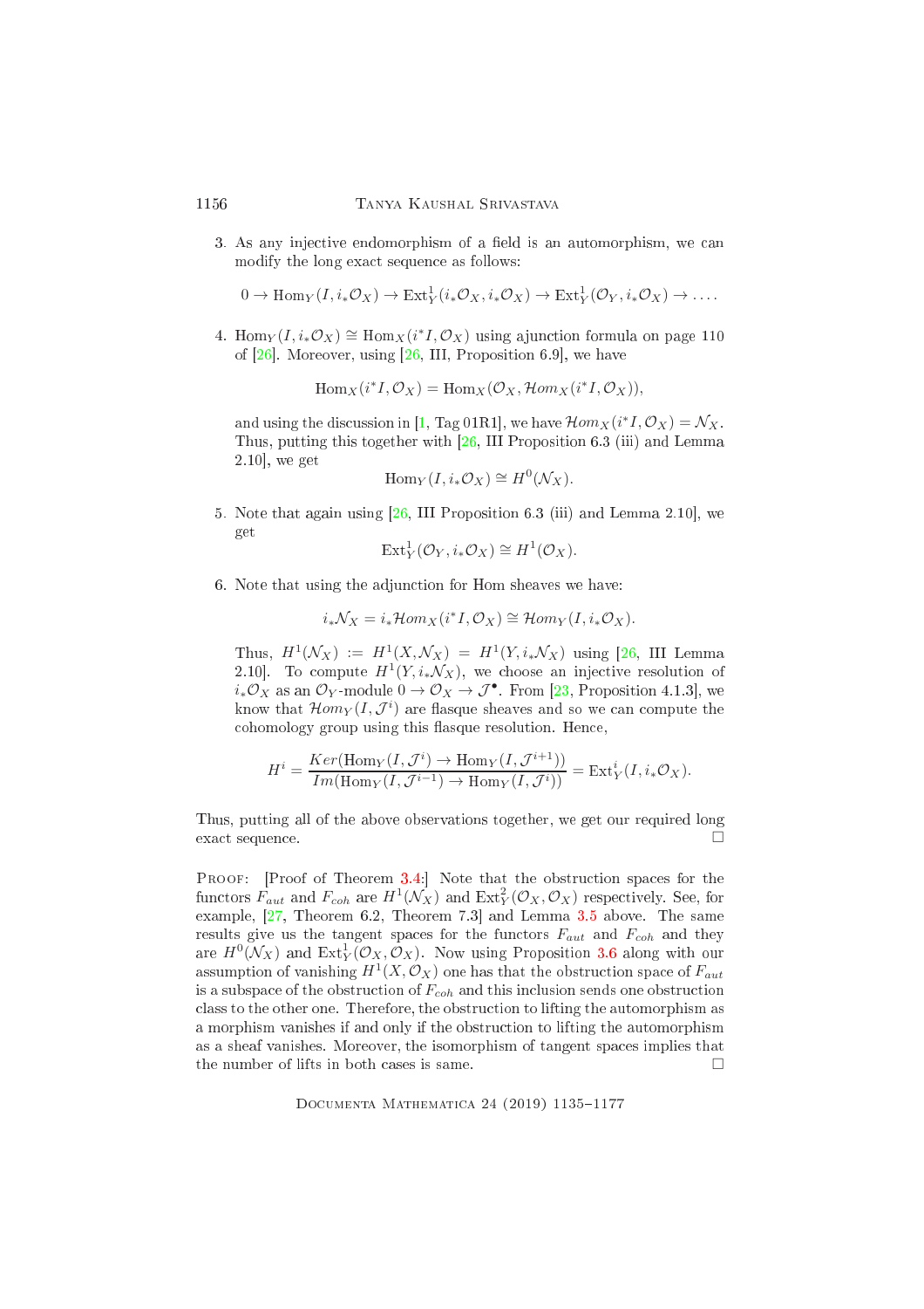3. As any injective endomorphism of a field is an automorphism, we can modify the long exact sequence as follows:

$$0 \to \mathrm{Hom}_Y(I, i_*\mathcal{O}_X) \to \mathrm{Ext}^1_Y(i_*\mathcal{O}_X, i_*\mathcal{O}_X) \to \mathrm{Ext}^1_Y(\mathcal{O}_Y, i_*\mathcal{O}_X) \to \dots.$$

4. $\mathrm{Hom}_Y(I, i_*\mathcal{O}_X) \cong \mathrm{Hom}_X(i^*I, \mathcal{O}_X)$ using ajunction formula on page 110 of [26]. Moreover, using [26, III, Proposition 6.9], we have

$$\mathrm{Hom}_X(i^*I, \mathcal{O}_X) = \mathrm{Hom}_X(\mathcal{O}_X, \mathcal{H}om_X(i^*I, \mathcal{O}_X)),$$

and using the discussion in [1, Tag 01R1], we have $\mathcal{H}om_X(i^*I, \mathcal{O}_X) = \mathcal{N}_X$. Thus, putting this together with [26, III Proposition 6.3 (iii) and Lemma 2.10], we get

$$\mathrm{Hom}_Y(I, i_*\mathcal{O}_X) \cong H^0(\mathcal{N}_X).$$

5. Note that again using [26, III Proposition 6.3 (iii) and Lemma 2.10], we get

$$\mathrm{Ext}^1_Y(\mathcal{O}_Y, i_*\mathcal{O}_X) \cong H^1(\mathcal{O}_X).$$

6. Note that using the adjunction for Hom sheaves we have:

$$i_*\mathcal{N}_X = i_*\mathcal{H}om_X(i^*I, \mathcal{O}_X) \cong \mathcal{H}om_Y(I, i_*\mathcal{O}_X).$$

Thus, $H^1(\mathcal{N}_X) := H^1(X, \mathcal{N}_X) = H^1(Y, i_*\mathcal{N}_X)$ using [26, III Lemma 2.10]. To compute $H^1(Y, i_*\mathcal{N}_X)$, we choose an injective resolution of $i_*\mathcal{O}_X$ as an $\mathcal{O}_Y$-module $0 \to \mathcal{O}_X \to \mathcal{J}^\bullet$. From [23, Proposition 4.1.3], we know that $\mathcal{H}om_Y(I, \mathcal{J}^i)$ are flasque sheaves and so we can compute the cohomology group using this flasque resolution. Hence,

$$H^i = \frac{Ker(\mathrm{Hom}_Y(I, \mathcal{J}^i) \to \mathrm{Hom}_Y(I, \mathcal{J}^{i+1}))}{Im(\mathrm{Hom}_Y(I, \mathcal{J}^{i-1}) \to \mathrm{Hom}_Y(I, \mathcal{J}^i))} = \mathrm{Ext}^i_Y(I, i_*\mathcal{O}_X).$$

Thus, putting all of the above observations together, we get our required long exact sequence. □

Proof: [Proof of Theorem 3.4:] Note that the obstruction spaces for the functors $F_{aut}$ and $F_{coh}$ are $H^1(\mathcal{N}_X)$ and $\mathrm{Ext}^2_Y(\mathcal{O}_X, \mathcal{O}_X)$ respectively. See, for example, [27, Theorem 6.2, Theorem 7.3] and Lemma 3.5 above. The same results give us the tangent spaces for the functors $F_{aut}$ and $F_{coh}$ and they are $H^0(\mathcal{N}_X)$ and $\mathrm{Ext}^1_Y(\mathcal{O}_X, \mathcal{O}_X)$. Now using Proposition 3.6 along with our assumption of vanishing $H^1(X, \mathcal{O}_X)$ one has that the obstruction space of $F_{aut}$ is a subspace of the obstruction of $F_{coh}$ and this inclusion sends one obstruction class to the other one. Therefore, the obstruction to lifting the automorphism as a morphism vanishes if and only if the obstruction to lifting the automorphism as a sheaf vanishes. Moreover, the isomorphism of tangent spaces implies that the number of lifts in both cases is same. □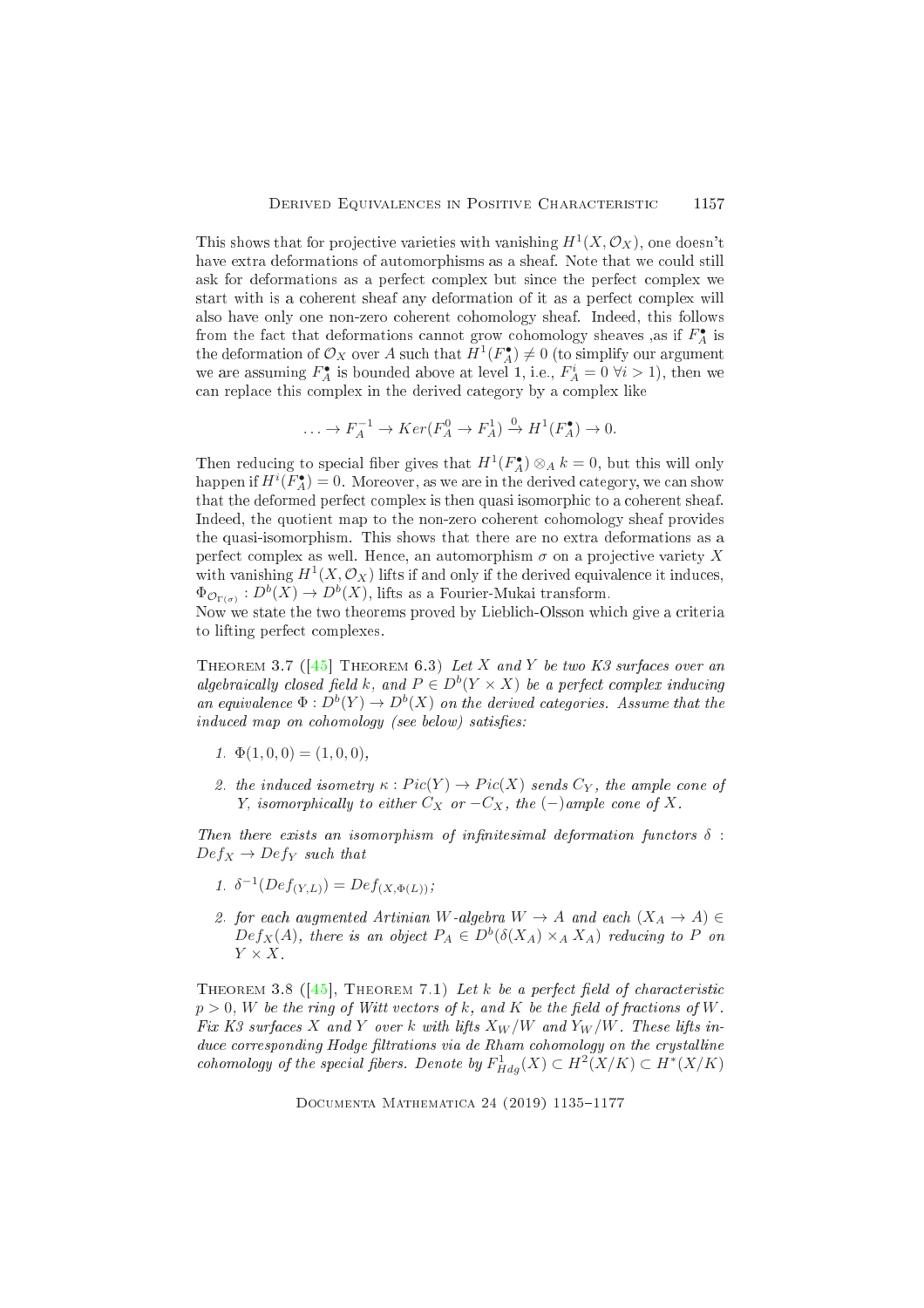This shows that for projective varieties with vanishing $H^1(X, \mathcal{O}_X)$, one doesn't have extra deformations of automorphisms as a sheaf. Note that we could still ask for deformations as a perfect complex but since the perfect complex we start with is a coherent sheaf any deformation of it as a perfect complex will also have only one non-zero coherent cohomology sheaf. Indeed, this follows from the fact that deformations cannot grow cohomology sheaves ,as if $F_A^\bullet$ is the deformation of $\mathcal{O}_X$ over $A$ such that $H^1(F_A^\bullet) \neq 0$ (to simplify our argument we are assuming $F_A^\bullet$ is bounded above at level 1, i.e., $F_A^i = 0 \ \forall i > 1$), then we can replace this complex in the derived category by a complex like

$$\ldots \to F_A^{-1} \to Ker(F_A^0 \to F_A^1) \xrightarrow{0} H^1(F_A^\bullet) \to 0.$$

Then reducing to special fiber gives that $H^1(F_A^\bullet) \otimes_A k = 0$, but this will only happen if $H^i(F_A^\bullet) = 0$. Moreover, as we are in the derived category, we can show that the deformed perfect complex is then quasi isomorphic to a coherent sheaf. Indeed, the quotient map to the non-zero coherent cohomology sheaf provides the quasi-isomorphism. This shows that there are no extra deformations as a perfect complex as well. Hence, an automorphism $\sigma$ on a projective variety $X$ with vanishing $H^1(X, \mathcal{O}_X)$ lifts if and only if the derived equivalence it induces, $\Phi_{\mathcal{O}_{\Gamma(\sigma)}} : D^b(X) \to D^b(X)$, lifts as a Fourier-Mukai transform.

Now we state the two theorems proved by Lieblich-Olsson which give a criteria to lifting perfect complexes.

Theorem 3.7 ([45] Theorem 6.3) *Let $X$ and $Y$ be two K3 surfaces over an algebraically closed field $k$, and $P \in D^b(Y \times X)$ be a perfect complex inducing an equivalence $\Phi : D^b(Y) \to D^b(X)$ on the derived categories. Assume that the induced map on cohomology (see below) satisfies:*

1. *$\Phi(1, 0, 0) = (1, 0, 0)$,*
2. *the induced isometry $\kappa : Pic(Y) \to Pic(X)$ sends $C_Y$, the ample cone of $Y$, isomorphically to either $C_X$ or $-C_X$, the $(-)$ample cone of $X$.*

*Then there exists an isomorphism of infinitesimal deformation functors $\delta : Def_X \to Def_Y$ such that*

1. *$\delta^{-1}(Def_{(Y,L)}) = Def_{(X,\Phi(L))}$;*
2. *for each augmented Artinian $W$-algebra $W \to A$ and each $(X_A \to A) \in Def_X(A)$, there is an object $P_A \in D^b(\delta(X_A) \times_A X_A)$ reducing to $P$ on $Y \times X$.*

Theorem 3.8 ([45], Theorem 7.1) *Let $k$ be a perfect field of characteristic $p > 0$, $W$ be the ring of Witt vectors of $k$, and $K$ be the field of fractions of $W$. Fix K3 surfaces $X$ and $Y$ over $k$ with lifts $X_W/W$ and $Y_W/W$. These lifts induce corresponding Hodge filtrations via de Rham cohomology on the crystalline cohomology of the special fibers. Denote by $F^1_{Hdg}(X) \subset H^2(X/K) \subset H^*(X/K)$*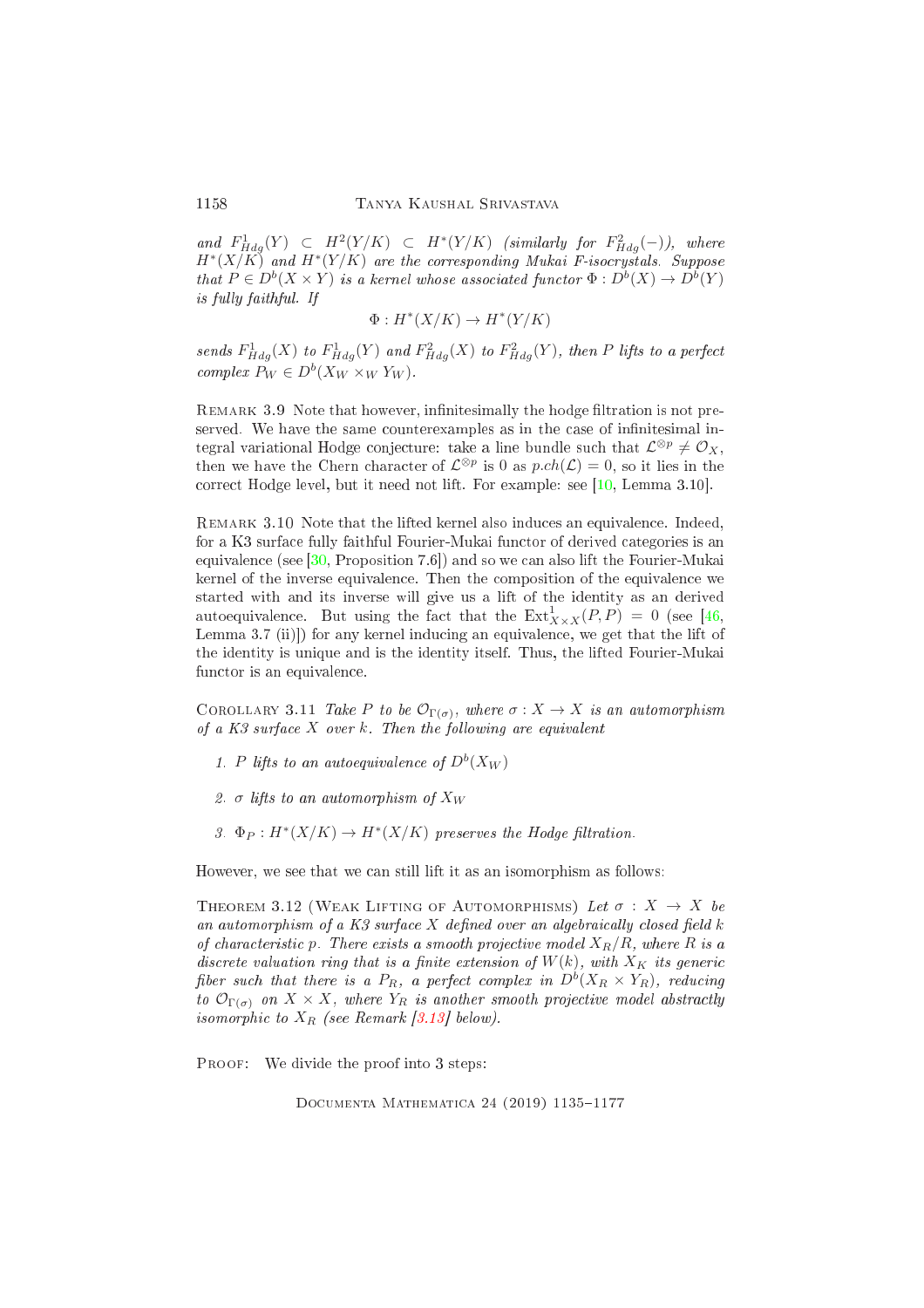*and $F^1_{Hdg}(Y) \subset H^2(Y/K) \subset H^*(Y/K)$ (similarly for $F^2_{Hdg}(-)$), where $H^*(X/K)$ and $H^*(Y/K)$ are the corresponding Mukai F-isocrystals. Suppose that $P \in D^b(X \times Y)$ is a kernel whose associated functor $\Phi : D^b(X) \to D^b(Y)$ is fully faithful. If*

$$\Phi : H^*(X/K) \to H^*(Y/K)$$

*sends $F^1_{Hdg}(X)$ to $F^1_{Hdg}(Y)$ and $F^2_{Hdg}(X)$ to $F^2_{Hdg}(Y)$, then $P$ lifts to a perfect complex $P_W \in D^b(X_W \times_W Y_W)$.*

Remark 3.9 Note that however, infinitesimally the hodge filtration is not preserved. We have the same counterexamples as in the case of infinitesimal integral variational Hodge conjecture: take a line bundle such that $\mathcal{L}^{\otimes p} \neq \mathcal{O}_X$, then we have the Chern character of $\mathcal{L}^{\otimes p}$ is 0 as $p.ch(\mathcal{L}) = 0$, so it lies in the correct Hodge level, but it need not lift. For example: see [10, Lemma 3.10].

Remark 3.10 Note that the lifted kernel also induces an equivalence. Indeed, for a K3 surface fully faithful Fourier-Mukai functor of derived categories is an equivalence (see [30, Proposition 7.6]) and so we can also lift the Fourier-Mukai kernel of the inverse equivalence. Then the composition of the equivalence we started with and its inverse will give us a lift of the identity as an derived autoequivalence. But using the fact that the $\mathrm{Ext}^1_{X \times X}(P, P) = 0$ (see [46, Lemma 3.7 (ii)]) for any kernel inducing an equivalence, we get that the lift of the identity is unique and is the identity itself. Thus, the lifted Fourier-Mukai functor is an equivalence.

Corollary 3.11 *Take $P$ to be $\mathcal{O}_{\Gamma(\sigma)}$, where $\sigma : X \to X$ is an automorphism of a K3 surface $X$ over $k$. Then the following are equivalent*

1. *$P$ lifts to an autoequivalence of $D^b(X_W)$*
2. *$\sigma$ lifts to an automorphism of $X_W$*
3. *$\Phi_P : H^*(X/K) \to H^*(X/K)$ preserves the Hodge filtration.*

However, we see that we can still lift it as an isomorphism as follows:

Theorem 3.12 (Weak Lifting of Automorphisms) *Let $\sigma : X \to X$ be an automorphism of a K3 surface $X$ defined over an algebraically closed field $k$ of characteristic $p$. There exists a smooth projective model $X_R/R$, where $R$ is a discrete valuation ring that is a finite extension of $W(k)$, with $X_K$ its generic fiber such that there is a $P_R$, a perfect complex in $D^b(X_R \times Y_R)$, reducing to $\mathcal{O}_{\Gamma(\sigma)}$ on $X \times X$, where $Y_R$ is another smooth projective model abstractly isomorphic to $X_R$ (see Remark [3.13] below).*

Proof: We divide the proof into 3 steps: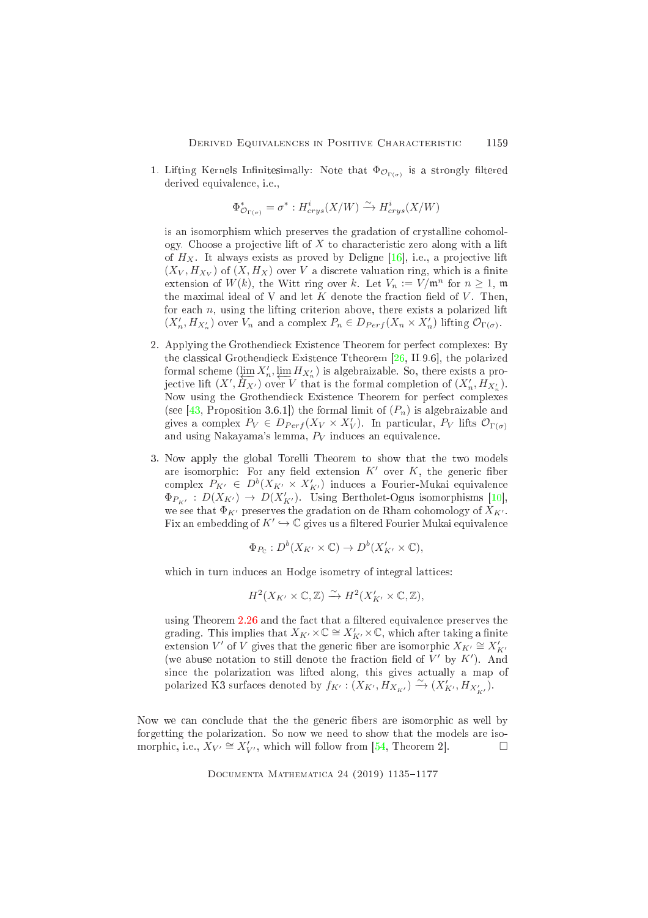1. Lifting Kernels Infinitesimally: Note that $\Phi_{\mathcal{O}_{\Gamma(\sigma)}}$ is a strongly filtered derived equivalence, i.e.,

$$\Phi^*_{\mathcal{O}_{\Gamma(\sigma)}} = \sigma^* : H^i_{crys}(X/W) \xrightarrow{\sim} H^i_{crys}(X/W)$$

is an isomorphism which preserves the gradation of crystalline cohomology. Choose a projective lift of $X$ to characteristic zero along with a lift of $H_X$. It always exists as proved by Deligne [16], i.e., a projective lift $(X_V, H_{X_V})$ of $(X, H_X)$ over $V$ a discrete valuation ring, which is a finite extension of $W(k)$, the Witt ring over $k$. Let $V_n := V/\mathfrak{m}^n$ for $n \geq 1$, $\mathfrak{m}$ the maximal ideal of V and let $K$ denote the fraction field of $V$. Then, for each $n$, using the lifting criterion above, there exists a polarized lift $(X'_n, H_{X'_n})$ over $V_n$ and a complex $P_n \in D_{Perf}(X_n \times X'_n)$ lifting $\mathcal{O}_{\Gamma(\sigma)}$.

2. Applying the Grothendieck Existence Theorem for perfect complexes: By the classical Grothendieck Existence Ttheorem [26, II.9.6], the polarized formal scheme $(\varprojlim X'_n, \varprojlim H_{X'_n})$ is algebraizable. So, there exists a projective lift $(X', H_{X'})$ over $V$ that is the formal completion of $(X'_n, H_{X'_n})$. Now using the Grothendieck Existence Theorem for perfect complexes (see [43, Proposition 3.6.1]) the formal limit of $(P_n)$ is algebraizable and gives a complex $P_V \in D_{Perf}(X_V \times X'_V)$. In particular, $P_V$ lifts $\mathcal{O}_{\Gamma(\sigma)}$ and using Nakayama's lemma, $P_V$ induces an equivalence.

3. Now apply the global Torelli Theorem to show that the two models are isomorphic: For any field extension $K'$ over $K$, the generic fiber complex $P_{K'} \in D^b(X_{K'} \times X'_{K'})$ induces a Fourier-Mukai equivalence $\Phi_{P_{K'}} : D(X_{K'}) \to D(X'_{K'})$. Using Bertholet-Ogus isomorphisms [10], we see that $\Phi_{K'}$ preserves the gradation on de Rham cohomology of $X_{K'}$. Fix an embedding of $K' \hookrightarrow \mathbb{C}$ gives us a filtered Fourier Mukai equivalence

$$\Phi_{P_{\mathbb{C}}} : D^b(X_{K'} \times \mathbb{C}) \to D^b(X'_{K'} \times \mathbb{C}),$$

which in turn induces an Hodge isometry of integral lattices:

$$H^2(X_{K'} \times \mathbb{C}, \mathbb{Z}) \xrightarrow{\sim} H^2(X'_{K'} \times \mathbb{C}, \mathbb{Z}),$$

using Theorem 2.26 and the fact that a filtered equivalence preserves the grading. This implies that $X_{K'} \times \mathbb{C} \cong X'_{K'} \times \mathbb{C}$, which after taking a finite extension $V'$ of $V$ gives that the generic fiber are isomorphic $X_{K'} \cong X'_{K'}$ (we abuse notation to still denote the fraction field of $V'$ by $K'$). And since the polarization was lifted along, this gives actually a map of polarized K3 surfaces denoted by $f_{K'} : (X_{K'}, H_{X_{K'}}) \xrightarrow{\sim} (X'_{K'}, H_{X'_{K'}})$.

Now we can conclude that the the generic fibers are isomorphic as well by forgetting the polarization. So now we need to show that the models are isomorphic, i.e., $X_{V'} \cong X'_{V'}$, which will follow from [54, Theorem 2]. □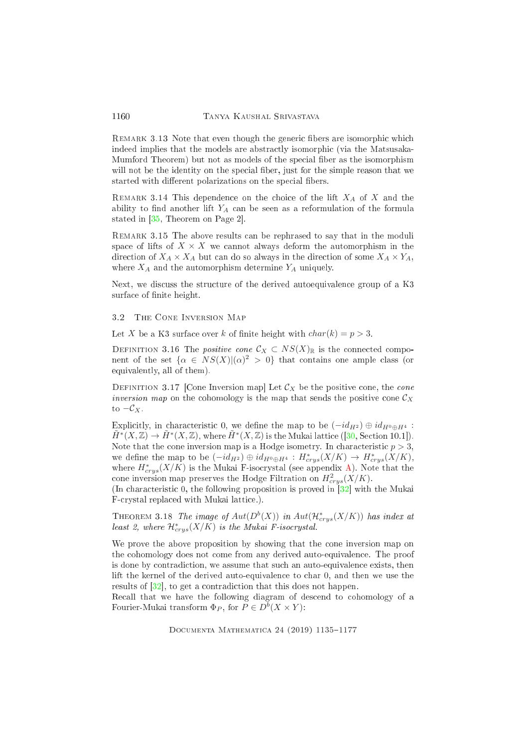Remark 3.13 Note that even though the generic fibers are isomorphic which indeed implies that the models are abstractly isomorphic (via the Matsusaka-Mumford Theorem) but not as models of the special fiber as the isomorphism will not be the identity on the special fiber, just for the simple reason that we started with different polarizations on the special fibers.

Remark 3.14 This dependence on the choice of the lift $X_A$ of $X$ and the ability to find another lift $Y_A$ can be seen as a reformulation of the formula stated in [35, Theorem on Page 2].

Remark 3.15 The above results can be rephrased to say that in the moduli space of lifts of $X \times X$ we cannot always deform the automorphism in the direction of $X_A \times X_A$ but can do so always in the direction of some $X_A \times Y_A$, where $X_A$ and the automorphism determine $Y_A$ uniquely.

Next, we discuss the structure of the derived autoequivalence group of a K3 surface of finite height.

## 3.2 The Cone Inversion Map

Let $X$ be a K3 surface over $k$ of finite height with $char(k) = p > 3$.

Definition 3.16 The *positive cone* $\mathcal{C}_X \subset NS(X)_{\mathbb{R}}$ is the connected component of the set $\{\alpha \in NS(X) | (\alpha)^2 > 0\}$ that contains one ample class (or equivalently, all of them).

Definition 3.17 [Cone Inversion map] Let $\mathcal{C}_X$ be the positive cone, the *cone inversion map* on the cohomology is the map that sends the positive cone $\mathcal{C}_X$ to $-\mathcal{C}_X$.

Explicitly, in characteristic 0, we define the map to be $(-id_{H^2}) \oplus id_{H^0 \oplus H^4} : \tilde{H}^*(X, \mathbb{Z}) \to \tilde{H}^*(X, \mathbb{Z})$, where $\tilde{H}^*(X, \mathbb{Z})$ is the Mukai lattice ([30, Section 10.1]). Note that the cone inversion map is a Hodge isometry. In characteristic $p > 3$, we define the map to be $(-id_{H^2}) \oplus id_{H^0 \oplus H^4} : H^*_{crys}(X/K) \to H^*_{crys}(X/K)$, where $H^*_{crys}(X/K)$ is the Mukai F-isocrystal (see appendix A). Note that the cone inversion map preserves the Hodge Filtration on $H^2_{crys}(X/K)$.
(In characteristic 0, the following proposition is proved in [32] with the Mukai F-crystal replaced with Mukai lattice.).

Theorem 3.18 *The image of $Aut(D^b(X))$ in $Aut(\mathcal{H}^*_{crys}(X/K))$ has index at least 2, where $\mathcal{H}^*_{crys}(X/K)$ is the Mukai F-isocrystal.*

We prove the above proposition by showing that the cone inversion map on the cohomology does not come from any derived auto-equivalence. The proof is done by contradiction, we assume that such an auto-equivalence exists, then lift the kernel of the derived auto-equivalence to char 0, and then we use the results of [32], to get a contradiction that this does not happen.
Recall that we have the following diagram of descend to cohomology of a Fourier-Mukai transform $\Phi_P$, for $P \in D^b(X \times Y)$: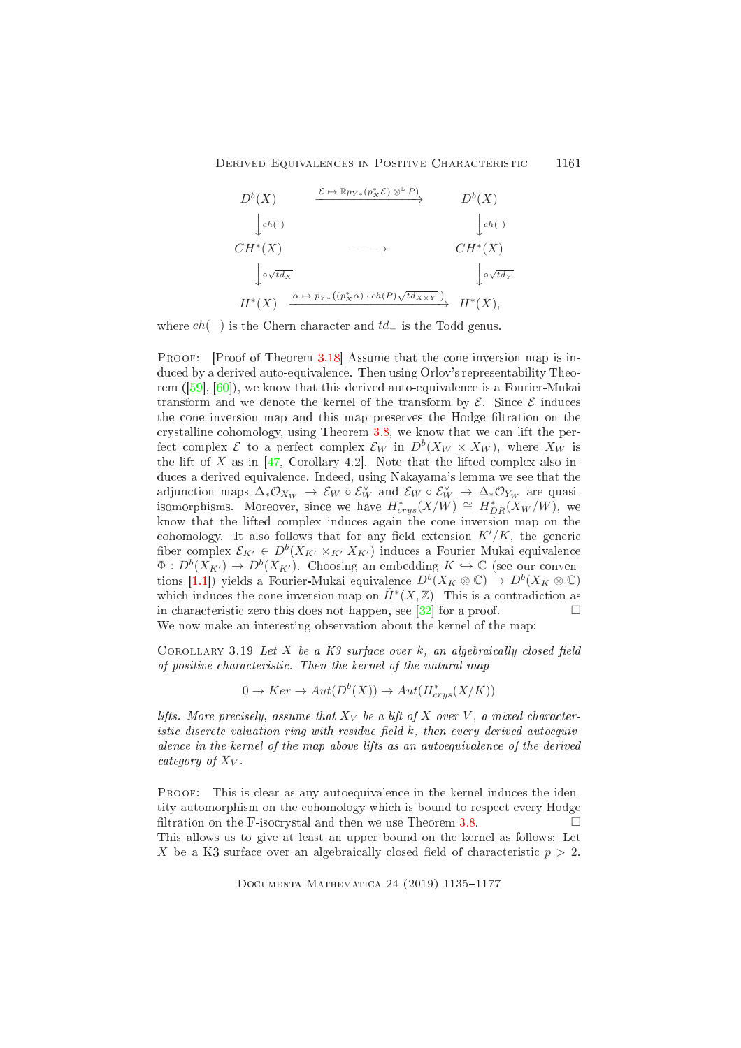$$
\begin{array}{ccc}
D^b(X) & \xrightarrow{\mathcal{E} \mapsto \mathbb{R}p_{Y*}(p_X^*\mathcal{E}) \otimes^{\mathbb{L}} P)} & D^b(X) \\
\Big\downarrow{\scriptstyle ch(\ )} & & \Big\downarrow{\scriptstyle ch(\ )} \\
CH^*(X) & \longrightarrow & CH^*(X) \\
\Big\downarrow{\scriptstyle \circ\sqrt{td_X}} & & \Big\downarrow{\scriptstyle \circ\sqrt{td_Y}} \\
H^*(X) & \xrightarrow{\alpha \mapsto p_{Y*}\left((p_X^*\alpha)\cdot ch(P)\sqrt{td_{X\times Y}}\ \right)} & H^*(X),
\end{array}
$$

where $ch(-)$ is the Chern character and $td_{-}$ is the Todd genus.

Proof: [Proof of Theorem 3.18] Assume that the cone inversion map is induced by a derived auto-equivalence. Then using Orlov's representability Theorem ([59], [60]), we know that this derived auto-equivalence is a Fourier-Mukai transform and we denote the kernel of the transform by $\mathcal{E}$. Since $\mathcal{E}$ induces the cone inversion map and this map preserves the Hodge filtration on the crystalline cohomology, using Theorem 3.8, we know that we can lift the perfect complex $\mathcal{E}$ to a perfect complex $\mathcal{E}_W$ in $D^b(X_W \times X_W)$, where $X_W$ is the lift of $X$ as in [47, Corollary 4.2]. Note that the lifted complex also induces a derived equivalence. Indeed, using Nakayama's lemma we see that the adjunction maps $\Delta_*\mathcal{O}_{X_W} \to \mathcal{E}_W \circ \mathcal{E}_W^\vee$ and $\mathcal{E}_W \circ \mathcal{E}_W^\vee \to \Delta_*\mathcal{O}_{Y_W}$ are quasi-isomorphisms. Moreover, since we have $H^*_{crys}(X/W) \cong H^*_{DR}(X_W/W)$, we know that the lifted complex induces again the cone inversion map on the cohomology. It also follows that for any field extension $K'/K$, the generic fiber complex $\mathcal{E}_{K'} \in D^b(X_{K'} \times_{K'} X_{K'})$ induces a Fourier Mukai equivalence $\Phi : D^b(X_{K'}) \to D^b(X_{K'})$. Choosing an embedding $K \hookrightarrow \mathbb{C}$ (see our conventions [1.1]) yields a Fourier-Mukai equivalence $D^b(X_K \otimes \mathbb{C}) \to D^b(X_K \otimes \mathbb{C})$ which induces the cone inversion map on $\tilde{H}^*(X, \mathbb{Z})$. This is a contradiction as in characteristic zero this does not happen, see [32] for a proof. $\square$

We now make an interesting observation about the kernel of the map:

Corollary 3.19 *Let $X$ be a K3 surface over $k$, an algebraically closed field of positive characteristic. Then the kernel of the natural map*

$$0 \to Ker \to Aut(D^b(X)) \to Aut(H^*_{crys}(X/K))$$

*lifts. More precisely, assume that $X_V$ be a lift of $X$ over $V$, a mixed characteristic discrete valuation ring with residue field $k$, then every derived autoequivalence in the kernel of the map above lifts as an autoequivalence of the derived category of $X_V$.*

Proof: This is clear as any autoequivalence in the kernel induces the identity automorphism on the cohomology which is bound to respect every Hodge filtration on the F-isocrystal and then we use Theorem 3.8. $\square$

This allows us to give at least an upper bound on the kernel as follows: Let $X$ be a K3 surface over an algebraically closed field of characteristic $p > 2$.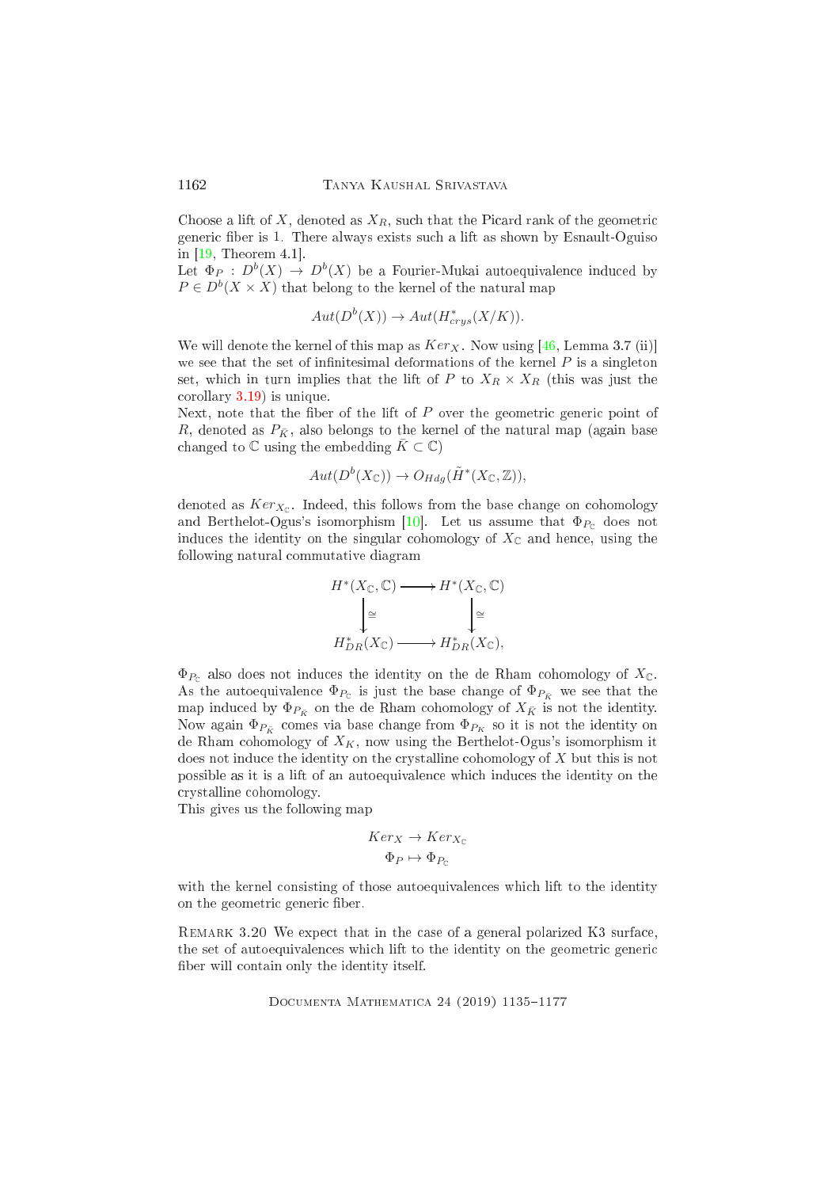Choose a lift of $X$, denoted as $X_R$, such that the Picard rank of the geometric generic fiber is 1. There always exists such a lift as shown by Esnault-Oguiso in [19, Theorem 4.1].
Let $\Phi_P : D^b(X) \to D^b(X)$ be a Fourier-Mukai autoequivalence induced by $P \in D^b(X \times X)$ that belong to the kernel of the natural map

$$Aut(D^b(X)) \to Aut(H^*_{crys}(X/K)).$$

We will denote the kernel of this map as $Ker_X$. Now using [46, Lemma 3.7 (ii)] we see that the set of infinitesimal deformations of the kernel $P$ is a singleton set, which in turn implies that the lift of $P$ to $X_R \times X_R$ (this was just the corollary 3.19) is unique.
Next, note that the fiber of the lift of $P$ over the geometric generic point of $R$, denoted as $P_{\bar{K}}$, also belongs to the kernel of the natural map (again base changed to $\mathbb{C}$ using the embedding $\bar{K} \subset \mathbb{C}$)

$$Aut(D^b(X_{\mathbb{C}})) \to O_{Hdg}(\tilde{H}^*(X_{\mathbb{C}}, \mathbb{Z})),$$

denoted as $Ker_{X_{\mathbb{C}}}$. Indeed, this follows from the base change on cohomology and Berthelot-Ogus's isomorphism [10]. Let us assume that $\Phi_{P_{\mathbb{C}}}$ does not induces the identity on the singular cohomology of $X_{\mathbb{C}}$ and hence, using the following natural commutative diagram

$$\begin{array}{ccc} H^*(X_{\mathbb{C}}, \mathbb{C}) & \longrightarrow & H^*(X_{\mathbb{C}}, \mathbb{C}) \\ \downarrow \cong & & \downarrow \cong \\ H^*_{DR}(X_{\mathbb{C}}) & \longrightarrow & H^*_{DR}(X_{\mathbb{C}}), \end{array}$$

$\Phi_{P_{\mathbb{C}}}$ also does not induces the identity on the de Rham cohomology of $X_{\mathbb{C}}$. As the autoequivalence $\Phi_{P_{\mathbb{C}}}$ is just the base change of $\Phi_{P_{\bar{K}}}$ we see that the map induced by $\Phi_{P_{\bar{K}}}$ on the de Rham cohomology of $X_{\bar{K}}$ is not the identity. Now again $\Phi_{P_{\bar{K}}}$ comes via base change from $\Phi_{P_K}$ so it is not the identity on de Rham cohomology of $X_K$, now using the Berthelot-Ogus's isomorphism it does not induce the identity on the crystalline cohomology of $X$ but this is not possible as it is a lift of an autoequivalence which induces the identity on the crystalline cohomology.
This gives us the following map

$$Ker_X \to Ker_{X_{\mathbb{C}}}$$
$$\Phi_P \mapsto \Phi_{P_{\mathbb{C}}}$$

with the kernel consisting of those autoequivalences which lift to the identity on the geometric generic fiber.

Remark 3.20 We expect that in the case of a general polarized K3 surface, the set of autoequivalences which lift to the identity on the geometric generic fiber will contain only the identity itself.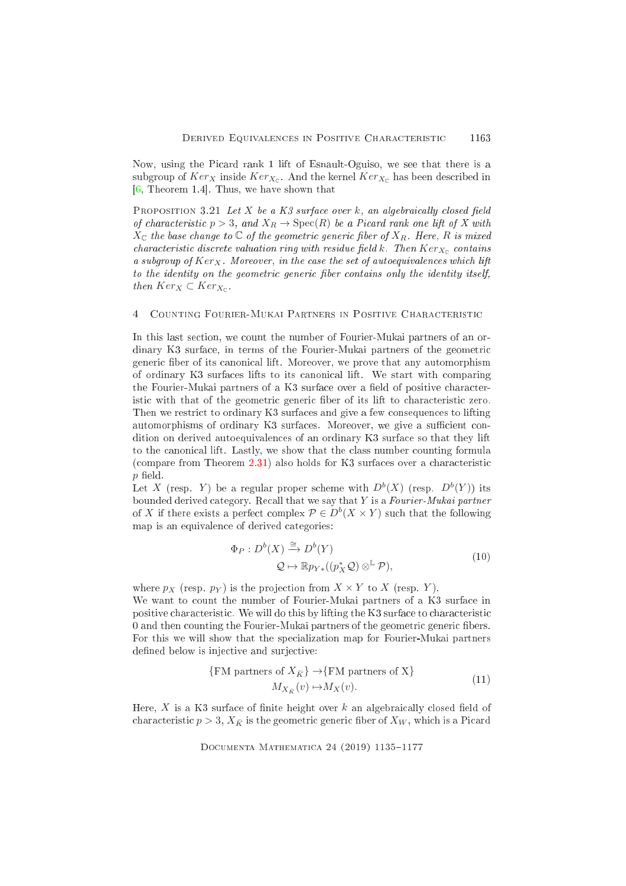Now, using the Picard rank 1 lift of Esnault-Oguiso, we see that there is a subgroup of $Ker_X$ inside $Ker_{X_\mathbb{C}}$. And the kernel $Ker_{X_\mathbb{C}}$ has been described in [6, Theorem 1.4]. Thus, we have shown that

Proposition 3.21 *Let $X$ be a K3 surface over $k$, an algebraically closed field of characteristic $p > 3$, and $X_R \to \operatorname{Spec}(R)$ be a Picard rank one lift of $X$ with $X_\mathbb{C}$ the base change to $\mathbb{C}$ of the geometric generic fiber of $X_R$. Here, $R$ is mixed characteristic discrete valuation ring with residue field $k$. Then $Ker_{X_\mathbb{C}}$ contains a subgroup of $Ker_X$. Moreover, in the case the set of autoequivalences which lift to the identity on the geometric generic fiber contains only the identity itself, then $Ker_X \subset Ker_{X_\mathbb{C}}$.*

## 4 Counting Fourier-Mukai Partners in Positive Characteristic

In this last section, we count the number of Fourier-Mukai partners of an ordinary K3 surface, in terms of the Fourier-Mukai partners of the geometric generic fiber of its canonical lift. Moreover, we prove that any automorphism of ordinary K3 surfaces lifts to its canonical lift. We start with comparing the Fourier-Mukai partners of a K3 surface over a field of positive characteristic with that of the geometric generic fiber of its lift to characteristic zero. Then we restrict to ordinary K3 surfaces and give a few consequences to lifting automorphisms of ordinary K3 surfaces. Moreover, we give a sufficient condition on derived autoequivalences of an ordinary K3 surface so that they lift to the canonical lift. Lastly, we show that the class number counting formula (compare from Theorem 2.31) also holds for K3 surfaces over a characteristic $p$ field.

Let $X$ (resp. $Y$) be a regular proper scheme with $D^b(X)$ (resp. $D^b(Y)$) its bounded derived category. Recall that we say that $Y$ is a *Fourier-Mukai partner* of $X$ if there exists a perfect complex $\mathcal{P} \in D^b(X \times Y)$ such that the following map is an equivalence of derived categories:

$$\begin{aligned} \Phi_P : D^b(X) &\xrightarrow{\cong} D^b(Y) \\ \mathcal{Q} &\mapsto \mathbb{R}p_{Y*}((p_X^*\mathcal{Q}) \otimes^{\mathbb{L}} \mathcal{P}), \end{aligned} \tag{10}$$

where $p_X$ (resp. $p_Y$) is the projection from $X \times Y$ to $X$ (resp. $Y$).

We want to count the number of Fourier-Mukai partners of a K3 surface in positive characteristic. We will do this by lifting the K3 surface to characteristic 0 and then counting the Fourier-Mukai partners of the geometric generic fibers. For this we will show that the specialization map for Fourier-Mukai partners defined below is injective and surjective:

$$\begin{aligned} \{\text{FM partners of } X_{\bar{K}}\} &\to \{\text{FM partners of X}\} \\ M_{X_{\bar{K}}}(v) &\mapsto M_X(v). \end{aligned} \tag{11}$$

Here, $X$ is a K3 surface of finite height over $k$ an algebraically closed field of characteristic $p > 3$, $X_{\bar{K}}$ is the geometric generic fiber of $X_W$, which is a Picard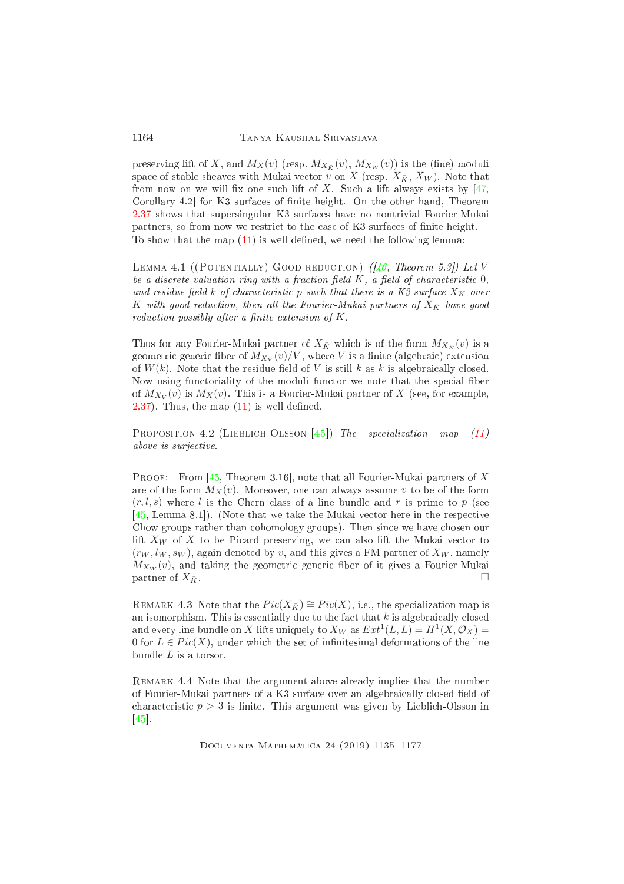preserving lift of $X$, and $M_X(v)$ (resp. $M_{X_{\bar{K}}}(v)$, $M_{X_W}(v)$) is the (fine) moduli space of stable sheaves with Mukai vector $v$ on $X$ (resp. $X_{\bar{K}}$, $X_W$). Note that from now on we will fix one such lift of $X$. Such a lift always exists by [47, Corollary 4.2] for K3 surfaces of finite height. On the other hand, Theorem 2.37 shows that supersingular K3 surfaces have no nontrivial Fourier-Mukai partners, so from now we restrict to the case of K3 surfaces of finite height. To show that the map (11) is well defined, we need the following lemma:

Lemma 4.1 ((Potentially) Good reduction) *([46, Theorem 5.3]) Let $V$ be a discrete valuation ring with a fraction field $K$, a field of characteristic $0$, and residue field $k$ of characteristic $p$ such that there is a K3 surface $X_K$ over $K$ with good reduction, then all the Fourier-Mukai partners of $X_{\bar{K}}$ have good reduction possibly after a finite extension of $K$.*

Thus for any Fourier-Mukai partner of $X_{\bar{K}}$ which is of the form $M_{X_{\bar{K}}}(v)$ is a geometric generic fiber of $M_{X_V}(v)/V$, where $V$ is a finite (algebraic) extension of $W(k)$. Note that the residue field of $V$ is still $k$ as $k$ is algebraically closed. Now using functoriality of the moduli functor we note that the special fiber of $M_{X_V}(v)$ is $M_X(v)$. This is a Fourier-Mukai partner of $X$ (see, for example, 2.37). Thus, the map (11) is well-defined.

Proposition 4.2 (Lieblich-Olsson [45]) *The specialization map (11) above is surjective.*

Proof: From [45, Theorem 3.16], note that all Fourier-Mukai partners of $X$ are of the form $M_X(v)$. Moreover, one can always assume $v$ to be of the form $(r, l, s)$ where $l$ is the Chern class of a line bundle and $r$ is prime to $p$ (see [45, Lemma 8.1]). (Note that we take the Mukai vector here in the respective Chow groups rather than cohomology groups). Then since we have chosen our lift $X_W$ of $X$ to be Picard preserving, we can also lift the Mukai vector to $(r_W, l_W, s_W)$, again denoted by $v$, and this gives a FM partner of $X_W$, namely $M_{X_W}(v)$, and taking the geometric generic fiber of it gives a Fourier-Mukai partner of $X_{\bar{K}}$. □

Remark 4.3 Note that the $Pic(X_{\bar{K}}) \cong Pic(X)$, i.e., the specialization map is an isomorphism. This is essentially due to the fact that $k$ is algebraically closed and every line bundle on $X$ lifts uniquely to $X_W$ as $Ext^1(L, L) = H^1(X, \mathcal{O}_X) = 0$ for $L \in Pic(X)$, under which the set of infinitesimal deformations of the line bundle $L$ is a torsor.

Remark 4.4 Note that the argument above already implies that the number of Fourier-Mukai partners of a K3 surface over an algebraically closed field of characteristic $p > 3$ is finite. This argument was given by Lieblich-Olsson in [45].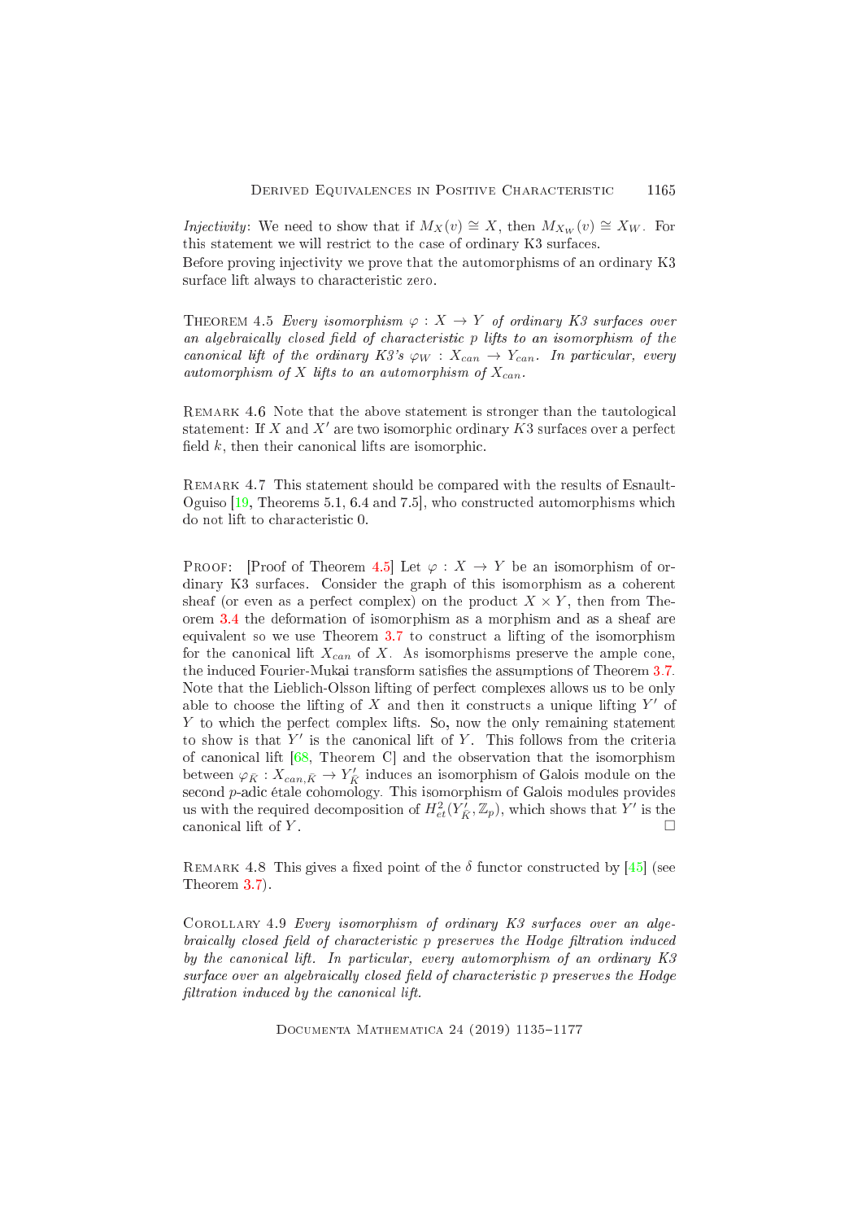*Injectivity*: We need to show that if $M_X(v) \cong X$, then $M_{X_W}(v) \cong X_W$. For this statement we will restrict to the case of ordinary K3 surfaces.
Before proving injectivity we prove that the automorphisms of an ordinary K3 surface lift always to characteristic zero.

Theorem 4.5 *Every isomorphism $\varphi : X \to Y$ of ordinary K3 surfaces over an algebraically closed field of characteristic $p$ lifts to an isomorphism of the canonical lift of the ordinary K3's $\varphi_W : X_{can} \to Y_{can}$. In particular, every automorphism of $X$ lifts to an automorphism of $X_{can}$.*

Remark 4.6 Note that the above statement is stronger than the tautological statement: If $X$ and $X'$ are two isomorphic ordinary $K3$ surfaces over a perfect field $k$, then their canonical lifts are isomorphic.

Remark 4.7 This statement should be compared with the results of Esnault-Oguiso [19, Theorems 5.1, 6.4 and 7.5], who constructed automorphisms which do not lift to characteristic 0.

Proof: [Proof of Theorem 4.5] Let $\varphi : X \to Y$ be an isomorphism of ordinary K3 surfaces. Consider the graph of this isomorphism as a coherent sheaf (or even as a perfect complex) on the product $X \times Y$, then from Theorem 3.4 the deformation of isomorphism as a morphism and as a sheaf are equivalent so we use Theorem 3.7 to construct a lifting of the isomorphism for the canonical lift $X_{can}$ of $X$. As isomorphisms preserve the ample cone, the induced Fourier-Mukai transform satisfies the assumptions of Theorem 3.7. Note that the Lieblich-Olsson lifting of perfect complexes allows us to be only able to choose the lifting of $X$ and then it constructs a unique lifting $Y'$ of $Y$ to which the perfect complex lifts. So, now the only remaining statement to show is that $Y'$ is the canonical lift of $Y$. This follows from the criteria of canonical lift [68, Theorem C] and the observation that the isomorphism between $\varphi_{\bar{K}} : X_{can,\bar{K}} \to Y'_{\bar{K}}$ induces an isomorphism of Galois module on the second $p$-adic étale cohomology. This isomorphism of Galois modules provides us with the required decomposition of $H^2_{et}(Y'_{\bar{K}}, \mathbb{Z}_p)$, which shows that $Y'$ is the canonical lift of $Y$. □

Remark 4.8 This gives a fixed point of the $\delta$ functor constructed by [45] (see Theorem 3.7).

Corollary 4.9 *Every isomorphism of ordinary K3 surfaces over an algebraically closed field of characteristic $p$ preserves the Hodge filtration induced by the canonical lift. In particular, every automorphism of an ordinary K3 surface over an algebraically closed field of characteristic $p$ preserves the Hodge filtration induced by the canonical lift.*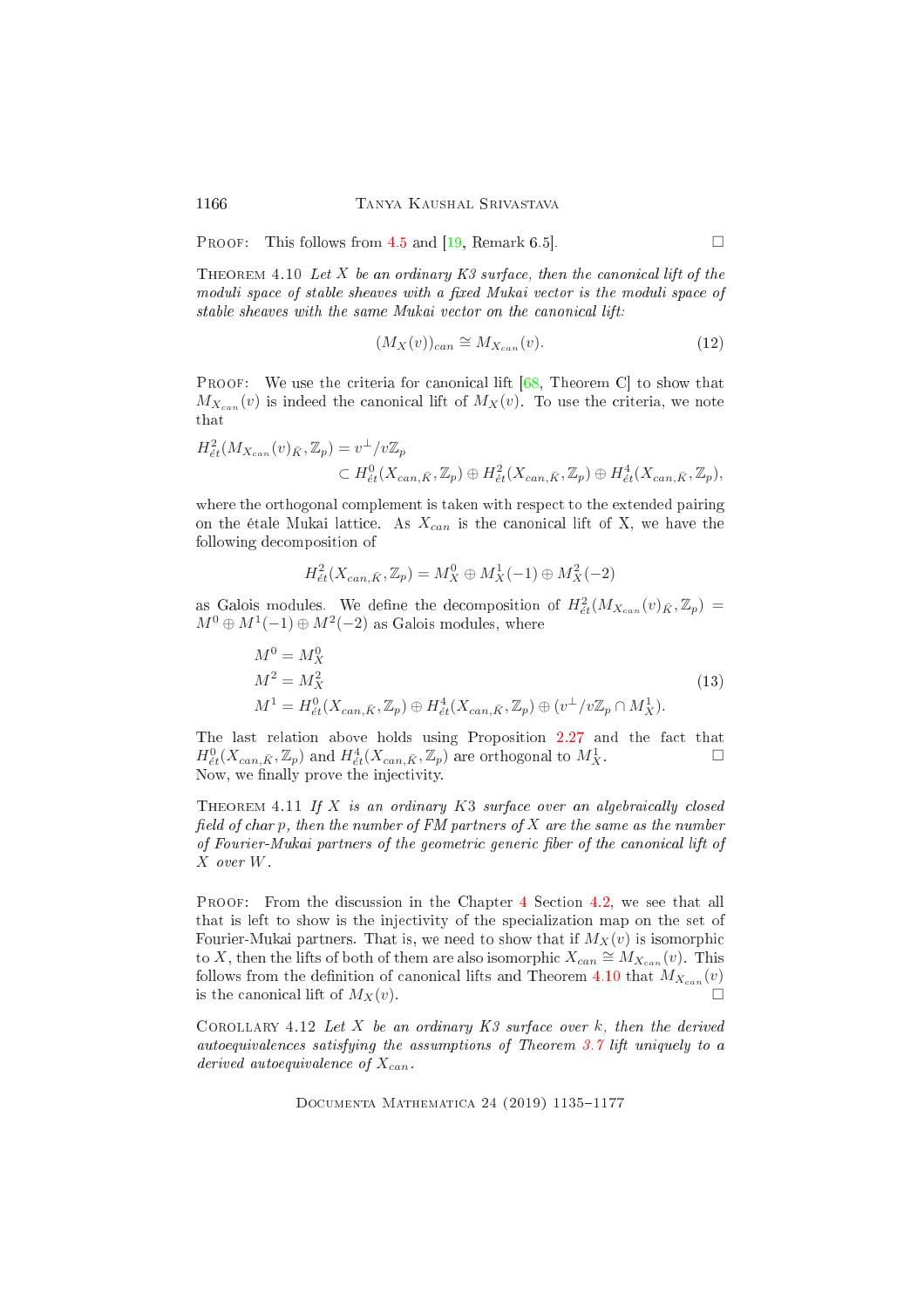Proof: This follows from 4.5 and [19, Remark 6.5]. □

Theorem 4.10 *Let $X$ be an ordinary K3 surface, then the canonical lift of the moduli space of stable sheaves with a fixed Mukai vector is the moduli space of stable sheaves with the same Mukai vector on the canonical lift:*

$$(M_X(v))_{can} \cong M_{X_{can}}(v). \tag{12}$$

Proof: We use the criteria for canonical lift [68, Theorem C] to show that $M_{X_{can}}(v)$ is indeed the canonical lift of $M_X(v)$. To use the criteria, we note that

$$H^2_{\acute{e}t}(M_{X_{can}}(v)_{\bar{K}}, \mathbb{Z}_p) = v^{\perp}/v\mathbb{Z}_p$$
$$\subset H^0_{\acute{e}t}(X_{can,\bar{K}}, \mathbb{Z}_p) \oplus H^2_{\acute{e}t}(X_{can,\bar{K}}, \mathbb{Z}_p) \oplus H^4_{\acute{e}t}(X_{can,\bar{K}}, \mathbb{Z}_p),$$

where the orthogonal complement is taken with respect to the extended pairing on the étale Mukai lattice. As $X_{can}$ is the canonical lift of X, we have the following decomposition of

$$H^2_{\acute{e}t}(X_{can,\bar{K}}, \mathbb{Z}_p) = M^0_X \oplus M^1_X(-1) \oplus M^2_X(-2)$$

as Galois modules. We define the decomposition of $H^2_{\acute{e}t}(M_{X_{can}}(v)_{\bar{K}}, \mathbb{Z}_p) = M^0 \oplus M^1(-1) \oplus M^2(-2)$ as Galois modules, where

$$\begin{aligned}
M^0 &= M^0_X \\
M^2 &= M^2_X \\
M^1 &= H^0_{\acute{e}t}(X_{can,\bar{K}}, \mathbb{Z}_p) \oplus H^4_{\acute{e}t}(X_{can,\bar{K}}, \mathbb{Z}_p) \oplus (v^{\perp}/v\mathbb{Z}_p \cap M^1_X).
\end{aligned} \tag{13}$$

The last relation above holds using Proposition 2.27 and the fact that $H^0_{\acute{e}t}(X_{can,\bar{K}}, \mathbb{Z}_p)$ and $H^4_{\acute{e}t}(X_{can,\bar{K}}, \mathbb{Z}_p)$ are orthogonal to $M^1_X$. □

Now, we finally prove the injectivity.

Theorem 4.11 *If $X$ is an ordinary K3 surface over an algebraically closed field of char $p$, then the number of FM partners of $X$ are the same as the number of Fourier-Mukai partners of the geometric generic fiber of the canonical lift of $X$ over $W$.*

Proof: From the discussion in the Chapter 4 Section 4.2, we see that all that is left to show is the injectivity of the specialization map on the set of Fourier-Mukai partners. That is, we need to show that if $M_X(v)$ is isomorphic to $X$, then the lifts of both of them are also isomorphic $X_{can} \cong M_{X_{can}}(v)$. This follows from the definition of canonical lifts and Theorem 4.10 that $M_{X_{can}}(v)$ is the canonical lift of $M_X(v)$. □

Corollary 4.12 *Let $X$ be an ordinary K3 surface over $k$, then the derived autoequivalences satisfying the assumptions of Theorem 3.7 lift uniquely to a derived autoequivalence of $X_{can}$.*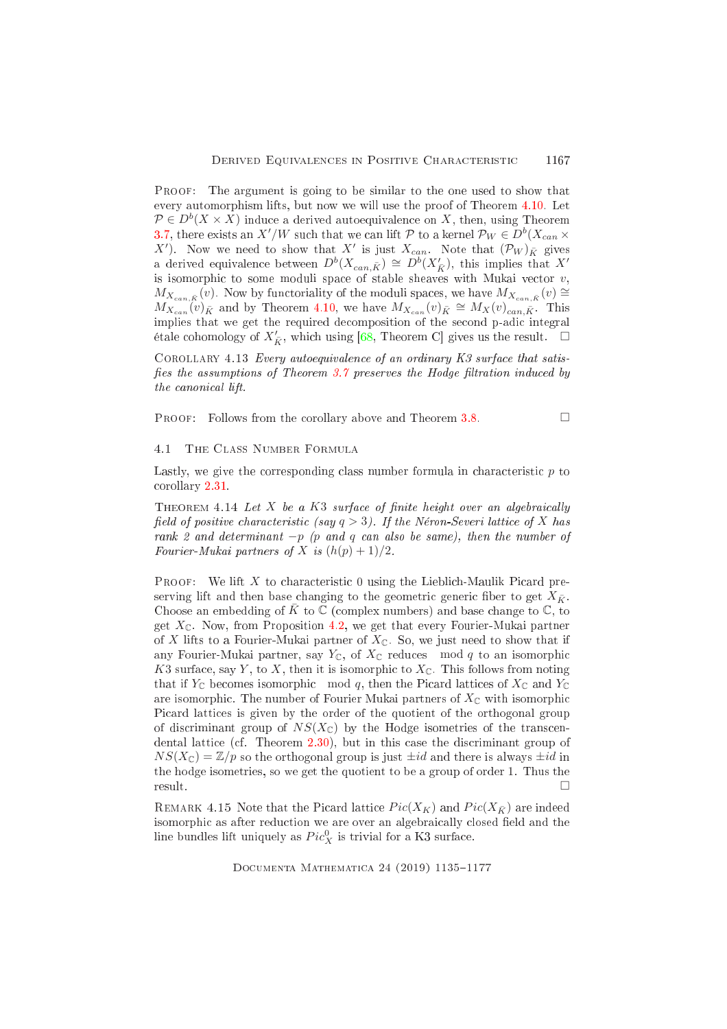Proof: The argument is going to be similar to the one used to show that every automorphism lifts, but now we will use the proof of Theorem 4.10. Let $\mathcal{P} \in D^b(X \times X)$ induce a derived autoequivalence on $X$, then, using Theorem 3.7, there exists an $X'/W$ such that we can lift $\mathcal{P}$ to a kernel $\mathcal{P}_W \in D^b(X_{can} \times X')$. Now we need to show that $X'$ is just $X_{can}$. Note that $(\mathcal{P}_W)_{\bar{K}}$ gives a derived equivalence between $D^b(X_{can,\bar{K}}) \cong D^b(X'_{\bar{K}})$, this implies that $X'$ is isomorphic to some moduli space of stable sheaves with Mukai vector $v$, $M_{X_{can,\bar{K}}}(v)$. Now by functoriality of the moduli spaces, we have $M_{X_{can,\bar{K}}}(v) \cong M_{X_{can}}(v)_{\bar{K}}$ and by Theorem 4.10, we have $M_{X_{can}}(v)_{\bar{K}} \cong M_X(v)_{can,\bar{K}}$. This implies that we get the required decomposition of the second p-adic integral étale cohomology of $X'_{\bar{K}}$, which using [68, Theorem C] gives us the result. $\square$

Corollary 4.13 *Every autoequivalence of an ordinary K3 surface that satisfies the assumptions of Theorem 3.7 preserves the Hodge filtration induced by the canonical lift.*

Proof: Follows from the corollary above and Theorem 3.8. $\square$

## 4.1 The Class Number Formula

Lastly, we give the corresponding class number formula in characteristic $p$ to corollary 2.31.

Theorem 4.14 *Let $X$ be a $K3$ surface of finite height over an algebraically field of positive characteristic (say $q > 3$). If the Néron-Severi lattice of $X$ has rank 2 and determinant $-p$ ($p$ and $q$ can also be same), then the number of Fourier-Mukai partners of $X$ is $(h(p) + 1)/2$.*

Proof: We lift $X$ to characteristic 0 using the Lieblich-Maulik Picard preserving lift and then base changing to the geometric generic fiber to get $X_{\bar{K}}$. Choose an embedding of $\bar{K}$ to $\mathbb{C}$ (complex numbers) and base change to $\mathbb{C}$, to get $X_{\mathbb{C}}$. Now, from Proposition 4.2, we get that every Fourier-Mukai partner of $X$ lifts to a Fourier-Mukai partner of $X_{\mathbb{C}}$. So, we just need to show that if any Fourier-Mukai partner, say $Y_{\mathbb{C}}$, of $X_{\mathbb{C}}$ reduces $\mod q$ to an isomorphic $K3$ surface, say $Y$, to $X$, then it is isomorphic to $X_{\mathbb{C}}$. This follows from noting that if $Y_{\mathbb{C}}$ becomes isomorphic $\mod q$, then the Picard lattices of $X_{\mathbb{C}}$ and $Y_{\mathbb{C}}$ are isomorphic. The number of Fourier Mukai partners of $X_{\mathbb{C}}$ with isomorphic Picard lattices is given by the order of the quotient of the orthogonal group of discriminant group of $NS(X_{\mathbb{C}})$ by the Hodge isometries of the transcendental lattice (cf. Theorem 2.30), but in this case the discriminant group of $NS(X_{\mathbb{C}}) = \mathbb{Z}/p$ so the orthogonal group is just $\pm id$ and there is always $\pm id$ in the hodge isometries, so we get the quotient to be a group of order 1. Thus the result. $\square$

Remark 4.15 Note that the Picard lattice $Pic(X_K)$ and $Pic(X_{\bar{K}})$ are indeed isomorphic as after reduction we are over an algebraically closed field and the line bundles lift uniquely as $Pic^0_X$ is trivial for a K3 surface.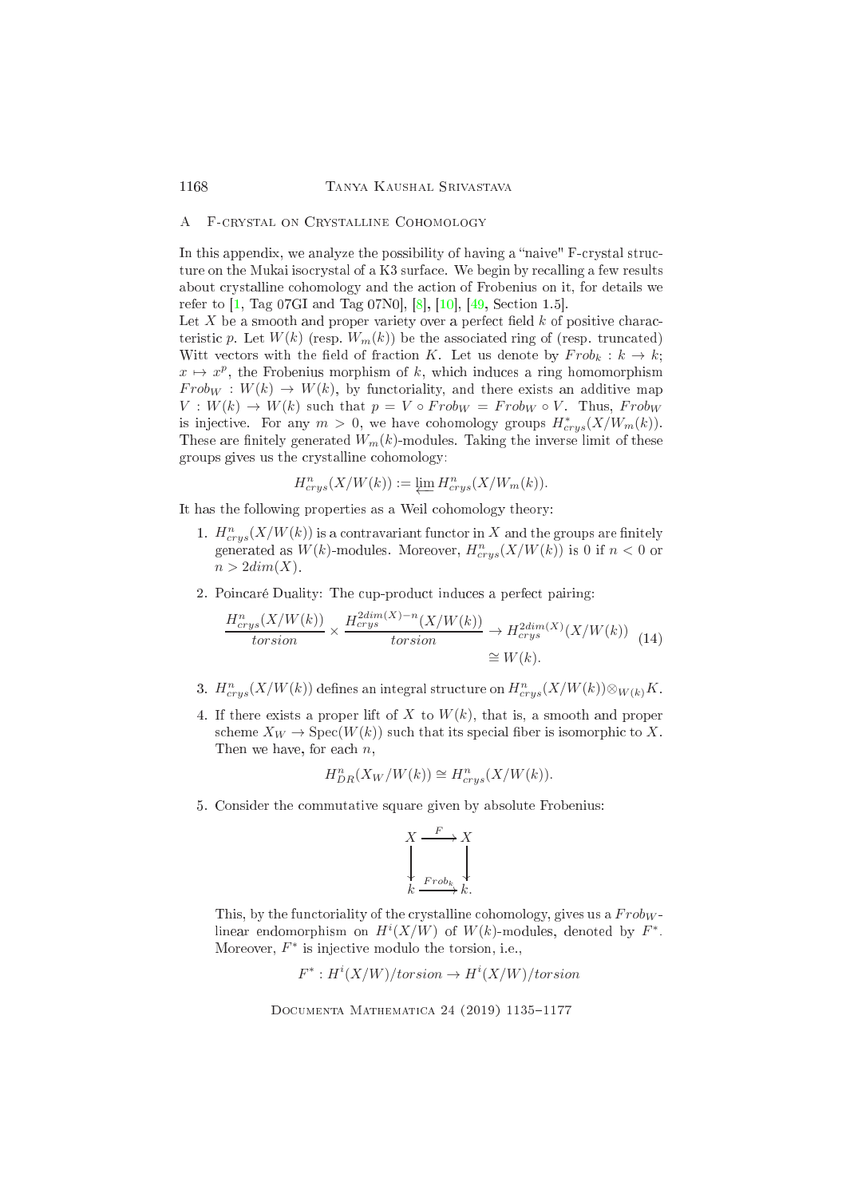## A F-crystal on Crystalline Cohomology

In this appendix, we analyze the possibility of having a "naive" F-crystal structure on the Mukai isocrystal of a K3 surface. We begin by recalling a few results about crystalline cohomology and the action of Frobenius on it, for details we refer to [1, Tag 07GI and Tag 07N0], [8], [10], [49, Section 1.5].

Let $X$ be a smooth and proper variety over a perfect field $k$ of positive characteristic $p$. Let $W(k)$ (resp. $W_m(k)$) be the associated ring of (resp. truncated) Witt vectors with the field of fraction $K$. Let us denote by $Frob_k : k \to k$; $x \mapsto x^p$, the Frobenius morphism of $k$, which induces a ring homomorphism $Frob_W : W(k) \to W(k)$, by functoriality, and there exists an additive map $V : W(k) \to W(k)$ such that $p = V \circ Frob_W = Frob_W \circ V$. Thus, $Frob_W$ is injective. For any $m > 0$, we have cohomology groups $H^*_{crys}(X/W_m(k))$. These are finitely generated $W_m(k)$-modules. Taking the inverse limit of these groups gives us the crystalline cohomology:

$$H^n_{crys}(X/W(k)) := \varprojlim H^n_{crys}(X/W_m(k)).$$

It has the following properties as a Weil cohomology theory:

1. $H^n_{crys}(X/W(k))$ is a contravariant functor in $X$ and the groups are finitely generated as $W(k)$-modules. Moreover, $H^n_{crys}(X/W(k))$ is 0 if $n < 0$ or $n > 2dim(X)$.

2. Poincaré Duality: The cup-product induces a perfect pairing:

$$\frac{H^n_{crys}(X/W(k))}{torsion} \times \frac{H^{2dim(X)-n}_{crys}(X/W(k))}{torsion} \to H^{2dim(X)}_{crys}(X/W(k)) \cong W(k). \quad (14)$$

3. $H^n_{crys}(X/W(k))$ defines an integral structure on $H^n_{crys}(X/W(k)) \otimes_{W(k)} K$.

4. If there exists a proper lift of $X$ to $W(k)$, that is, a smooth and proper scheme $X_W \to \mathrm{Spec}(W(k))$ such that its special fiber is isomorphic to $X$. Then we have, for each $n$,

$$H^n_{DR}(X_W/W(k)) \cong H^n_{crys}(X/W(k)).$$

5. Consider the commutative square given by absolute Frobenius:

$$\begin{array}{ccc} X & \xrightarrow{F} & X \\ \downarrow & & \downarrow \\ k & \xrightarrow{Frob_k} & k. \end{array}$$

This, by the functoriality of the crystalline cohomology, gives us a $Frob_W$-linear endomorphism on $H^i(X/W)$ of $W(k)$-modules, denoted by $F^*$. Moreover, $F^*$ is injective modulo the torsion, i.e.,

$$F^* : H^i(X/W)/torsion \to H^i(X/W)/torsion$$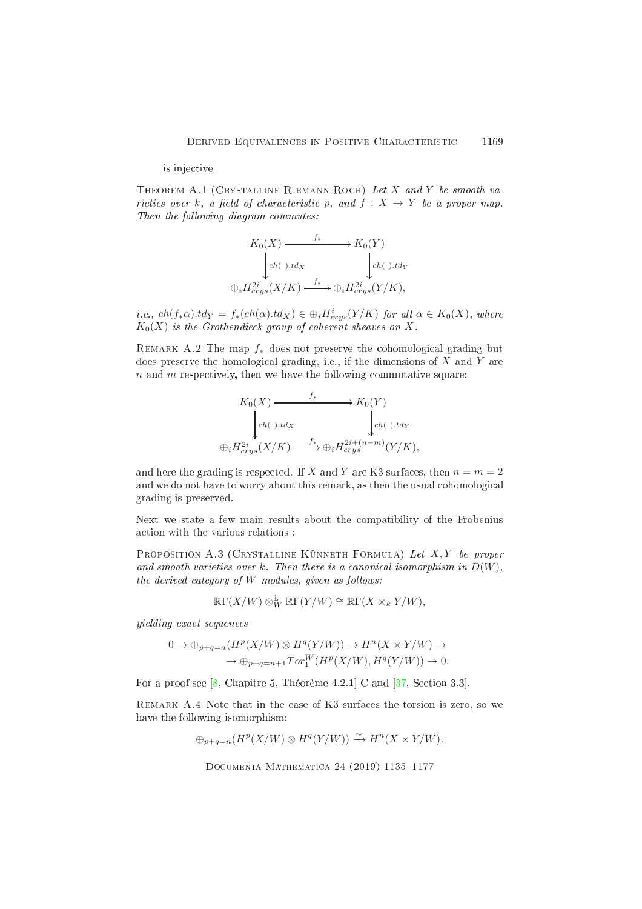is injective.

**Theorem A.1** (Crystalline Riemann-Roch) *Let $X$ and $Y$ be smooth varieties over $k$, a field of characteristic $p$, and $f : X \to Y$ be a proper map. Then the following diagram commutes:*

$$
\begin{array}{ccc}
K_0(X) & \xrightarrow{\quad f_* \quad} & K_0(Y) \\
\Big\downarrow{\scriptstyle ch(\ ).td_X} & & \Big\downarrow{\scriptstyle ch(\ ).td_Y} \\
\oplus_i H^{2i}_{crys}(X/K) & \xrightarrow{\quad f_* \quad} & \oplus_i H^{2i}_{crys}(Y/K),
\end{array}
$$

*i.e., $ch(f_*\alpha).td_Y = f_*(ch(\alpha).td_X) \in \oplus_i H^i_{crys}(Y/K)$ for all $\alpha \in K_0(X)$, where $K_0(X)$ is the Grothendieck group of coherent sheaves on $X$.*

**Remark A.2** The map $f_*$ does not preserve the cohomological grading but does preserve the homological grading, i.e., if the dimensions of $X$ and $Y$ are $n$ and $m$ respectively, then we have the following commutative square:

$$
\begin{array}{ccc}
K_0(X) & \xrightarrow{\quad f_* \quad} & K_0(Y) \\
\Big\downarrow{\scriptstyle ch(\ ).td_X} & & \Big\downarrow{\scriptstyle ch(\ ).td_Y} \\
\oplus_i H^{2i}_{crys}(X/K) & \xrightarrow{\quad f_* \quad} & \oplus_i H^{2i+(n-m)}_{crys}(Y/K),
\end{array}
$$

and here the grading is respected. If $X$ and $Y$ are K3 surfaces, then $n = m = 2$ and we do not have to worry about this remark, as then the usual cohomological grading is preserved.

Next we state a few main results about the compatibility of the Frobenius action with the various relations :

**Proposition A.3** (Crystalline Künneth Formula) *Let $X, Y$ be proper and smooth varieties over $k$. Then there is a canonical isomorphism in $D(W)$, the derived category of $W$ modules, given as follows:*

$$\mathbb{R}\Gamma(X/W) \otimes^{\mathbb{L}}_W \mathbb{R}\Gamma(Y/W) \cong \mathbb{R}\Gamma(X \times_k Y/W),$$

*yielding exact sequences*

$$
\begin{aligned}
0 \to \oplus_{p+q=n}(H^p(X/W) \otimes H^q(Y/W)) \to H^n(X \times Y/W) \to \\
\to \oplus_{p+q=n+1} Tor^W_1(H^p(X/W), H^q(Y/W)) \to 0.
\end{aligned}
$$

For a proof see [8, Chapitre 5, Théorème 4.2.1] C and [37, Section 3.3].

**Remark A.4** Note that in the case of K3 surfaces the torsion is zero, so we have the following isomorphism:

$$\oplus_{p+q=n}(H^p(X/W) \otimes H^q(Y/W)) \xrightarrow{\sim} H^n(X \times Y/W).$$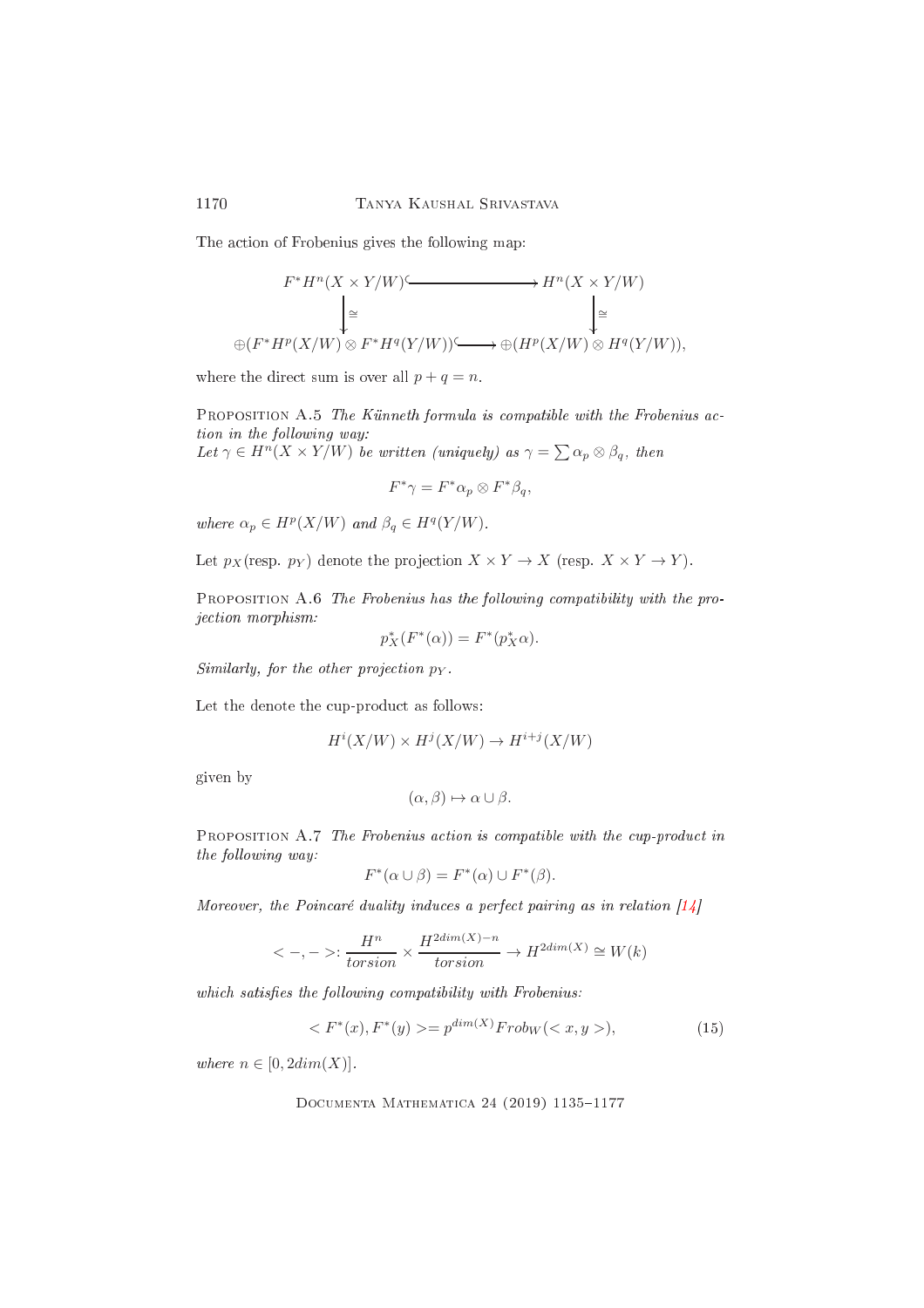The action of Frobenius gives the following map:

$$\begin{array}{ccc} F^*H^n(X \times Y/W) & \hookrightarrow & H^n(X \times Y/W) \\ \downarrow \cong & & \downarrow \cong \\ \oplus(F^*H^p(X/W) \otimes F^*H^q(Y/W)) & \hookrightarrow & \oplus(H^p(X/W) \otimes H^q(Y/W)), \end{array}$$

where the direct sum is over all $p + q = n$.

Proposition A.5 *The Künneth formula is compatible with the Frobenius action in the following way:*
*Let $\gamma \in H^n(X \times Y/W)$ be written (uniquely) as $\gamma = \sum \alpha_p \otimes \beta_q$, then*

$$F^*\gamma = F^*\alpha_p \otimes F^*\beta_q,$$

*where $\alpha_p \in H^p(X/W)$ and $\beta_q \in H^q(Y/W)$.*

Let $p_X$(resp. $p_Y$) denote the projection $X \times Y \to X$ (resp. $X \times Y \to Y$).

Proposition A.6 *The Frobenius has the following compatibility with the projection morphism:*

$$p_X^*(F^*(\alpha)) = F^*(p_X^*\alpha).$$

*Similarly, for the other projection $p_Y$.*

Let the denote the cup-product as follows:

$$H^i(X/W) \times H^j(X/W) \to H^{i+j}(X/W)$$

given by

$$(\alpha, \beta) \mapsto \alpha \cup \beta.$$

Proposition A.7 *The Frobenius action is compatible with the cup-product in the following way:*

$$F^*(\alpha \cup \beta) = F^*(\alpha) \cup F^*(\beta).$$

*Moreover, the Poincaré duality induces a perfect pairing as in relation [14]*

$$< -, - >: \frac{H^n}{torsion} \times \frac{H^{2dim(X)-n}}{torsion} \to H^{2dim(X)} \cong W(k)$$

*which satisfies the following compatibility with Frobenius:*

$$< F^*(x), F^*(y) >= p^{dim(X)} Frob_W(< x, y >), \tag{15}$$

*where $n \in [0, 2dim(X)]$.*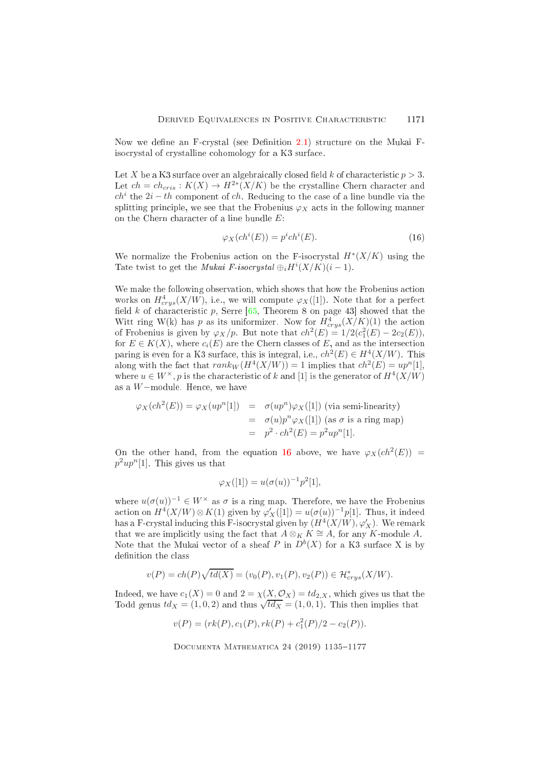Now we define an F-crystal (see Definition 2.1) structure on the Mukai F-isocrystal of crystalline cohomology for a K3 surface.

Let $X$ be a K3 surface over an algebraically closed field $k$ of characteristic $p > 3$. Let $ch = ch_{cris} : K(X) \to H^{2*}(X/K)$ be the crystalline Chern character and $ch^i$ the $2i-th$ component of $ch$. Reducing to the case of a line bundle via the splitting principle, we see that the Frobenius $\varphi_X$ acts in the following manner on the Chern character of a line bundle $E$:

$$\varphi_X(ch^i(E)) = p^i ch^i(E). \tag{16}$$

We normalize the Frobenius action on the F-isocrystal $H^*(X/K)$ using the Tate twist to get the *Mukai F-isocrystal* $\oplus_i H^i(X/K)(i-1)$.

We make the following observation, which shows that how the Frobenius action works on $H^4_{crys}(X/W)$, i.e., we will compute $\varphi_X([1])$. Note that for a perfect field $k$ of characteristic $p$, Serre [65, Theorem 8 on page 43] showed that the Witt ring W(k) has $p$ as its uniformizer. Now for $H^4_{crys}(X/K)(1)$ the action of Frobenius is given by $\varphi_X/p$. But note that $ch^2(E) = 1/2(c_1^2(E) - 2c_2(E))$, for $E \in K(X)$, where $c_i(E)$ are the Chern classes of $E$, and as the intersection paring is even for a K3 surface, this is integral, i.e., $ch^2(E) \in H^4(X/W)$. This along with the fact that $rank_W(H^4(X/W)) = 1$ implies that $ch^2(E) = up^n[1]$, where $u \in W^\times$, $p$ is the characteristic of $k$ and $[1]$ is the generator of $H^4(X/W)$ as a $W-$module. Hence, we have

$$\begin{aligned}
\varphi_X(ch^2(E)) = \varphi_X(up^n[1]) &= \sigma(up^n)\varphi_X([1]) \text{ (via semi-linearity)} \\
&= \sigma(u)p^n\varphi_X([1]) \text{ (as } \sigma \text{ is a ring map)} \\
&= p^2 \cdot ch^2(E) = p^2up^n[1].
\end{aligned}$$

On the other hand, from the equation 16 above, we have $\varphi_X(ch^2(E)) = p^2up^n[1]$. This gives us that

$$\varphi_X([1]) = u(\sigma(u))^{-1}p^2[1],$$

where $u(\sigma(u))^{-1} \in W^\times$ as $\sigma$ is a ring map. Therefore, we have the Frobenius action on $H^4(X/W) \otimes K(1)$ given by $\varphi'_X([1]) = u(\sigma(u))^{-1}p[1]$. Thus, it indeed has a F-crystal inducing this F-isocrystal given by $(H^4(X/W), \varphi'_X)$. We remark that we are implicitly using the fact that $A \otimes_K K \cong A$, for any $K$-module $A$. Note that the Mukai vector of a sheaf $P$ in $D^b(X)$ for a K3 surface X is by definition the class

$$v(P) = ch(P)\sqrt{td(X)} = (v_0(P), v_1(P), v_2(P)) \in \mathcal{H}^*_{crys}(X/W).$$

Indeed, we have $c_1(X) = 0$ and $2 = \chi(X, \mathcal{O}_X) = td_{2,X}$, which gives us that the Todd genus $td_X = (1, 0, 2)$ and thus $\sqrt{td_X} = (1, 0, 1)$. This then implies that

$$v(P) = (rk(P), c_1(P), rk(P) + c_1^2(P)/2 - c_2(P)).$$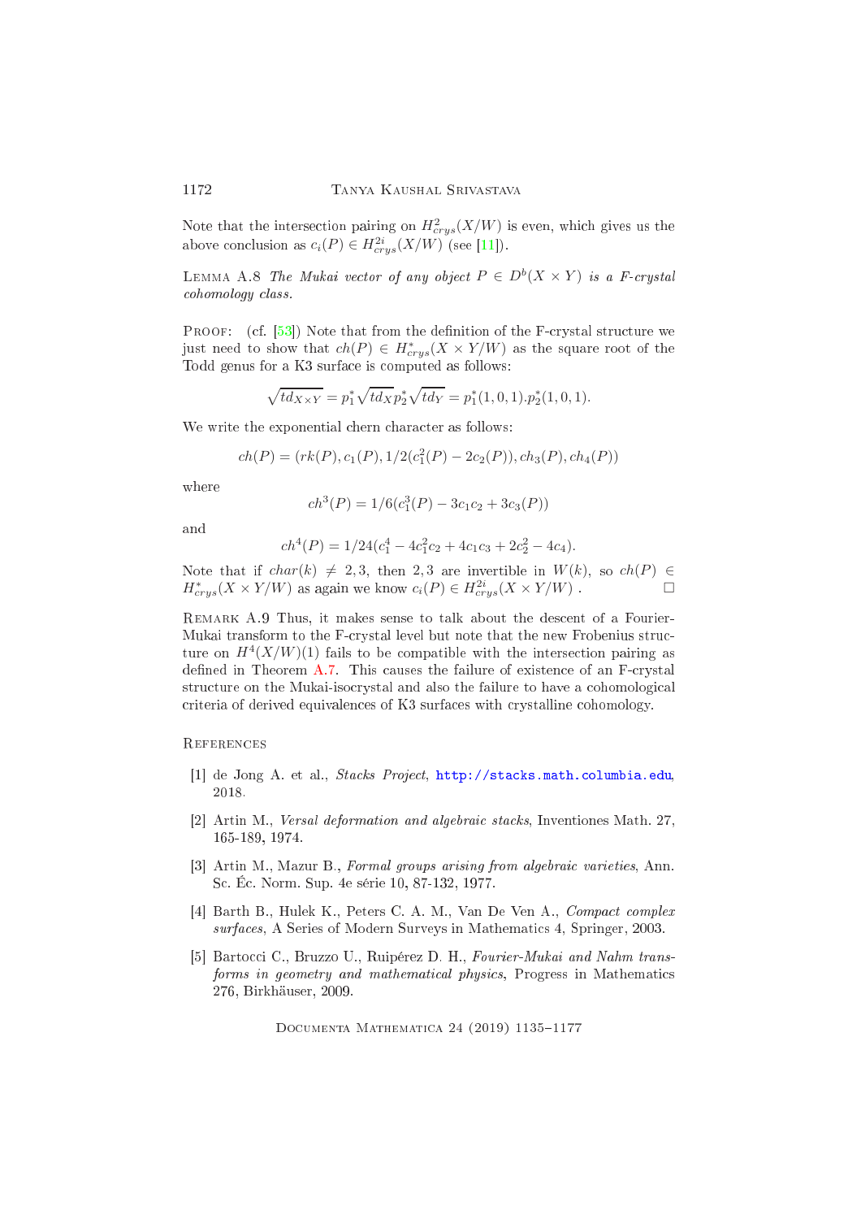Note that the intersection pairing on $H^2_{crys}(X/W)$ is even, which gives us the above conclusion as $c_i(P) \in H^{2i}_{crys}(X/W)$ (see [11]).

Lemma A.8 *The Mukai vector of any object $P \in D^b(X \times Y)$ is a F-crystal cohomology class.*

Proof: (cf. [53]) Note that from the definition of the F-crystal structure we just need to show that $ch(P) \in H^*_{crys}(X \times Y/W)$ as the square root of the Todd genus for a K3 surface is computed as follows:

$$\sqrt{td_{X\times Y}} = p_1^*\sqrt{td_X}p_2^*\sqrt{td_Y} = p_1^*(1,0,1).p_2^*(1,0,1).$$

We write the exponential chern character as follows:

$$ch(P) = (rk(P), c_1(P), 1/2(c_1^2(P) - 2c_2(P)), ch_3(P), ch_4(P))$$

where

$$ch^3(P) = 1/6(c_1^3(P) - 3c_1c_2 + 3c_3(P))$$

and

$$ch^4(P) = 1/24(c_1^4 - 4c_1^2c_2 + 4c_1c_3 + 2c_2^2 - 4c_4).$$

Note that if $char(k) \neq 2, 3$, then $2, 3$ are invertible in $W(k)$, so $ch(P) \in H^*_{crys}(X \times Y/W)$ as again we know $c_i(P) \in H^{2i}_{crys}(X \times Y/W)$ . □

Remark A.9 Thus, it makes sense to talk about the descent of a Fourier-Mukai transform to the F-crystal level but note that the new Frobenius structure on $H^4(X/W)(1)$ fails to be compatible with the intersection pairing as defined in Theorem A.7. This causes the failure of existence of an F-crystal structure on the Mukai-isocrystal and also the failure to have a cohomological criteria of derived equivalences of K3 surfaces with crystalline cohomology.

## References

[1] de Jong A. et al., *Stacks Project*, http://stacks.math.columbia.edu, 2018.

[2] Artin M., *Versal deformation and algebraic stacks*, Inventiones Math. 27, 165-189, 1974.

[3] Artin M., Mazur B., *Formal groups arising from algebraic varieties*, Ann. Sc. Éc. Norm. Sup. 4e série 10, 87-132, 1977.

[4] Barth B., Hulek K., Peters C. A. M., Van De Ven A., *Compact complex surfaces*, A Series of Modern Surveys in Mathematics 4, Springer, 2003.

[5] Bartocci C., Bruzzo U., Ruipérez D. H., *Fourier-Mukai and Nahm transforms in geometry and mathematical physics*, Progress in Mathematics 276, Birkhäuser, 2009.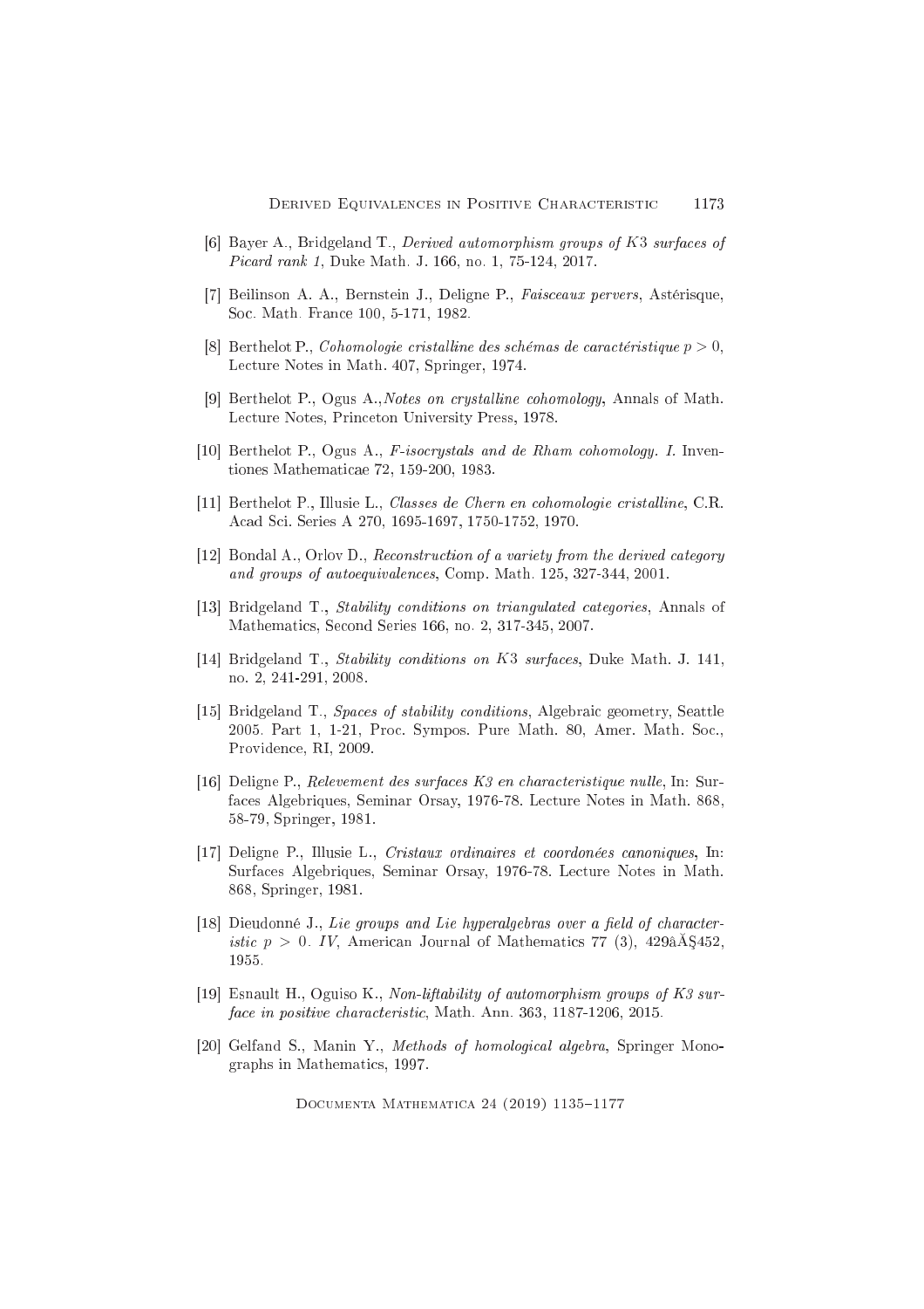[6] Bayer A., Bridgeland T., *Derived automorphism groups of $K3$ surfaces of Picard rank 1*, Duke Math. J. 166, no. 1, 75-124, 2017.

[7] Beilinson A. A., Bernstein J., Deligne P., *Faisceaux pervers*, Astérisque, Soc. Math. France 100, 5-171, 1982.

[8] Berthelot P., *Cohomologie cristalline des schémas de caractéristique $p > 0$*, Lecture Notes in Math. 407, Springer, 1974.

[9] Berthelot P., Ogus A.,*Notes on crystalline cohomology*, Annals of Math. Lecture Notes, Princeton University Press, 1978.

[10] Berthelot P., Ogus A., *F-isocrystals and de Rham cohomology. I.* Inventiones Mathematicae 72, 159-200, 1983.

[11] Berthelot P., Illusie L., *Classes de Chern en cohomologie cristalline*, C.R. Acad Sci. Series A 270, 1695-1697, 1750-1752, 1970.

[12] Bondal A., Orlov D., *Reconstruction of a variety from the derived category and groups of autoequivalences*, Comp. Math. 125, 327-344, 2001.

[13] Bridgeland T., *Stability conditions on triangulated categories*, Annals of Mathematics, Second Series 166, no. 2, 317-345, 2007.

[14] Bridgeland T., *Stability conditions on $K3$ surfaces*, Duke Math. J. 141, no. 2, 241-291, 2008.

[15] Bridgeland T., *Spaces of stability conditions*, Algebraic geometry, Seattle 2005. Part 1, 1-21, Proc. Sympos. Pure Math. 80, Amer. Math. Soc., Providence, RI, 2009.

[16] Deligne P., *Relevement des surfaces K3 en characteristique nulle*, In: Surfaces Algebriques, Seminar Orsay, 1976-78. Lecture Notes in Math. 868, 58-79, Springer, 1981.

[17] Deligne P., Illusie L., *Cristaux ordinaires et coordonées canoniques*, In: Surfaces Algebriques, Seminar Orsay, 1976-78. Lecture Notes in Math. 868, Springer, 1981.

[18] Dieudonné J., *Lie groups and Lie hyperalgebras over a field of characteristic $p > 0$. IV*, American Journal of Mathematics 77 (3), 429â ĂŞ452, 1955.

[19] Esnault H., Oguiso K., *Non-liftability of automorphism groups of K3 surface in positive characteristic*, Math. Ann. 363, 1187-1206, 2015.

[20] Gelfand S., Manin Y., *Methods of homological algebra*, Springer Monographs in Mathematics, 1997.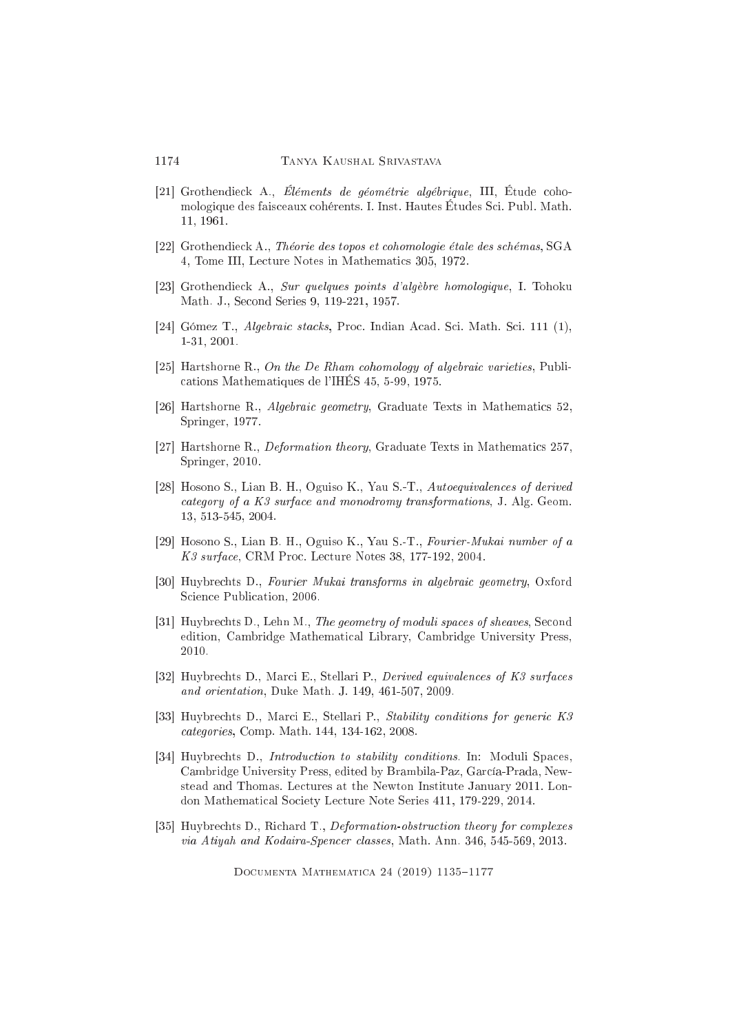[21] Grothendieck A., *Éléments de géométrie algébrique*, III, Étude cohomologique des faisceaux cohérents. I. Inst. Hautes Études Sci. Publ. Math. 11, 1961.

[22] Grothendieck A., *Théorie des topos et cohomologie étale des schémas*, SGA 4, Tome III, Lecture Notes in Mathematics 305, 1972.

[23] Grothendieck A., *Sur quelques points d'algèbre homologique*, I. Tohoku Math. J., Second Series 9, 119-221, 1957.

[24] Gómez T., *Algebraic stacks*, Proc. Indian Acad. Sci. Math. Sci. 111 (1), 1-31, 2001.

[25] Hartshorne R., *On the De Rham cohomology of algebraic varieties*, Publications Mathematiques de l'IHÉS 45, 5-99, 1975.

[26] Hartshorne R., *Algebraic geometry*, Graduate Texts in Mathematics 52, Springer, 1977.

[27] Hartshorne R., *Deformation theory*, Graduate Texts in Mathematics 257, Springer, 2010.

[28] Hosono S., Lian B. H., Oguiso K., Yau S.-T., *Autoequivalences of derived category of a K3 surface and monodromy transformations*, J. Alg. Geom. 13, 513-545, 2004.

[29] Hosono S., Lian B. H., Oguiso K., Yau S.-T., *Fourier-Mukai number of a K3 surface*, CRM Proc. Lecture Notes 38, 177-192, 2004.

[30] Huybrechts D., *Fourier Mukai transforms in algebraic geometry*, Oxford Science Publication, 2006.

[31] Huybrechts D., Lehn M., *The geometry of moduli spaces of sheaves*, Second edition, Cambridge Mathematical Library, Cambridge University Press, 2010.

[32] Huybrechts D., Marci E., Stellari P., *Derived equivalences of K3 surfaces and orientation*, Duke Math. J. 149, 461-507, 2009.

[33] Huybrechts D., Marci E., Stellari P., *Stability conditions for generic K3 categories*, Comp. Math. 144, 134-162, 2008.

[34] Huybrechts D., *Introduction to stability conditions*. In: Moduli Spaces, Cambridge University Press, edited by Brambila-Paz, García-Prada, Newstead and Thomas. Lectures at the Newton Institute January 2011. London Mathematical Society Lecture Note Series 411, 179-229, 2014.

[35] Huybrechts D., Richard T., *Deformation-obstruction theory for complexes via Atiyah and Kodaira-Spencer classes*, Math. Ann. 346, 545-569, 2013.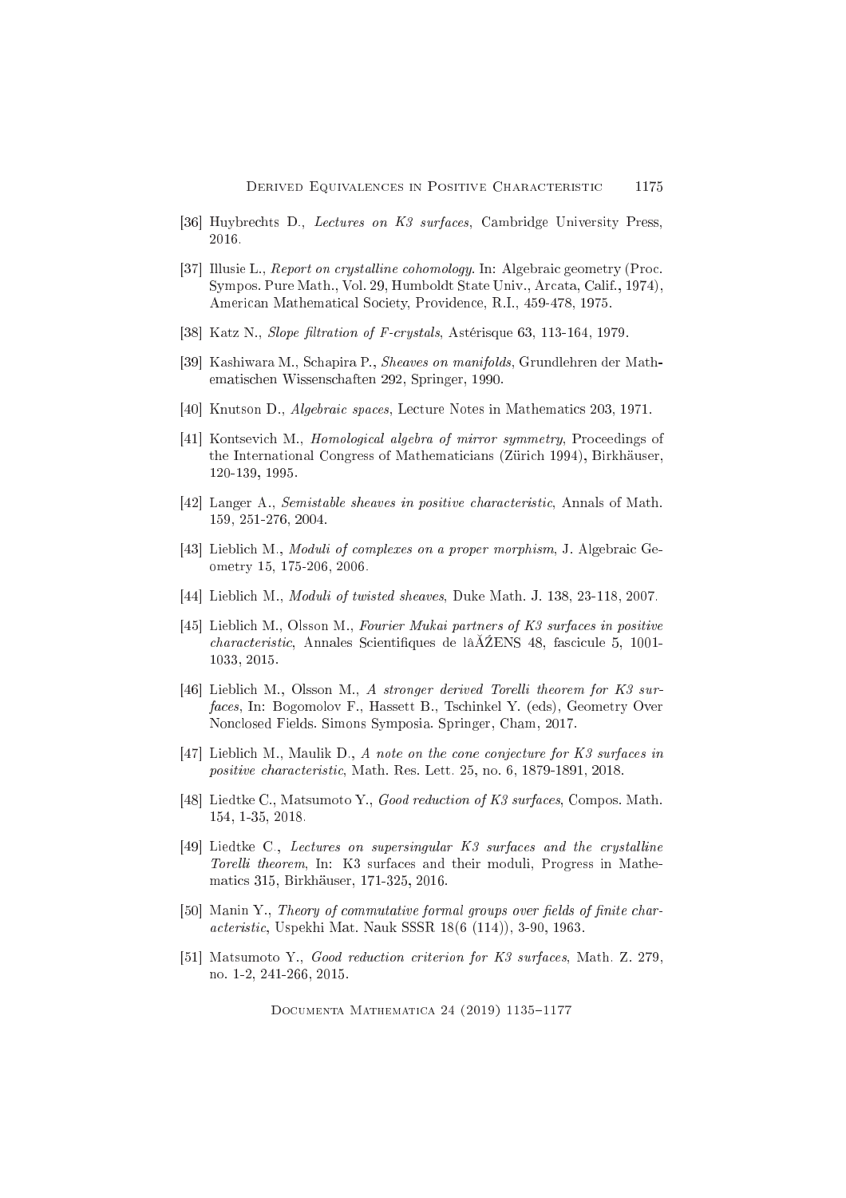[36] Huybrechts D., *Lectures on K3 surfaces*, Cambridge University Press, 2016.

[37] Illusie L., *Report on crystalline cohomology*. In: Algebraic geometry (Proc. Sympos. Pure Math., Vol. 29, Humboldt State Univ., Arcata, Calif., 1974), American Mathematical Society, Providence, R.I., 459-478, 1975.

[38] Katz N., *Slope filtration of F-crystals*, Astérisque 63, 113-164, 1979.

[39] Kashiwara M., Schapira P., *Sheaves on manifolds*, Grundlehren der Mathematischen Wissenschaften 292, Springer, 1990.

[40] Knutson D., *Algebraic spaces*, Lecture Notes in Mathematics 203, 1971.

[41] Kontsevich M., *Homological algebra of mirror symmetry*, Proceedings of the International Congress of Mathematicians (Zürich 1994), Birkhäuser, 120-139, 1995.

[42] Langer A., *Semistable sheaves in positive characteristic*, Annals of Math. 159, 251-276, 2004.

[43] Lieblich M., *Moduli of complexes on a proper morphism*, J. Algebraic Geometry 15, 175-206, 2006.

[44] Lieblich M., *Moduli of twisted sheaves*, Duke Math. J. 138, 23-118, 2007.

[45] Lieblich M., Olsson M., *Fourier Mukai partners of K3 surfaces in positive characteristic*, Annales Scientifiques de lâĂŹENS 48, fascicule 5, 1001-1033, 2015.

[46] Lieblich M., Olsson M., *A stronger derived Torelli theorem for K3 surfaces*, In: Bogomolov F., Hassett B., Tschinkel Y. (eds), Geometry Over Nonclosed Fields. Simons Symposia. Springer, Cham, 2017.

[47] Lieblich M., Maulik D., *A note on the cone conjecture for K3 surfaces in positive characteristic*, Math. Res. Lett. 25, no. 6, 1879-1891, 2018.

[48] Liedtke C., Matsumoto Y., *Good reduction of K3 surfaces*, Compos. Math. 154, 1-35, 2018.

[49] Liedtke C., *Lectures on supersingular K3 surfaces and the crystalline Torelli theorem*, In: K3 surfaces and their moduli, Progress in Mathematics 315, Birkhäuser, 171-325, 2016.

[50] Manin Y., *Theory of commutative formal groups over fields of finite characteristic*, Uspekhi Mat. Nauk SSSR 18(6 (114)), 3-90, 1963.

[51] Matsumoto Y., *Good reduction criterion for K3 surfaces*, Math. Z. 279, no. 1-2, 241-266, 2015.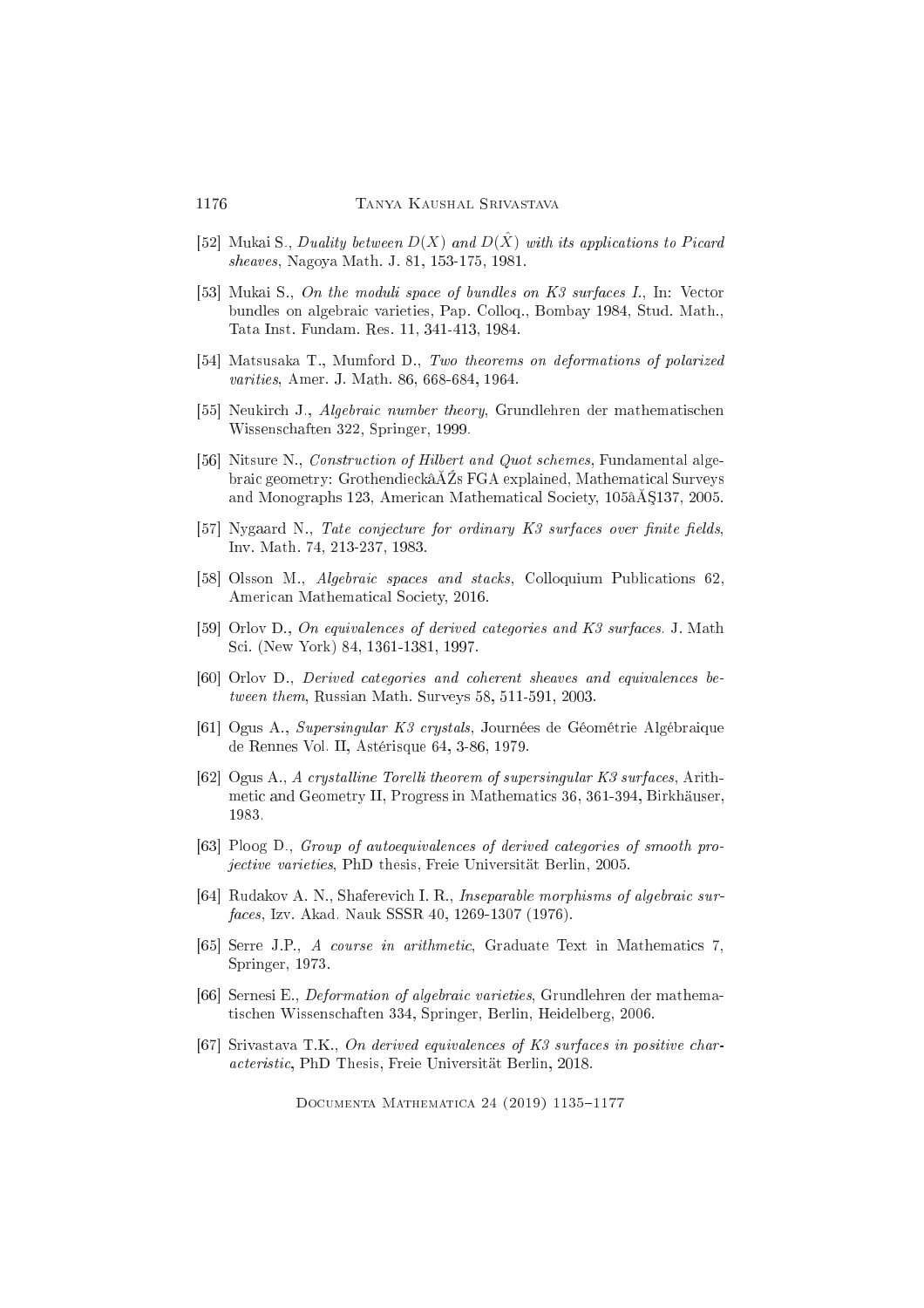[52] Mukai S., *Duality between $D(X)$ and $D(\hat{X})$ with its applications to Picard sheaves*, Nagoya Math. J. 81, 153-175, 1981.

[53] Mukai S., *On the moduli space of bundles on K3 surfaces I.*, In: Vector bundles on algebraic varieties, Pap. Colloq., Bombay 1984, Stud. Math., Tata Inst. Fundam. Res. 11, 341-413, 1984.

[54] Matsusaka T., Mumford D., *Two theorems on deformations of polarized varities*, Amer. J. Math. 86, 668-684, 1964.

[55] Neukirch J., *Algebraic number theory*, Grundlehren der mathematischen Wissenschaften 322, Springer, 1999.

[56] Nitsure N., *Construction of Hilbert and Quot schemes*, Fundamental algebraic geometry: GrothendieckâĂŹs FGA explained, Mathematical Surveys and Monographs 123, American Mathematical Society, 105âĂŞ137, 2005.

[57] Nygaard N., *Tate conjecture for ordinary K3 surfaces over finite fields*, Inv. Math. 74, 213-237, 1983.

[58] Olsson M., *Algebraic spaces and stacks*, Colloquium Publications 62, American Mathematical Society, 2016.

[59] Orlov D., *On equivalences of derived categories and K3 surfaces*. J. Math Sci. (New York) 84, 1361-1381, 1997.

[60] Orlov D., *Derived categories and coherent sheaves and equivalences between them*, Russian Math. Surveys 58, 511-591, 2003.

[61] Ogus A., *Supersingular K3 crystals*, Journées de Géométrie Algébraique de Rennes Vol. II, Astérisque 64, 3-86, 1979.

[62] Ogus A., *A crystalline Torelli theorem of supersingular K3 surfaces*, Arithmetic and Geometry II, Progress in Mathematics 36, 361-394, Birkhäuser, 1983.

[63] Ploog D., *Group of autoequivalences of derived categories of smooth projective varieties*, PhD thesis, Freie Universität Berlin, 2005.

[64] Rudakov A. N., Shaferevich I. R., *Inseparable morphisms of algebraic surfaces*, Izv. Akad. Nauk SSSR 40, 1269-1307 (1976).

[65] Serre J.P., *A course in arithmetic*, Graduate Text in Mathematics 7, Springer, 1973.

[66] Sernesi E., *Deformation of algebraic varieties*, Grundlehren der mathematischen Wissenschaften 334, Springer, Berlin, Heidelberg, 2006.

[67] Srivastava T.K., *On derived equivalences of K3 surfaces in positive characteristic*, PhD Thesis, Freie Universität Berlin, 2018.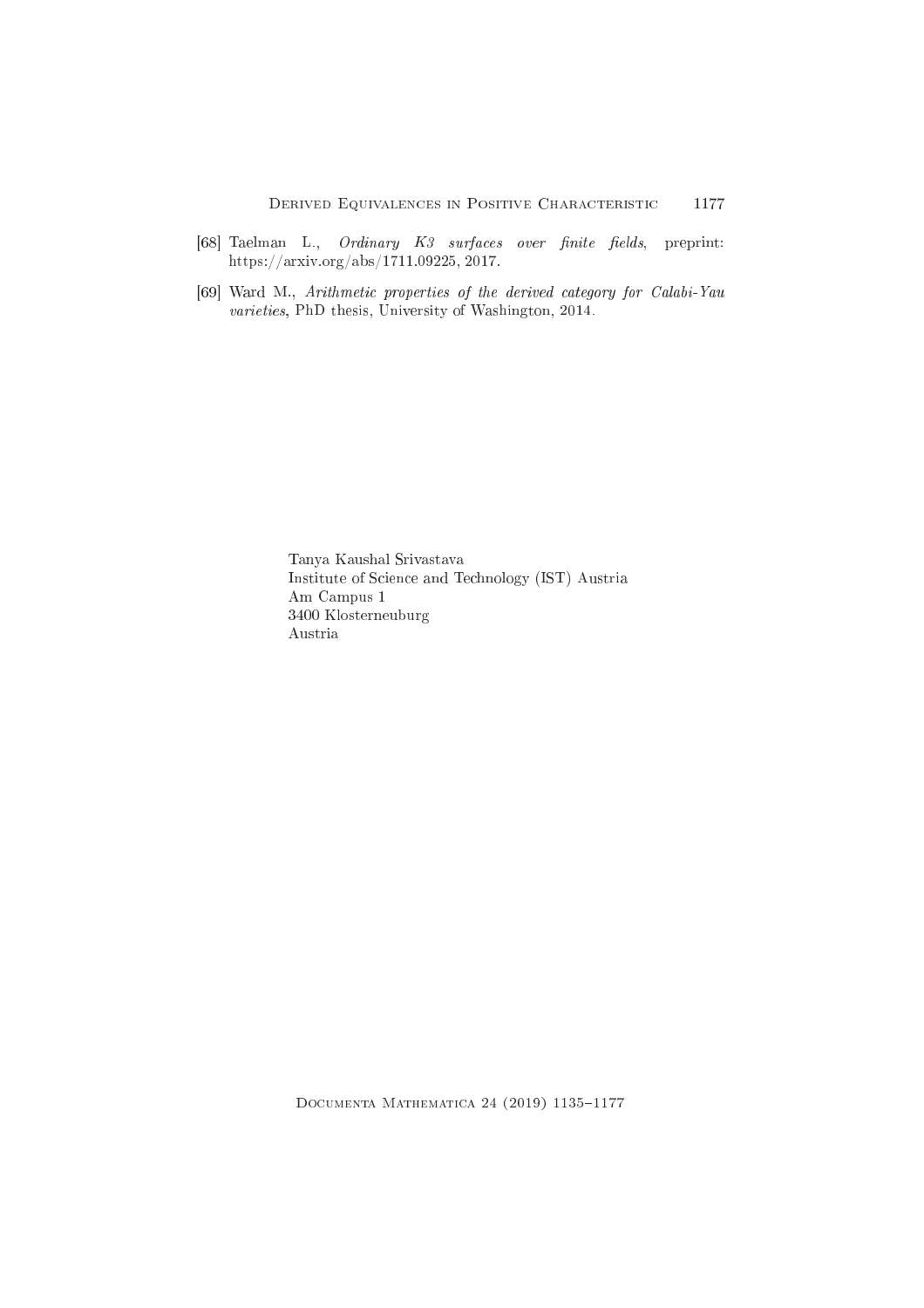[68] Taelman L., *Ordinary K3 surfaces over finite fields*, preprint: https://arxiv.org/abs/1711.09225, 2017.

[69] Ward M., *Arithmetic properties of the derived category for Calabi-Yau varieties*, PhD thesis, University of Washington, 2014.

Tanya Kaushal Srivastava
Institute of Science and Technology (IST) Austria
Am Campus 1
3400 Klosterneuburg
Austria